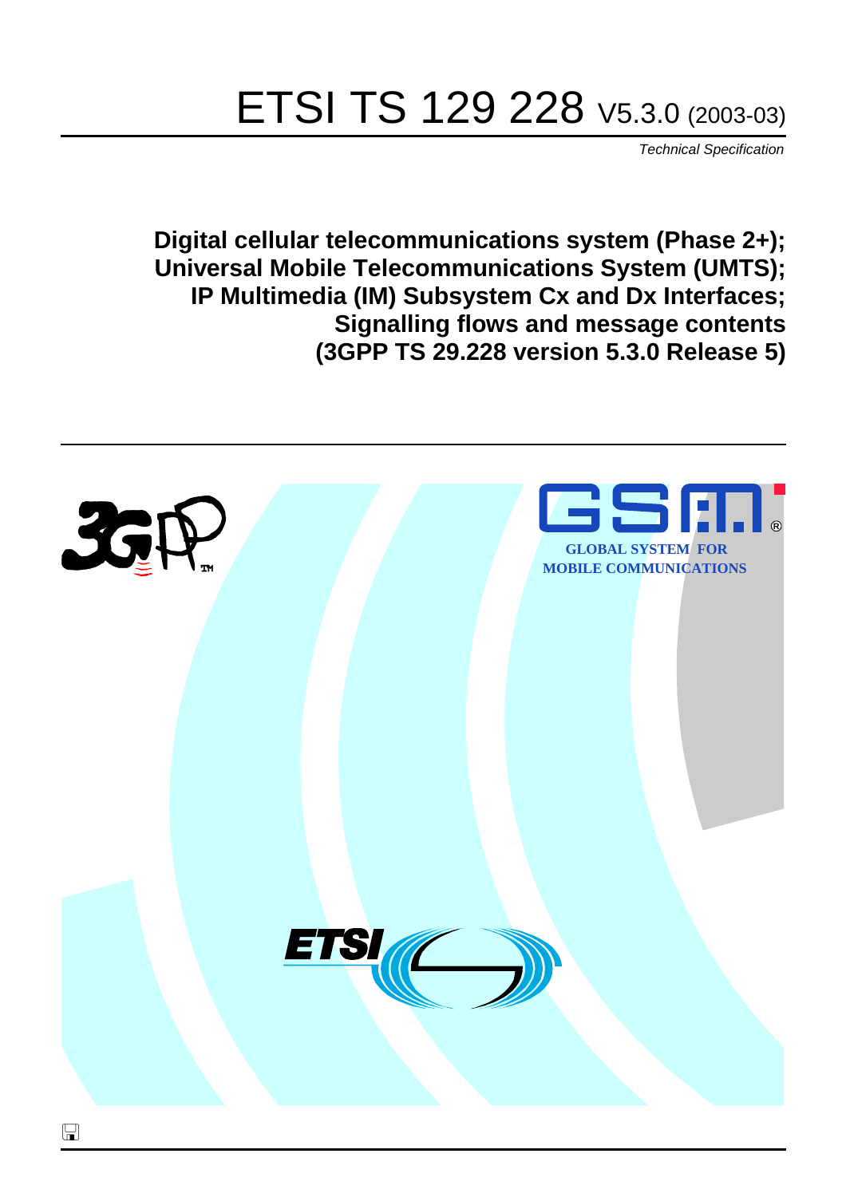# ETSI TS 129 228 V5.3.0 (2003-03)

*Technical Specification*

**Digital cellular telecommunications system (Phase 2+);
Universal Mobile Telecommunications System (UMTS);
IP Multimedia (IM) Subsystem Cx and Dx Interfaces;
Signalling flows and message contents
(3GPP TS 29.228 version 5.3.0 Release 5)**

GLOBAL SYSTEM FOR
MOBILE COMMUNICATIONS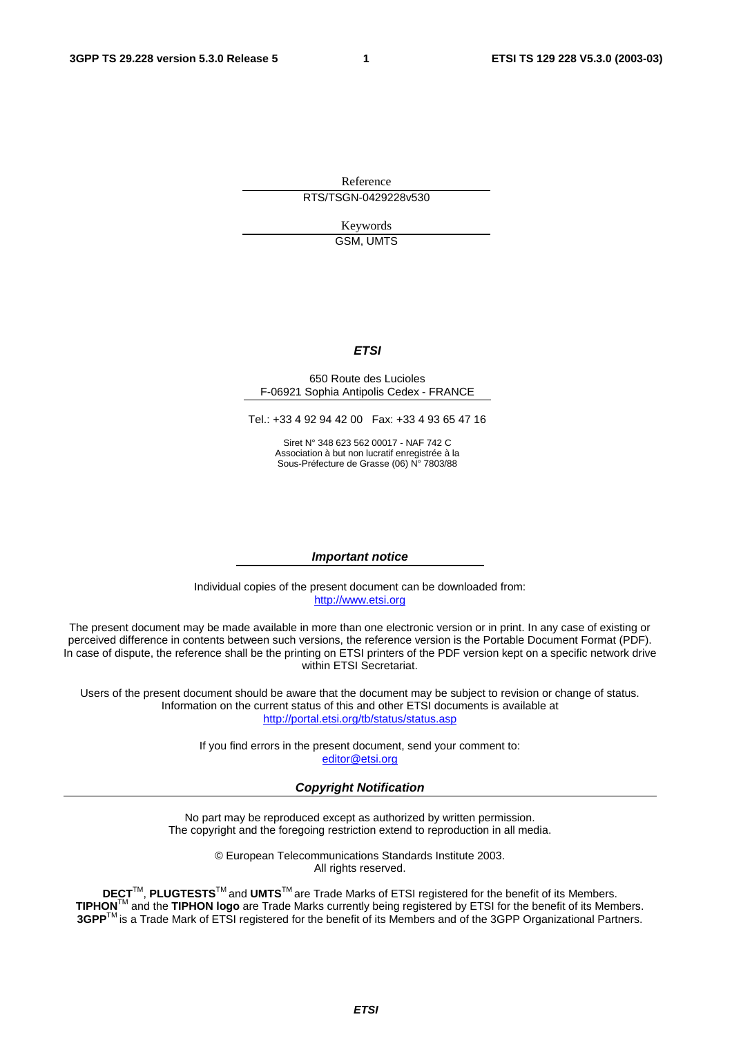Reference

RTS/TSGN-0429228v530

Keywords

GSM, UMTS

***ETSI***

650 Route des Lucioles
F-06921 Sophia Antipolis Cedex - FRANCE

Tel.: +33 4 92 94 42 00   Fax: +33 4 93 65 47 16

Siret N° 348 623 562 00017 - NAF 742 C
Association à but non lucratif enregistrée à la
Sous-Préfecture de Grasse (06) N° 7803/88

***Important notice***

Individual copies of the present document can be downloaded from:
http://www.etsi.org

The present document may be made available in more than one electronic version or in print. In any case of existing or perceived difference in contents between such versions, the reference version is the Portable Document Format (PDF). In case of dispute, the reference shall be the printing on ETSI printers of the PDF version kept on a specific network drive within ETSI Secretariat.

Users of the present document should be aware that the document may be subject to revision or change of status. Information on the current status of this and other ETSI documents is available at
http://portal.etsi.org/tb/status/status.asp

If you find errors in the present document, send your comment to:
editor@etsi.org

***Copyright Notification***

No part may be reproduced except as authorized by written permission.
The copyright and the foregoing restriction extend to reproduction in all media.

© European Telecommunications Standards Institute 2003.
All rights reserved.

**DECT**TM, **PLUGTESTS**TM and **UMTS**TM are Trade Marks of ETSI registered for the benefit of its Members.
**TIPHON**TM and the **TIPHON logo** are Trade Marks currently being registered by ETSI for the benefit of its Members.
**3GPP**TM is a Trade Mark of ETSI registered for the benefit of its Members and of the 3GPP Organizational Partners.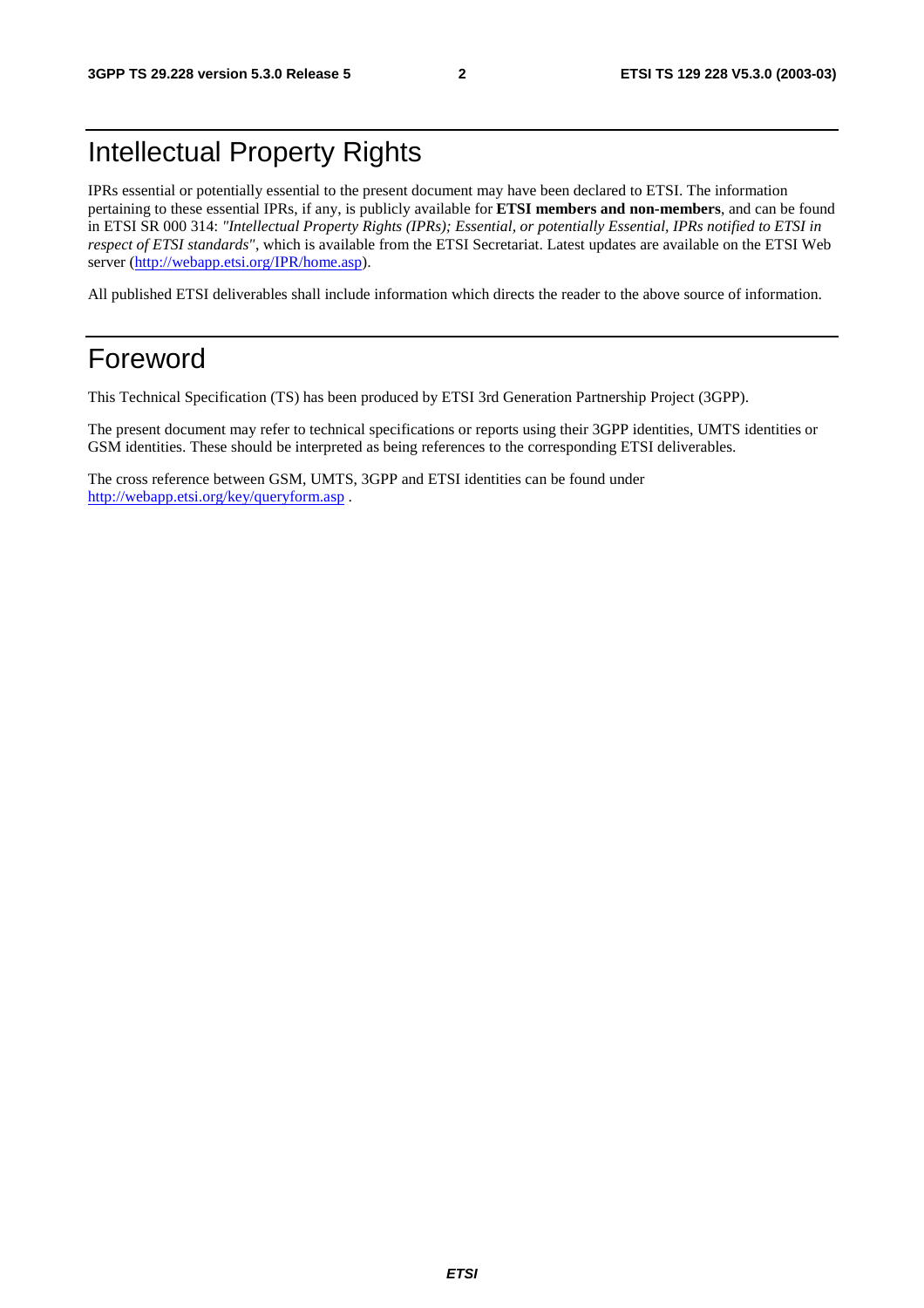# Intellectual Property Rights

IPRs essential or potentially essential to the present document may have been declared to ETSI. The information pertaining to these essential IPRs, if any, is publicly available for **ETSI members and non-members**, and can be found in ETSI SR 000 314: *"Intellectual Property Rights (IPRs); Essential, or potentially Essential, IPRs notified to ETSI in respect of ETSI standards"*, which is available from the ETSI Secretariat. Latest updates are available on the ETSI Web server (http://webapp.etsi.org/IPR/home.asp).

All published ETSI deliverables shall include information which directs the reader to the above source of information.

# Foreword

This Technical Specification (TS) has been produced by ETSI 3rd Generation Partnership Project (3GPP).

The present document may refer to technical specifications or reports using their 3GPP identities, UMTS identities or GSM identities. These should be interpreted as being references to the corresponding ETSI deliverables.

The cross reference between GSM, UMTS, 3GPP and ETSI identities can be found under http://webapp.etsi.org/key/queryform.asp .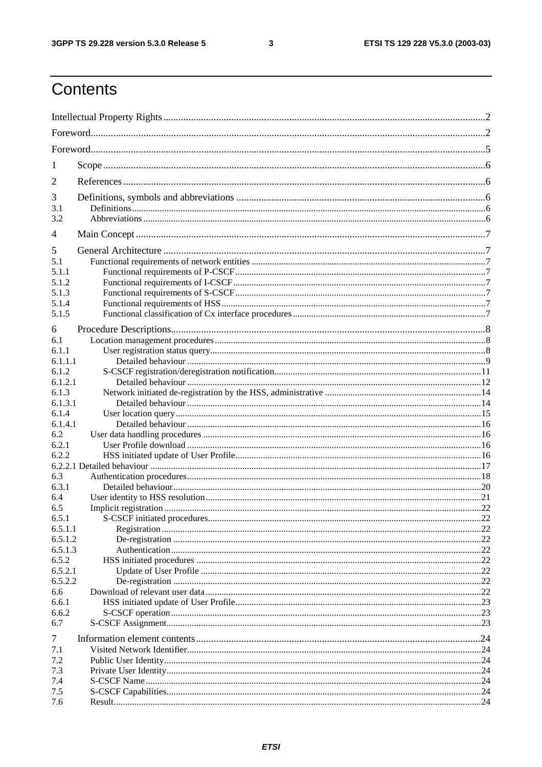# Contents

Intellectual Property Rights ....................................................................................................................2

Foreword..................................................................................................................................................2

Foreword..................................................................................................................................................5

1 Scope ....................................................................................................................................................6

2 References ............................................................................................................................................6

3 Definitions, symbols and abbreviations ...............................................................................................6
3.1 Definitions .........................................................................................................................................6
3.2 Abbreviations .....................................................................................................................................6

4 Main Concept .......................................................................................................................................7

5 General Architecture ............................................................................................................................7
5.1 Functional requirements of network entities ......................................................................................7
5.1.1 Functional requirements of P-CSCF ...............................................................................................7
5.1.2 Functional requirements of I-CSCF ................................................................................................7
5.1.3 Functional requirements of S-CSCF ...............................................................................................7
5.1.4 Functional requirements of HSS .....................................................................................................7
5.1.5 Functional classification of Cx interface procedures .....................................................................7

6 Procedure Descriptions .........................................................................................................................8
6.1 Location management procedures .....................................................................................................8
6.1.1 User registration status query ..........................................................................................................8
6.1.1.1 Detailed behaviour .......................................................................................................................9
6.1.2 S-CSCF registration/deregistration notification ...........................................................................11
6.1.2.1 Detailed behaviour .....................................................................................................................12
6.1.3 Network initiated de-registration by the HSS, administrative ......................................................14
6.1.3.1 Detailed behaviour .....................................................................................................................14
6.1.4 User location query .......................................................................................................................15
6.1.4.1 Detailed behaviour .....................................................................................................................16
6.2 User data handling procedures .........................................................................................................16
6.2.1 User Profile download ...................................................................................................................16
6.2.2 HSS initiated update of User Profile .............................................................................................16
6.2.2.1 Detailed behaviour .......................................................................................................................17
6.3 Authentication procedures .................................................................................................................18
6.3.1 Detailed behaviour .........................................................................................................................20
6.4 User identity to HSS resolution .........................................................................................................21
6.5 Implicit registration ...........................................................................................................................22
6.5.1 S-CSCF initiated procedures ..........................................................................................................22
6.5.1.1 Registration .................................................................................................................................22
6.5.1.2 De-registration ............................................................................................................................22
6.5.1.3 Authentication .............................................................................................................................22
6.5.2 HSS initiated procedures ...............................................................................................................22
6.5.2.1 Update of User Profile .................................................................................................................22
6.5.2.2 De-registration ............................................................................................................................22
6.6 Download of relevant user data .........................................................................................................22
6.6.1 HSS initiated update of User Profile .............................................................................................23
6.6.2 S-CSCF operation ...........................................................................................................................23
6.7 S-CSCF Assignment ...........................................................................................................................23

7 Information element contents .............................................................................................................24
7.1 Visited Network Identifier .................................................................................................................24
7.2 Public User Identity ...........................................................................................................................24
7.3 Private User Identity ..........................................................................................................................24
7.4 S-CSCF Name ....................................................................................................................................24
7.5 S-CSCF Capabilities ..........................................................................................................................24
7.6 Result .................................................................................................................................................24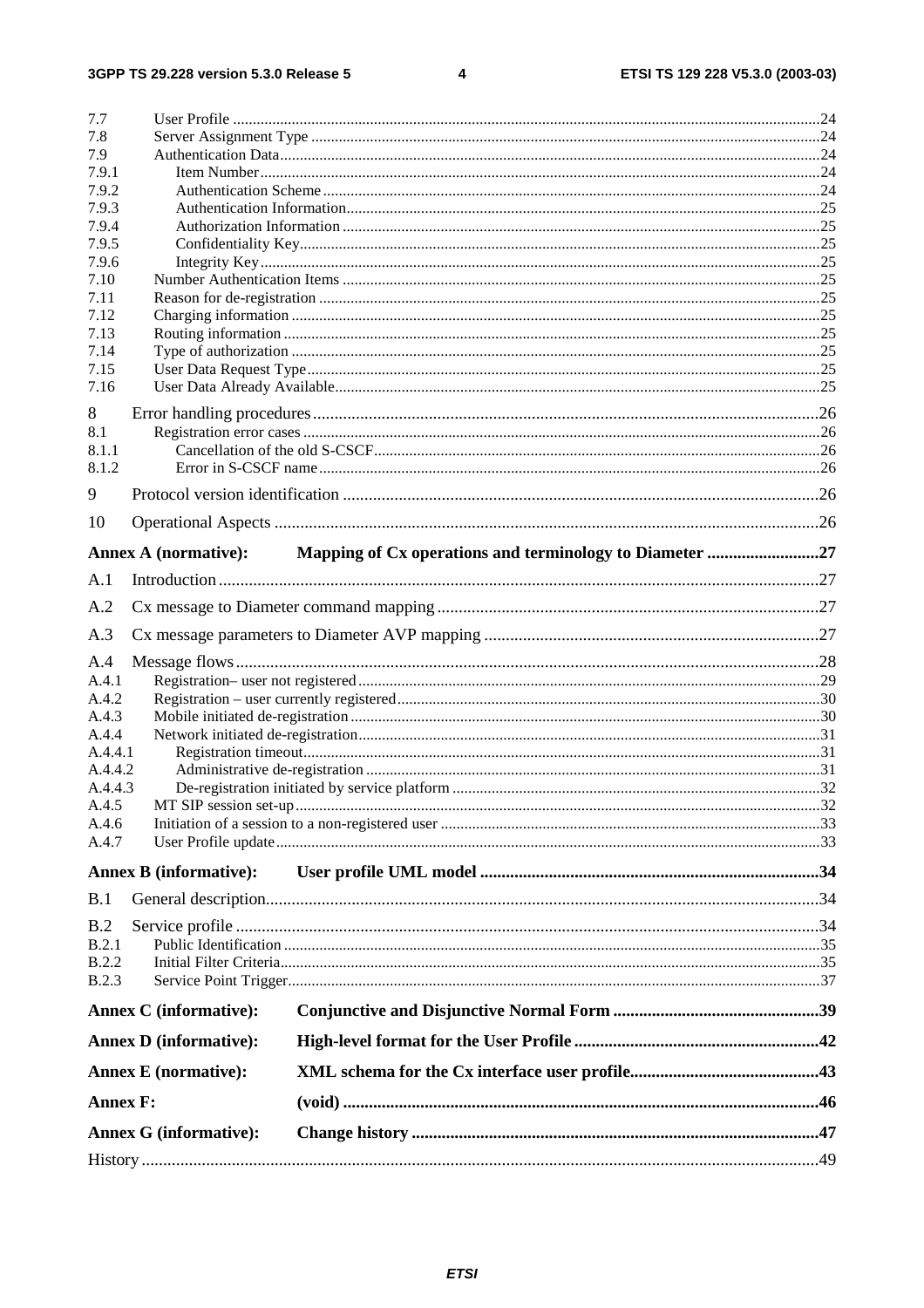7.7 User Profile ....................................................................................................................................................24
7.8 Server Assignment Type ................................................................................................................................24
7.9 Authentication Data........................................................................................................................................24
7.9.1 Item Number.............................................................................................................................................24
7.9.2 Authentication Scheme .............................................................................................................................24
7.9.3 Authentication Information.......................................................................................................................25
7.9.4 Authorization Information ........................................................................................................................25
7.9.5 Confidentiality Key...................................................................................................................................25
7.9.6 Integrity Key.............................................................................................................................................25
7.10 Number Authentication Items ........................................................................................................................25
7.11 Reason for de-registration ..............................................................................................................................25
7.12 Charging information .....................................................................................................................................25
7.13 Routing information .......................................................................................................................................25
7.14 Type of authorization .....................................................................................................................................25
7.15 User Data Request Type.................................................................................................................................25
7.16 User Data Already Available..........................................................................................................................25

8 Error handling procedures....................................................................................................................26
8.1 Registration error cases ..................................................................................................................................26
8.1.1 Cancellation of the old S-CSCF................................................................................................................26
8.1.2 Error in S-CSCF name..............................................................................................................................26

9 Protocol version identification .............................................................................................................26

10 Operational Aspects .............................................................................................................................26

**Annex A (normative): Mapping of Cx operations and terminology to Diameter ..........................27**

A.1 Introduction ..........................................................................................................................................27

A.2 Cx message to Diameter command mapping ........................................................................................27

A.3 Cx message parameters to Diameter AVP mapping .............................................................................27

A.4 Message flows.......................................................................................................................................28
A.4.1 Registration– user not registered....................................................................................................................29
A.4.2 Registration – user currently registered..........................................................................................................30
A.4.3 Mobile initiated de-registration ......................................................................................................................30
A.4.4 Network initiated de-registration....................................................................................................................31
A.4.4.1 Registration timeout..................................................................................................................................31
A.4.4.2 Administrative de-registration ..................................................................................................................31
A.4.4.3 De-registration initiated by service platform .............................................................................................32
A.4.5 MT SIP session set-up....................................................................................................................................32
A.4.6 Initiation of a session to a non-registered user ................................................................................................33
A.4.7 User Profile update.........................................................................................................................................33

**Annex B (informative): User profile UML model ..............................................................................34**

B.1 General description...............................................................................................................................34

B.2 Service profile ......................................................................................................................................34
B.2.1 Public Identification .......................................................................................................................................35
B.2.2 Initial Filter Criteria........................................................................................................................................35
B.2.3 Service Point Trigger......................................................................................................................................37

**Annex C (informative): Conjunctive and Disjunctive Normal Form ................................................39**

**Annex D (informative): High-level format for the User Profile .........................................................42**

**Annex E (normative): XML schema for the Cx interface user profile...........................................43**

**Annex F: (void) .............................................................................................................46**

**Annex G (informative): Change history .............................................................................................47**

History ..........................................................................................................................................................49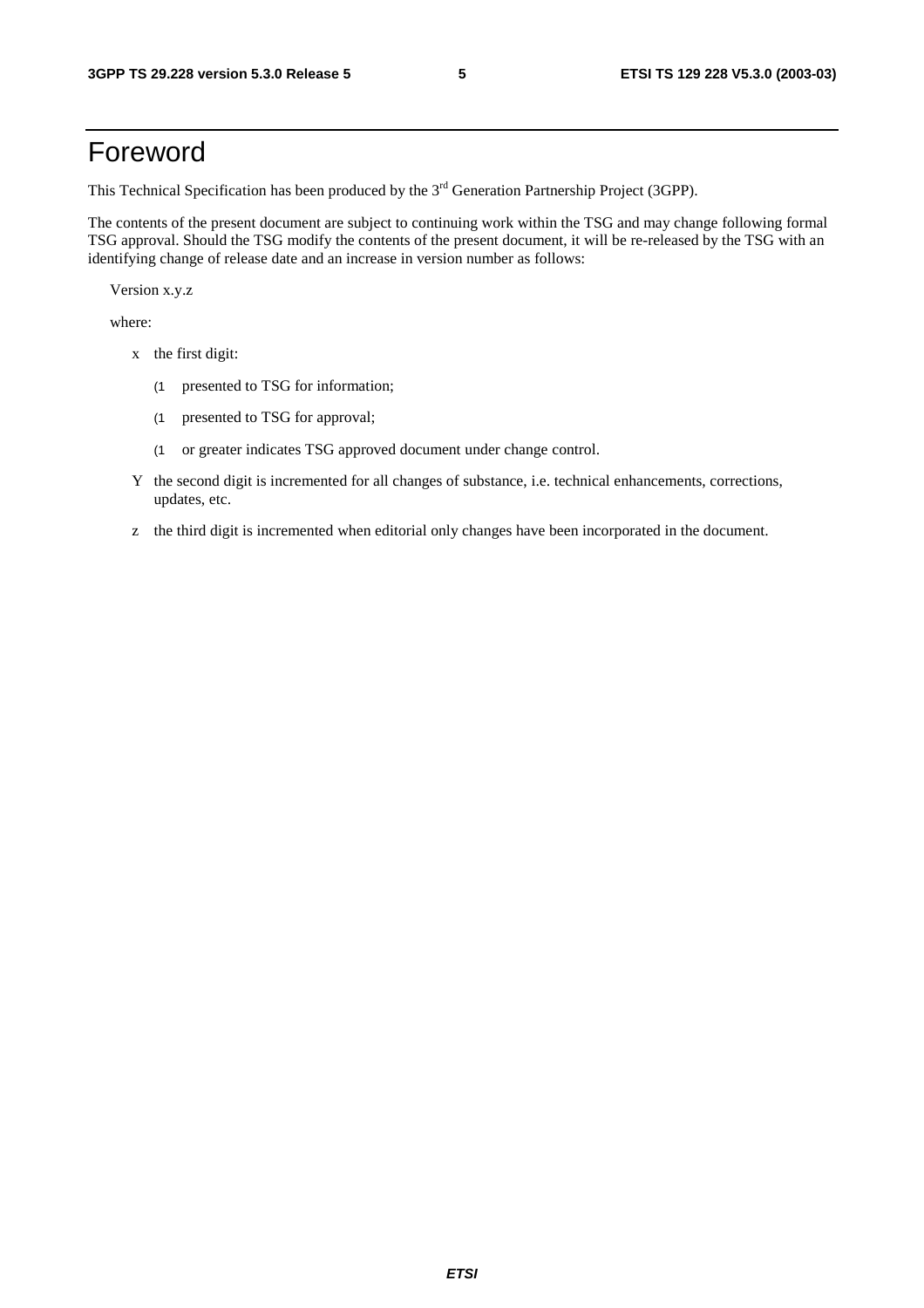# Foreword

This Technical Specification has been produced by the 3rd Generation Partnership Project (3GPP).

The contents of the present document are subject to continuing work within the TSG and may change following formal TSG approval. Should the TSG modify the contents of the present document, it will be re-released by the TSG with an identifying change of release date and an increase in version number as follows:

Version x.y.z

where:

x the first digit:

(1 presented to TSG for information;

(1 presented to TSG for approval;

(1 or greater indicates TSG approved document under change control.

Y the second digit is incremented for all changes of substance, i.e. technical enhancements, corrections, updates, etc.

z the third digit is incremented when editorial only changes have been incorporated in the document.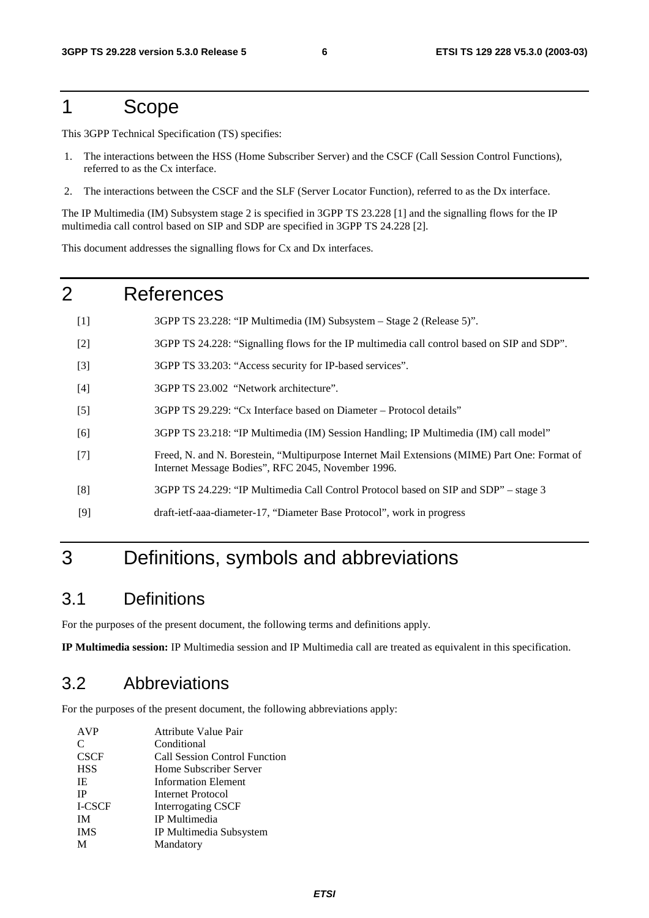# 1 Scope

This 3GPP Technical Specification (TS) specifies:

1. The interactions between the HSS (Home Subscriber Server) and the CSCF (Call Session Control Functions), referred to as the Cx interface.
2. The interactions between the CSCF and the SLF (Server Locator Function), referred to as the Dx interface.

The IP Multimedia (IM) Subsystem stage 2 is specified in 3GPP TS 23.228 [1] and the signalling flows for the IP multimedia call control based on SIP and SDP are specified in 3GPP TS 24.228 [2].

This document addresses the signalling flows for Cx and Dx interfaces.

# 2 References

| | |
|---|---|
| [1] | 3GPP TS 23.228: "IP Multimedia (IM) Subsystem – Stage 2 (Release 5)". |
| [2] | 3GPP TS 24.228: "Signalling flows for the IP multimedia call control based on SIP and SDP". |
| [3] | 3GPP TS 33.203: "Access security for IP-based services". |
| [4] | 3GPP TS 23.002 "Network architecture". |
| [5] | 3GPP TS 29.229: "Cx Interface based on Diameter – Protocol details" |
| [6] | 3GPP TS 23.218: "IP Multimedia (IM) Session Handling; IP Multimedia (IM) call model" |
| [7] | Freed, N. and N. Borestein, "Multipurpose Internet Mail Extensions (MIME) Part One: Format of Internet Message Bodies", RFC 2045, November 1996. |
| [8] | 3GPP TS 24.229: "IP Multimedia Call Control Protocol based on SIP and SDP" – stage 3 |
| [9] | draft-ietf-aaa-diameter-17, "Diameter Base Protocol", work in progress |

# 3 Definitions, symbols and abbreviations

## 3.1 Definitions

For the purposes of the present document, the following terms and definitions apply.

**IP Multimedia session:** IP Multimedia session and IP Multimedia call are treated as equivalent in this specification.

## 3.2 Abbreviations

For the purposes of the present document, the following abbreviations apply:

| | |
|---|---|
| AVP | Attribute Value Pair |
| C | Conditional |
| CSCF | Call Session Control Function |
| HSS | Home Subscriber Server |
| IE | Information Element |
| IP | Internet Protocol |
| I-CSCF | Interrogating CSCF |
| IM | IP Multimedia |
| IMS | IP Multimedia Subsystem |
| M | Mandatory |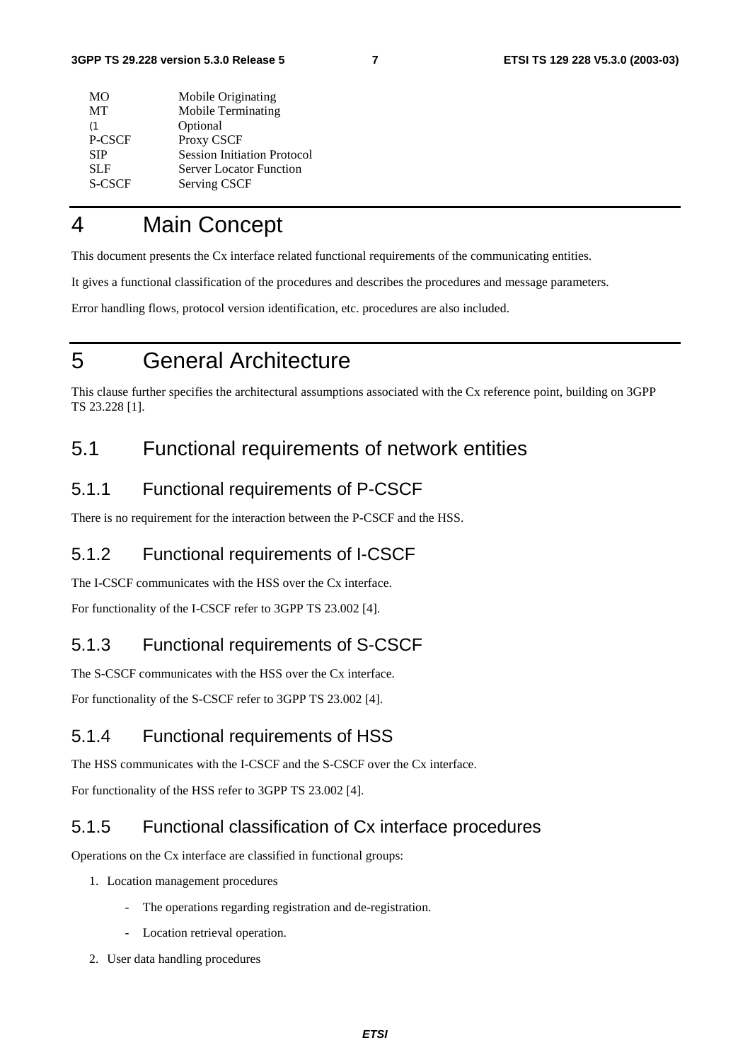| | |
|---|---|
| MO | Mobile Originating |
| MT | Mobile Terminating |
| (1 | Optional |
| P-CSCF | Proxy CSCF |
| SIP | Session Initiation Protocol |
| SLF | Server Locator Function |
| S-CSCF | Serving CSCF |

# 4 Main Concept

This document presents the Cx interface related functional requirements of the communicating entities.

It gives a functional classification of the procedures and describes the procedures and message parameters.

Error handling flows, protocol version identification, etc. procedures are also included.

# 5 General Architecture

This clause further specifies the architectural assumptions associated with the Cx reference point, building on 3GPP TS 23.228 [1].

## 5.1 Functional requirements of network entities

### 5.1.1 Functional requirements of P-CSCF

There is no requirement for the interaction between the P-CSCF and the HSS.

### 5.1.2 Functional requirements of I-CSCF

The I-CSCF communicates with the HSS over the Cx interface.

For functionality of the I-CSCF refer to 3GPP TS 23.002 [4].

### 5.1.3 Functional requirements of S-CSCF

The S-CSCF communicates with the HSS over the Cx interface.

For functionality of the S-CSCF refer to 3GPP TS 23.002 [4].

### 5.1.4 Functional requirements of HSS

The HSS communicates with the I-CSCF and the S-CSCF over the Cx interface.

For functionality of the HSS refer to 3GPP TS 23.002 [4].

### 5.1.5 Functional classification of Cx interface procedures

Operations on the Cx interface are classified in functional groups:

1. Location management procedures
   - The operations regarding registration and de-registration.
   - Location retrieval operation.
2. User data handling procedures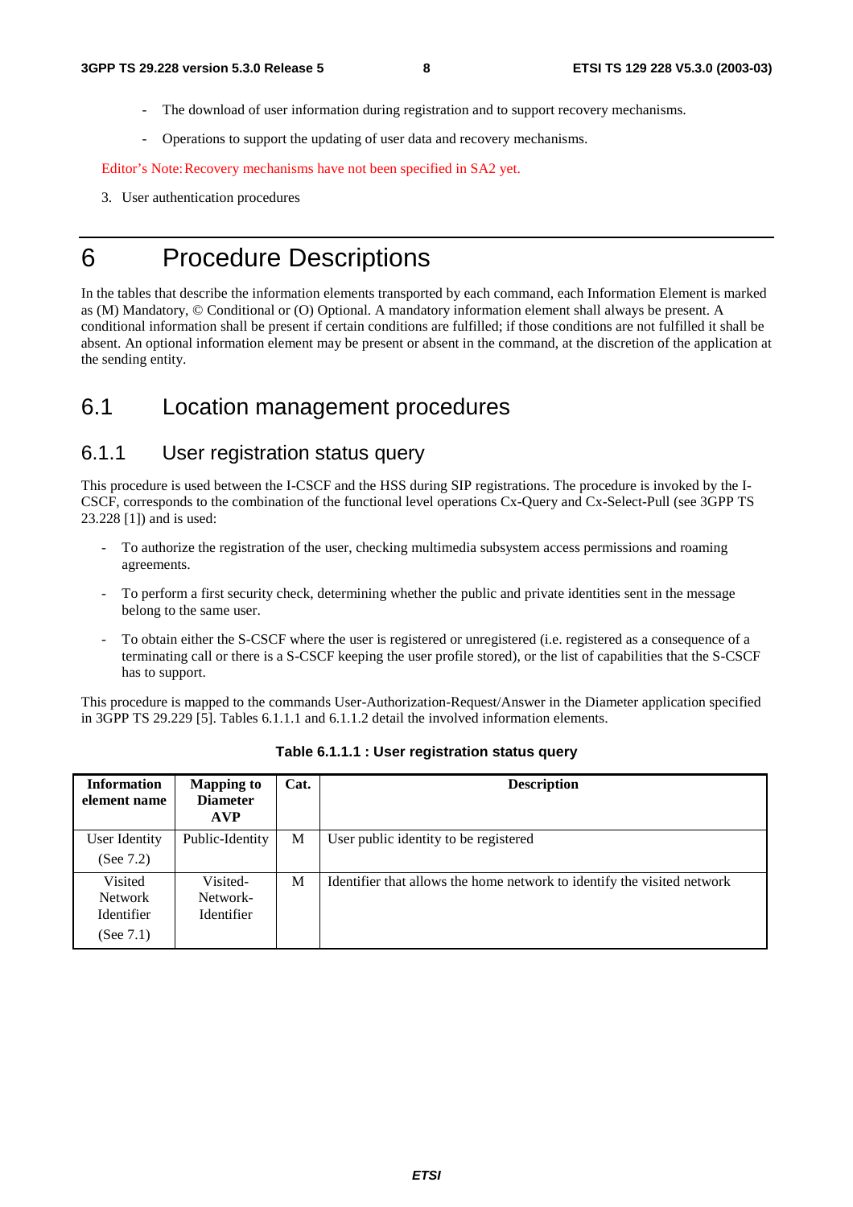- The download of user information during registration and to support recovery mechanisms.
- Operations to support the updating of user data and recovery mechanisms.

Editor's Note: Recovery mechanisms have not been specified in SA2 yet.

3. User authentication procedures

# 6 Procedure Descriptions

In the tables that describe the information elements transported by each command, each Information Element is marked as (M) Mandatory, © Conditional or (O) Optional. A mandatory information element shall always be present. A conditional information shall be present if certain conditions are fulfilled; if those conditions are not fulfilled it shall be absent. An optional information element may be present or absent in the command, at the discretion of the application at the sending entity.

## 6.1 Location management procedures

### 6.1.1 User registration status query

This procedure is used between the I-CSCF and the HSS during SIP registrations. The procedure is invoked by the I-CSCF, corresponds to the combination of the functional level operations Cx-Query and Cx-Select-Pull (see 3GPP TS 23.228 [1]) and is used:

- To authorize the registration of the user, checking multimedia subsystem access permissions and roaming agreements.
- To perform a first security check, determining whether the public and private identities sent in the message belong to the same user.
- To obtain either the S-CSCF where the user is registered or unregistered (i.e. registered as a consequence of a terminating call or there is a S-CSCF keeping the user profile stored), or the list of capabilities that the S-CSCF has to support.

This procedure is mapped to the commands User-Authorization-Request/Answer in the Diameter application specified in 3GPP TS 29.229 [5]. Tables 6.1.1.1 and 6.1.1.2 detail the involved information elements.

**Table 6.1.1.1 : User registration status query**

| Information element name | Mapping to Diameter AVP | Cat. | Description |
|---|---|---|---|
| User Identity (See 7.2) | Public-Identity | M | User public identity to be registered |
| Visited Network Identifier (See 7.1) | Visited-Network-Identifier | M | Identifier that allows the home network to identify the visited network |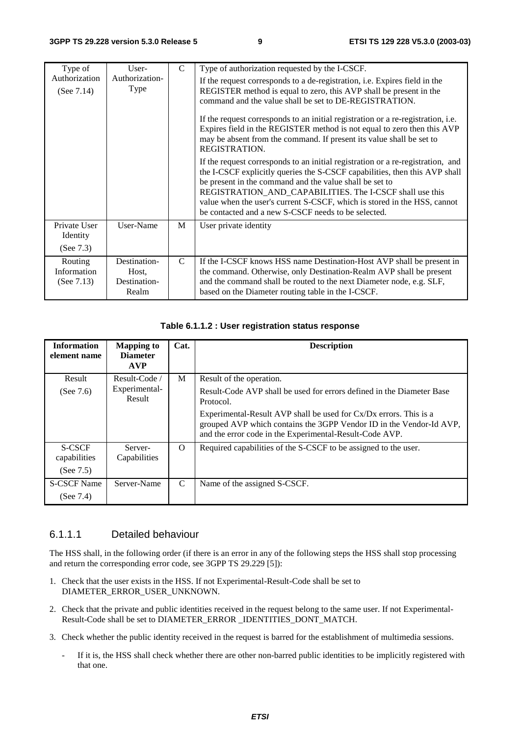| | | | |
|---|---|---|---|
| Type of Authorization (See 7.14) | User-Authorization-Type | C | Type of authorization requested by the I-CSCF.<br>If the request corresponds to a de-registration, i.e. Expires field in the REGISTER method is equal to zero, this AVP shall be present in the command and the value shall be set to DE-REGISTRATION.<br>If the request corresponds to an initial registration or a re-registration, i.e. Expires field in the REGISTER method is not equal to zero then this AVP may be absent from the command. If present its value shall be set to REGISTRATION.<br>If the request corresponds to an initial registration or a re-registration, and the I-CSCF explicitly queries the S-CSCF capabilities, then this AVP shall be present in the command and the value shall be set to REGISTRATION_AND_CAPABILITIES. The I-CSCF shall use this value when the user's current S-CSCF, which is stored in the HSS, cannot be contacted and a new S-CSCF needs to be selected. |
| Private User Identity (See 7.3) | User-Name | M | User private identity |
| Routing Information (See 7.13) | Destination-Host, Destination-Realm | C | If the I-CSCF knows HSS name Destination-Host AVP shall be present in the command. Otherwise, only Destination-Realm AVP shall be present and the command shall be routed to the next Diameter node, e.g. SLF, based on the Diameter routing table in the I-CSCF. |

**Table 6.1.1.2 : User registration status response**

| Information element name | Mapping to Diameter AVP | Cat. | Description |
|---|---|---|---|
| Result (See 7.6) | Result-Code / Experimental-Result | M | Result of the operation.<br>Result-Code AVP shall be used for errors defined in the Diameter Base Protocol.<br>Experimental-Result AVP shall be used for Cx/Dx errors. This is a grouped AVP which contains the 3GPP Vendor ID in the Vendor-Id AVP, and the error code in the Experimental-Result-Code AVP. |
| S-CSCF capabilities (See 7.5) | Server-Capabilities | O | Required capabilities of the S-CSCF to be assigned to the user. |
| S-CSCF Name (See 7.4) | Server-Name | C | Name of the assigned S-CSCF. |

#### 6.1.1.1 Detailed behaviour

The HSS shall, in the following order (if there is an error in any of the following steps the HSS shall stop processing and return the corresponding error code, see 3GPP TS 29.229 [5]):

1. Check that the user exists in the HSS. If not Experimental-Result-Code shall be set to DIAMETER_ERROR_USER_UNKNOWN.

2. Check that the private and public identities received in the request belong to the same user. If not Experimental-Result-Code shall be set to DIAMETER_ERROR _IDENTITIES_DONT_MATCH.

3. Check whether the public identity received in the request is barred for the establishment of multimedia sessions.

   - If it is, the HSS shall check whether there are other non-barred public identities to be implicitly registered with that one.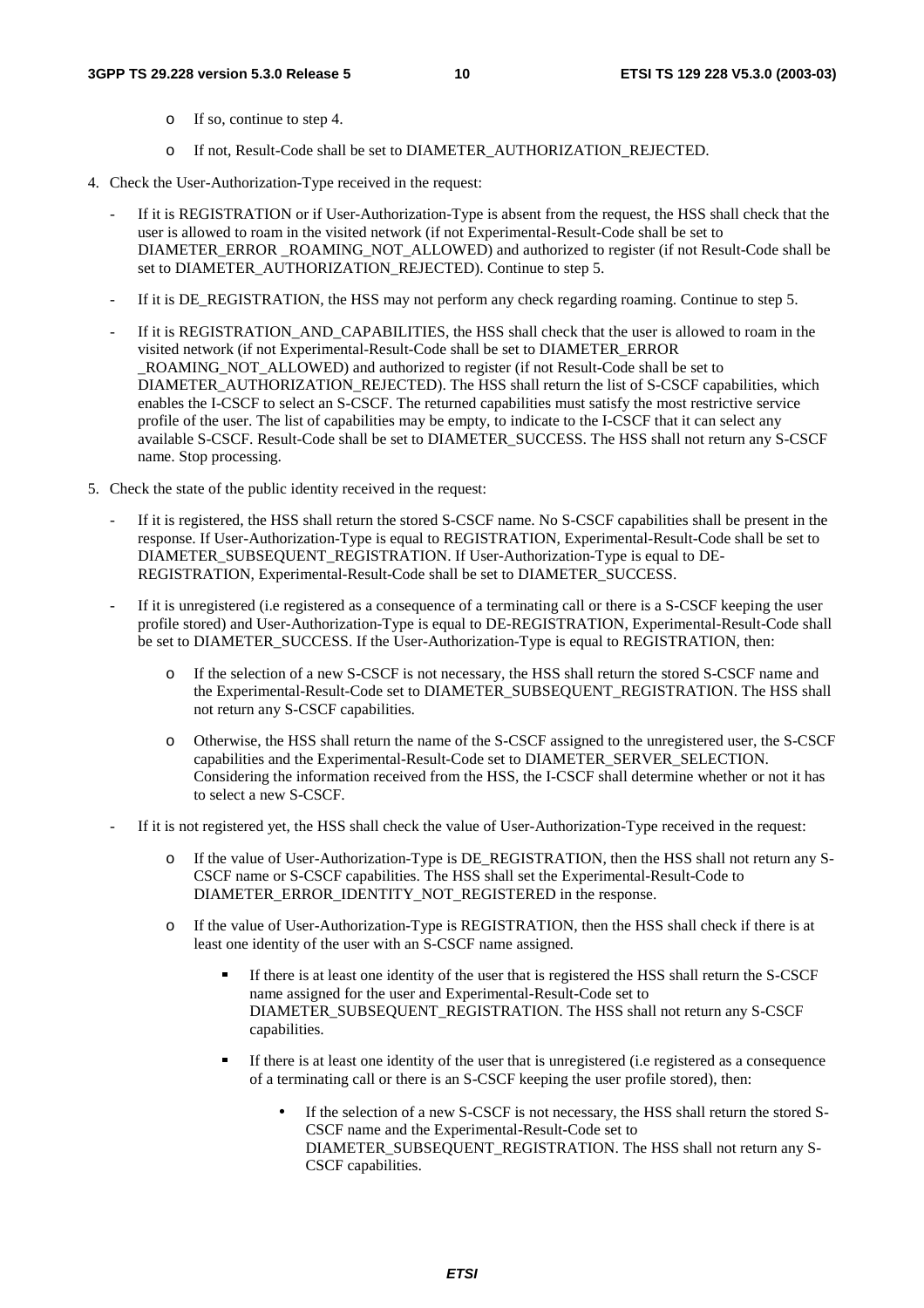- If so, continue to step 4.
  - If not, Result-Code shall be set to DIAMETER_AUTHORIZATION_REJECTED.

4. Check the User-Authorization-Type received in the request:

   - If it is REGISTRATION or if User-Authorization-Type is absent from the request, the HSS shall check that the user is allowed to roam in the visited network (if not Experimental-Result-Code shall be set to DIAMETER_ERROR _ROAMING_NOT_ALLOWED) and authorized to register (if not Result-Code shall be set to DIAMETER_AUTHORIZATION_REJECTED). Continue to step 5.

   - If it is DE_REGISTRATION, the HSS may not perform any check regarding roaming. Continue to step 5.

   - If it is REGISTRATION_AND_CAPABILITIES, the HSS shall check that the user is allowed to roam in the visited network (if not Experimental-Result-Code shall be set to DIAMETER_ERROR _ROAMING_NOT_ALLOWED) and authorized to register (if not Result-Code shall be set to DIAMETER_AUTHORIZATION_REJECTED). The HSS shall return the list of S-CSCF capabilities, which enables the I-CSCF to select an S-CSCF. The returned capabilities must satisfy the most restrictive service profile of the user. The list of capabilities may be empty, to indicate to the I-CSCF that it can select any available S-CSCF. Result-Code shall be set to DIAMETER_SUCCESS. The HSS shall not return any S-CSCF name. Stop processing.

5. Check the state of the public identity received in the request:

   - If it is registered, the HSS shall return the stored S-CSCF name. No S-CSCF capabilities shall be present in the response. If User-Authorization-Type is equal to REGISTRATION, Experimental-Result-Code shall be set to DIAMETER_SUBSEQUENT_REGISTRATION. If User-Authorization-Type is equal to DE-REGISTRATION, Experimental-Result-Code shall be set to DIAMETER_SUCCESS.

   - If it is unregistered (i.e registered as a consequence of a terminating call or there is a S-CSCF keeping the user profile stored) and User-Authorization-Type is equal to DE-REGISTRATION, Experimental-Result-Code shall be set to DIAMETER_SUCCESS. If the User-Authorization-Type is equal to REGISTRATION, then:

     - If the selection of a new S-CSCF is not necessary, the HSS shall return the stored S-CSCF name and the Experimental-Result-Code set to DIAMETER_SUBSEQUENT_REGISTRATION. The HSS shall not return any S-CSCF capabilities.

     - Otherwise, the HSS shall return the name of the S-CSCF assigned to the unregistered user, the S-CSCF capabilities and the Experimental-Result-Code set to DIAMETER_SERVER_SELECTION. Considering the information received from the HSS, the I-CSCF shall determine whether or not it has to select a new S-CSCF.

   - If it is not registered yet, the HSS shall check the value of User-Authorization-Type received in the request:

     - If the value of User-Authorization-Type is DE_REGISTRATION, then the HSS shall not return any S-CSCF name or S-CSCF capabilities. The HSS shall set the Experimental-Result-Code to DIAMETER_ERROR_IDENTITY_NOT_REGISTERED in the response.

     - If the value of User-Authorization-Type is REGISTRATION, then the HSS shall check if there is at least one identity of the user with an S-CSCF name assigned.

       - If there is at least one identity of the user that is registered the HSS shall return the S-CSCF name assigned for the user and Experimental-Result-Code set to DIAMETER_SUBSEQUENT_REGISTRATION. The HSS shall not return any S-CSCF capabilities.

       - If there is at least one identity of the user that is unregistered (i.e registered as a consequence of a terminating call or there is an S-CSCF keeping the user profile stored), then:

         - If the selection of a new S-CSCF is not necessary, the HSS shall return the stored S-CSCF name and the Experimental-Result-Code set to DIAMETER_SUBSEQUENT_REGISTRATION. The HSS shall not return any S-CSCF capabilities.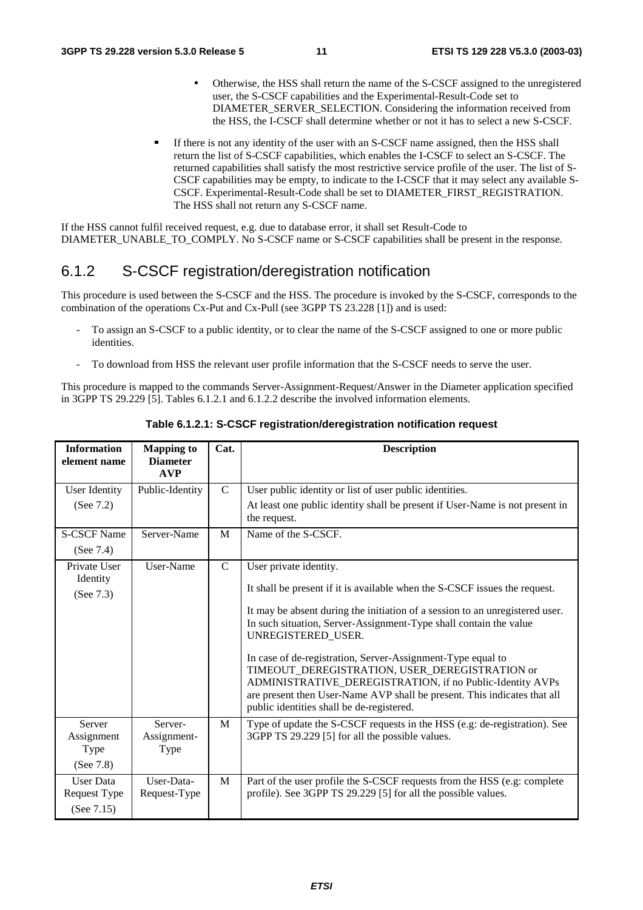- Otherwise, the HSS shall return the name of the S-CSCF assigned to the unregistered user, the S-CSCF capabilities and the Experimental-Result-Code set to DIAMETER_SERVER_SELECTION. Considering the information received from the HSS, the I-CSCF shall determine whether or not it has to select a new S-CSCF.

- If there is not any identity of the user with an S-CSCF name assigned, then the HSS shall return the list of S-CSCF capabilities, which enables the I-CSCF to select an S-CSCF. The returned capabilities shall satisfy the most restrictive service profile of the user. The list of S-CSCF capabilities may be empty, to indicate to the I-CSCF that it may select any available S-CSCF. Experimental-Result-Code shall be set to DIAMETER_FIRST_REGISTRATION. The HSS shall not return any S-CSCF name.

If the HSS cannot fulfil received request, e.g. due to database error, it shall set Result-Code to DIAMETER_UNABLE_TO_COMPLY. No S-CSCF name or S-CSCF capabilities shall be present in the response.

## 6.1.2 S-CSCF registration/deregistration notification

This procedure is used between the S-CSCF and the HSS. The procedure is invoked by the S-CSCF, corresponds to the combination of the operations Cx-Put and Cx-Pull (see 3GPP TS 23.228 [1]) and is used:

- To assign an S-CSCF to a public identity, or to clear the name of the S-CSCF assigned to one or more public identities.
- To download from HSS the relevant user profile information that the S-CSCF needs to serve the user.

This procedure is mapped to the commands Server-Assignment-Request/Answer in the Diameter application specified in 3GPP TS 29.229 [5]. Tables 6.1.2.1 and 6.1.2.2 describe the involved information elements.

**Table 6.1.2.1: S-CSCF registration/deregistration notification request**

| Information element name | Mapping to Diameter AVP | Cat. | Description |
|---|---|---|---|
| User Identity (See 7.2) | Public-Identity | C | User public identity or list of user public identities.<br>At least one public identity shall be present if User-Name is not present in the request. |
| S-CSCF Name (See 7.4) | Server-Name | M | Name of the S-CSCF. |
| Private User Identity (See 7.3) | User-Name | C | User private identity.<br>It shall be present if it is available when the S-CSCF issues the request.<br>It may be absent during the initiation of a session to an unregistered user. In such situation, Server-Assignment-Type shall contain the value UNREGISTERED_USER.<br>In case of de-registration, Server-Assignment-Type equal to TIMEOUT_DEREGISTRATION, USER_DEREGISTRATION or ADMINISTRATIVE_DEREGISTRATION, if no Public-Identity AVPs are present then User-Name AVP shall be present. This indicates that all public identities shall be de-registered. |
| Server Assignment Type (See 7.8) | Server-Assignment-Type | M | Type of update the S-CSCF requests in the HSS (e.g: de-registration). See 3GPP TS 29.229 [5] for all the possible values. |
| User Data Request Type (See 7.15) | User-Data-Request-Type | M | Part of the user profile the S-CSCF requests from the HSS (e.g: complete profile). See 3GPP TS 29.229 [5] for all the possible values. |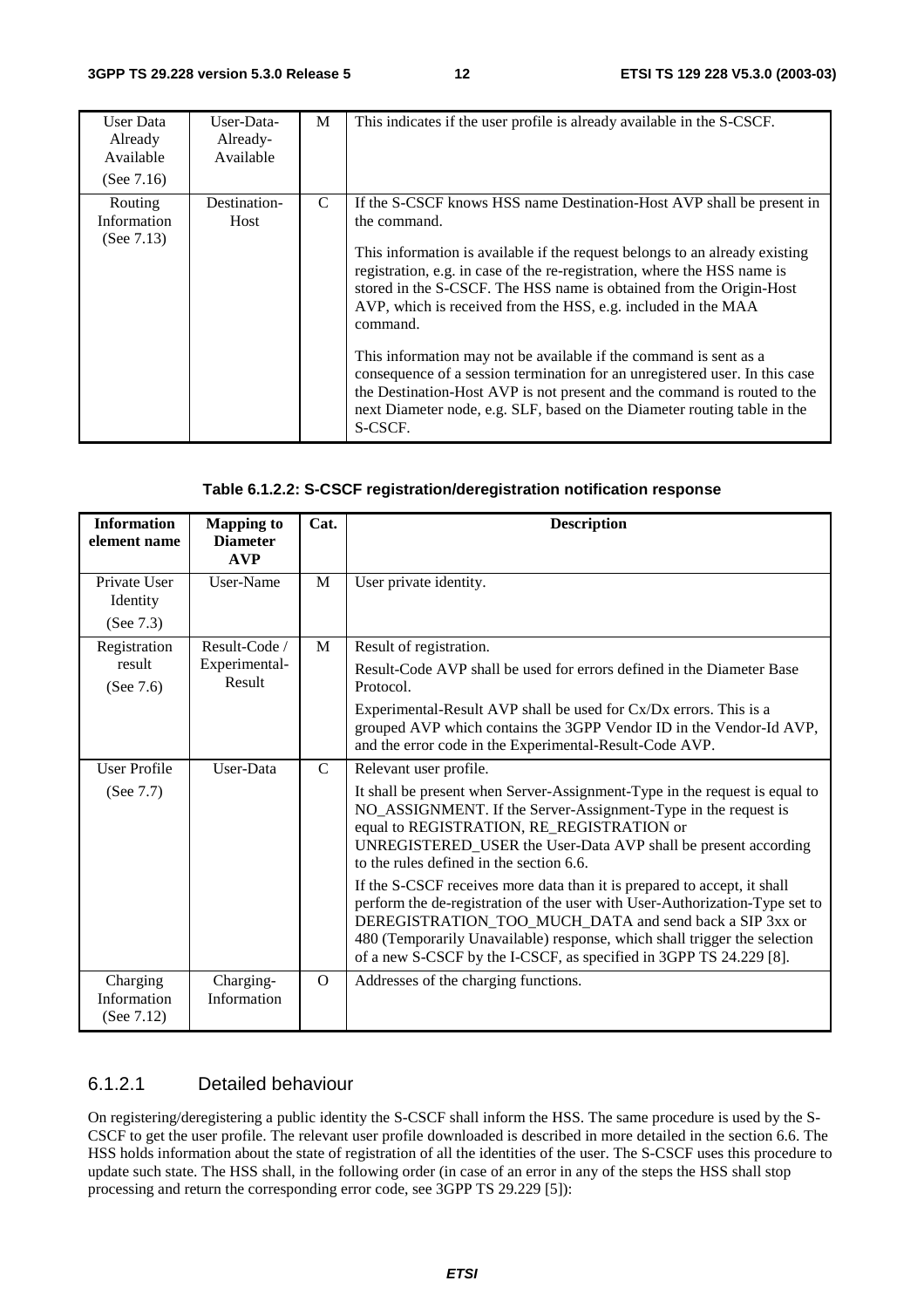| User Data Already Available (See 7.16) | User-Data-Already-Available | M | This indicates if the user profile is already available in the S-CSCF. |
|---|---|---|---|
| Routing Information (See 7.13) | Destination-Host | C | If the S-CSCF knows HSS name Destination-Host AVP shall be present in the command.<br><br>This information is available if the request belongs to an already existing registration, e.g. in case of the re-registration, where the HSS name is stored in the S-CSCF. The HSS name is obtained from the Origin-Host AVP, which is received from the HSS, e.g. included in the MAA command.<br><br>This information may not be available if the command is sent as a consequence of a session termination for an unregistered user. In this case the Destination-Host AVP is not present and the command is routed to the next Diameter node, e.g. SLF, based on the Diameter routing table in the S-CSCF. |

**Table 6.1.2.2: S-CSCF registration/deregistration notification response**

| Information element name | Mapping to Diameter AVP | Cat. | Description |
|---|---|---|---|
| Private User Identity (See 7.3) | User-Name | M | User private identity. |
| Registration result (See 7.6) | Result-Code / Experimental-Result | M | Result of registration.<br><br>Result-Code AVP shall be used for errors defined in the Diameter Base Protocol.<br><br>Experimental-Result AVP shall be used for Cx/Dx errors. This is a grouped AVP which contains the 3GPP Vendor ID in the Vendor-Id AVP, and the error code in the Experimental-Result-Code AVP. |
| User Profile (See 7.7) | User-Data | C | Relevant user profile.<br><br>It shall be present when Server-Assignment-Type in the request is equal to NO_ASSIGNMENT. If the Server-Assignment-Type in the request is equal to REGISTRATION, RE_REGISTRATION or UNREGISTERED_USER the User-Data AVP shall be present according to the rules defined in the section 6.6.<br><br>If the S-CSCF receives more data than it is prepared to accept, it shall perform the de-registration of the user with User-Authorization-Type set to DEREGISTRATION_TOO_MUCH_DATA and send back a SIP 3xx or 480 (Temporarily Unavailable) response, which shall trigger the selection of a new S-CSCF by the I-CSCF, as specified in 3GPP TS 24.229 [8]. |
| Charging Information (See 7.12) | Charging-Information | O | Addresses of the charging functions. |

#### 6.1.2.1 Detailed behaviour

On registering/deregistering a public identity the S-CSCF shall inform the HSS. The same procedure is used by the S-CSCF to get the user profile. The relevant user profile downloaded is described in more detailed in the section 6.6. The HSS holds information about the state of registration of all the identities of the user. The S-CSCF uses this procedure to update such state. The HSS shall, in the following order (in case of an error in any of the steps the HSS shall stop processing and return the corresponding error code, see 3GPP TS 29.229 [5]):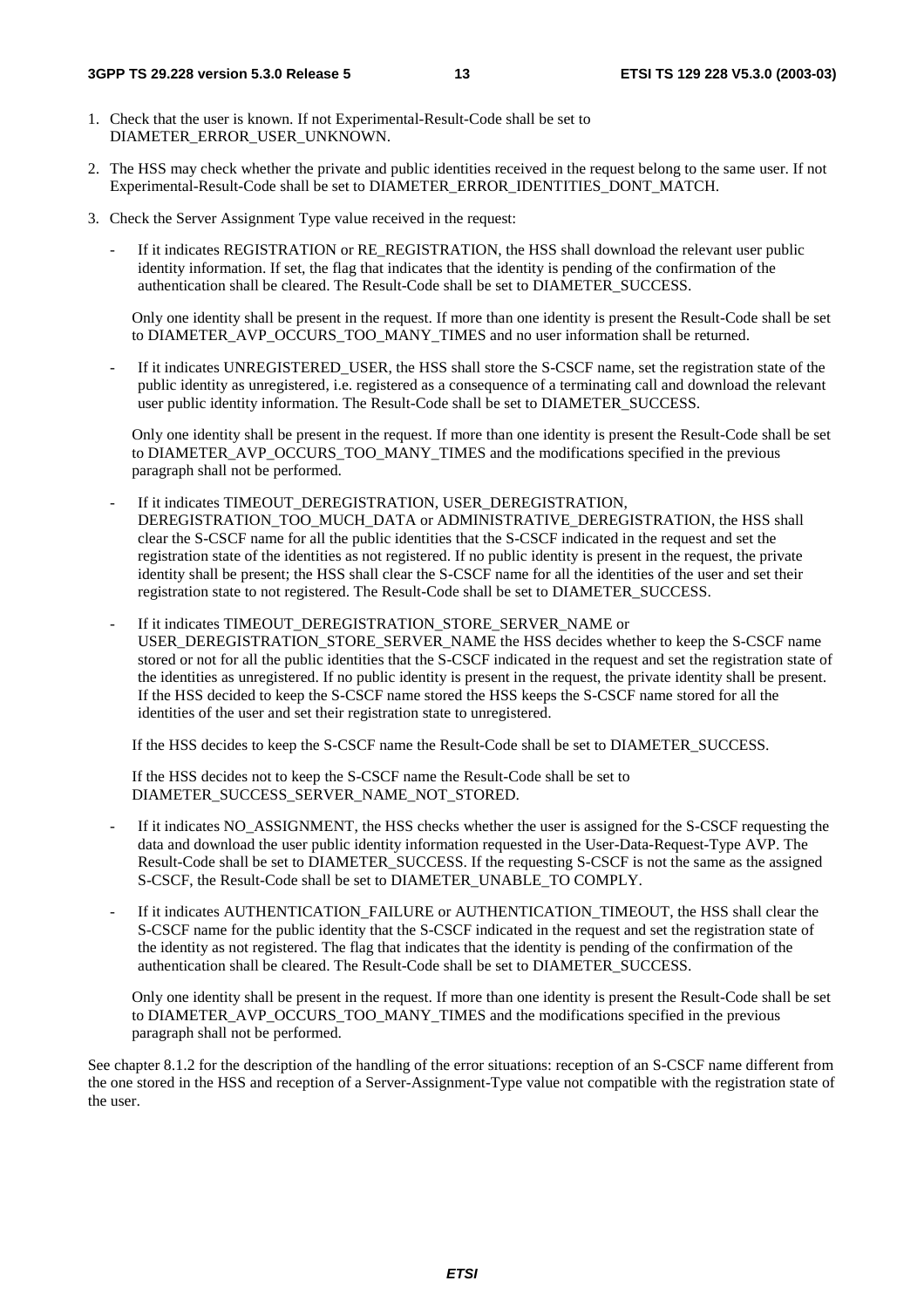1. Check that the user is known. If not Experimental-Result-Code shall be set to DIAMETER_ERROR_USER_UNKNOWN.

2. The HSS may check whether the private and public identities received in the request belong to the same user. If not Experimental-Result-Code shall be set to DIAMETER_ERROR_IDENTITIES_DONT_MATCH.

3. Check the Server Assignment Type value received in the request:

   - If it indicates REGISTRATION or RE_REGISTRATION, the HSS shall download the relevant user public identity information. If set, the flag that indicates that the identity is pending of the confirmation of the authentication shall be cleared. The Result-Code shall be set to DIAMETER_SUCCESS.

     Only one identity shall be present in the request. If more than one identity is present the Result-Code shall be set to DIAMETER_AVP_OCCURS_TOO_MANY_TIMES and no user information shall be returned.

   - If it indicates UNREGISTERED_USER, the HSS shall store the S-CSCF name, set the registration state of the public identity as unregistered, i.e. registered as a consequence of a terminating call and download the relevant user public identity information. The Result-Code shall be set to DIAMETER_SUCCESS.

     Only one identity shall be present in the request. If more than one identity is present the Result-Code shall be set to DIAMETER_AVP_OCCURS_TOO_MANY_TIMES and the modifications specified in the previous paragraph shall not be performed.

   - If it indicates TIMEOUT_DEREGISTRATION, USER_DEREGISTRATION, DEREGISTRATION_TOO_MUCH_DATA or ADMINISTRATIVE_DEREGISTRATION, the HSS shall clear the S-CSCF name for all the public identities that the S-CSCF indicated in the request and set the registration state of the identities as not registered. If no public identity is present in the request, the private identity shall be present; the HSS shall clear the S-CSCF name for all the identities of the user and set their registration state to not registered. The Result-Code shall be set to DIAMETER_SUCCESS.

   - If it indicates TIMEOUT_DEREGISTRATION_STORE_SERVER_NAME or USER_DEREGISTRATION_STORE_SERVER_NAME the HSS decides whether to keep the S-CSCF name stored or not for all the public identities that the S-CSCF indicated in the request and set the registration state of the identities as unregistered. If no public identity is present in the request, the private identity shall be present. If the HSS decided to keep the S-CSCF name stored the HSS keeps the S-CSCF name stored for all the identities of the user and set their registration state to unregistered.

     If the HSS decides to keep the S-CSCF name the Result-Code shall be set to DIAMETER_SUCCESS.

     If the HSS decides not to keep the S-CSCF name the Result-Code shall be set to DIAMETER_SUCCESS_SERVER_NAME_NOT_STORED.

   - If it indicates NO_ASSIGNMENT, the HSS checks whether the user is assigned for the S-CSCF requesting the data and download the user public identity information requested in the User-Data-Request-Type AVP. The Result-Code shall be set to DIAMETER_SUCCESS. If the requesting S-CSCF is not the same as the assigned S-CSCF, the Result-Code shall be set to DIAMETER_UNABLE_TO COMPLY.

   - If it indicates AUTHENTICATION_FAILURE or AUTHENTICATION_TIMEOUT, the HSS shall clear the S-CSCF name for the public identity that the S-CSCF indicated in the request and set the registration state of the identity as not registered. The flag that indicates that the identity is pending of the confirmation of the authentication shall be cleared. The Result-Code shall be set to DIAMETER_SUCCESS.

     Only one identity shall be present in the request. If more than one identity is present the Result-Code shall be set to DIAMETER_AVP_OCCURS_TOO_MANY_TIMES and the modifications specified in the previous paragraph shall not be performed.

See chapter 8.1.2 for the description of the handling of the error situations: reception of an S-CSCF name different from the one stored in the HSS and reception of a Server-Assignment-Type value not compatible with the registration state of the user.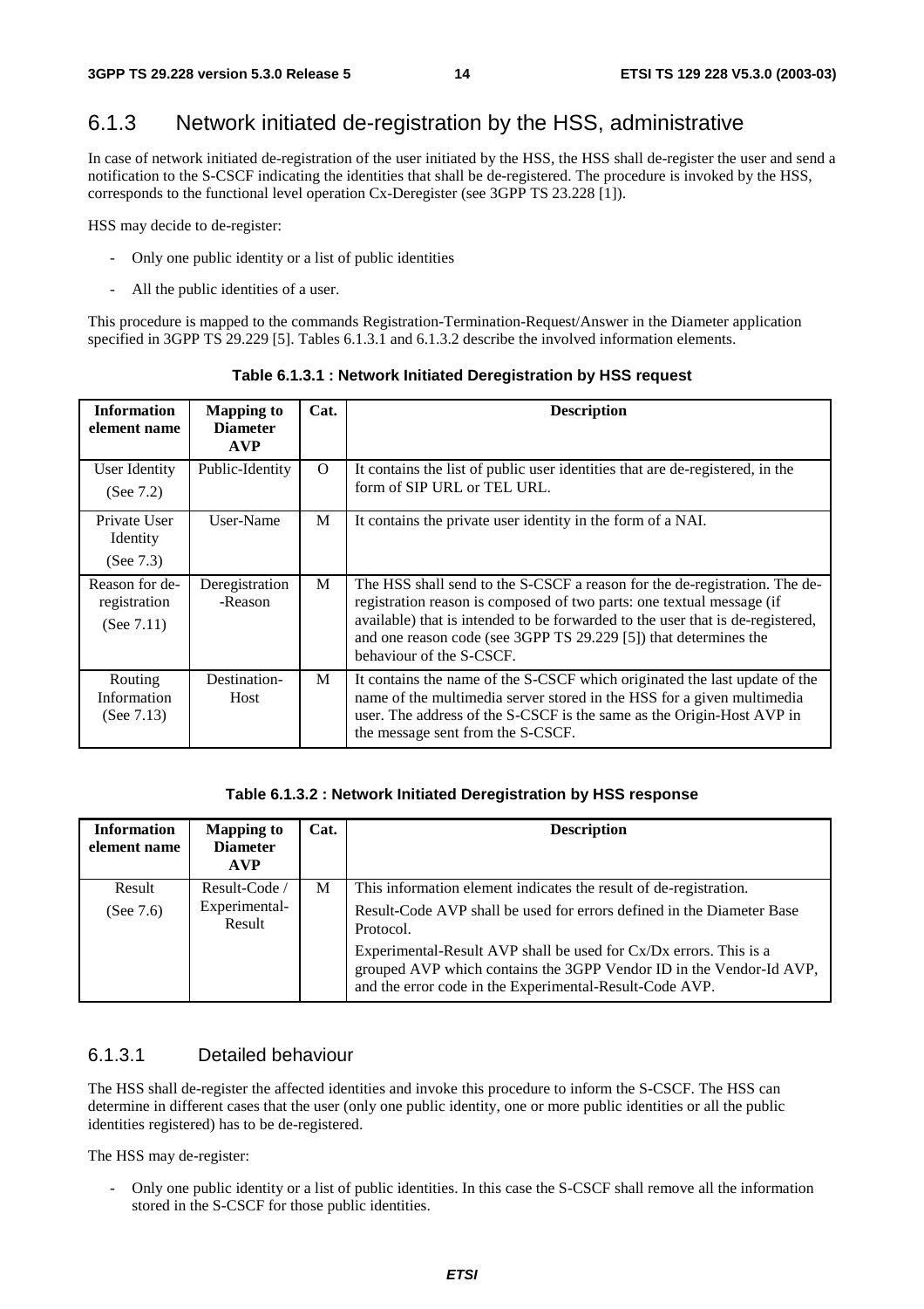## 6.1.3 Network initiated de-registration by the HSS, administrative

In case of network initiated de-registration of the user initiated by the HSS, the HSS shall de-register the user and send a notification to the S-CSCF indicating the identities that shall be de-registered. The procedure is invoked by the HSS, corresponds to the functional level operation Cx-Deregister (see 3GPP TS 23.228 [1]).

HSS may decide to de-register:

- Only one public identity or a list of public identities
- All the public identities of a user.

This procedure is mapped to the commands Registration-Termination-Request/Answer in the Diameter application specified in 3GPP TS 29.229 [5]. Tables 6.1.3.1 and 6.1.3.2 describe the involved information elements.

**Table 6.1.3.1 : Network Initiated Deregistration by HSS request**

| Information element name | Mapping to Diameter AVP | Cat. | Description |
|---|---|---|---|
| User Identity (See 7.2) | Public-Identity | O | It contains the list of public user identities that are de-registered, in the form of SIP URL or TEL URL. |
| Private User Identity (See 7.3) | User-Name | M | It contains the private user identity in the form of a NAI. |
| Reason for de-registration (See 7.11) | Deregistration-Reason | M | The HSS shall send to the S-CSCF a reason for the de-registration. The de-registration reason is composed of two parts: one textual message (if available) that is intended to be forwarded to the user that is de-registered, and one reason code (see 3GPP TS 29.229 [5]) that determines the behaviour of the S-CSCF. |
| Routing Information (See 7.13) | Destination-Host | M | It contains the name of the S-CSCF which originated the last update of the name of the multimedia server stored in the HSS for a given multimedia user. The address of the S-CSCF is the same as the Origin-Host AVP in the message sent from the S-CSCF. |

**Table 6.1.3.2 : Network Initiated Deregistration by HSS response**

| Information element name | Mapping to Diameter AVP | Cat. | Description |
|---|---|---|---|
| Result (See 7.6) | Result-Code / Experimental-Result | M | This information element indicates the result of de-registration.<br>Result-Code AVP shall be used for errors defined in the Diameter Base Protocol.<br>Experimental-Result AVP shall be used for Cx/Dx errors. This is a grouped AVP which contains the 3GPP Vendor ID in the Vendor-Id AVP, and the error code in the Experimental-Result-Code AVP. |

### 6.1.3.1 Detailed behaviour

The HSS shall de-register the affected identities and invoke this procedure to inform the S-CSCF. The HSS can determine in different cases that the user (only one public identity, one or more public identities or all the public identities registered) has to be de-registered.

The HSS may de-register:

- Only one public identity or a list of public identities. In this case the S-CSCF shall remove all the information stored in the S-CSCF for those public identities.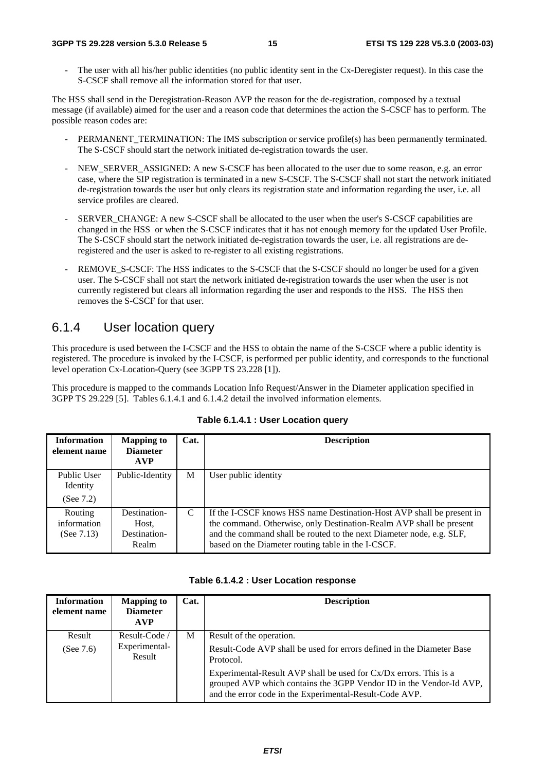- The user with all his/her public identities (no public identity sent in the Cx-Deregister request). In this case the S-CSCF shall remove all the information stored for that user.

The HSS shall send in the Deregistration-Reason AVP the reason for the de-registration, composed by a textual message (if available) aimed for the user and a reason code that determines the action the S-CSCF has to perform. The possible reason codes are:

- PERMANENT_TERMINATION: The IMS subscription or service profile(s) has been permanently terminated. The S-CSCF should start the network initiated de-registration towards the user.
- NEW_SERVER_ASSIGNED: A new S-CSCF has been allocated to the user due to some reason, e.g. an error case, where the SIP registration is terminated in a new S-CSCF. The S-CSCF shall not start the network initiated de-registration towards the user but only clears its registration state and information regarding the user, i.e. all service profiles are cleared.
- SERVER_CHANGE: A new S-CSCF shall be allocated to the user when the user's S-CSCF capabilities are changed in the HSS or when the S-CSCF indicates that it has not enough memory for the updated User Profile. The S-CSCF should start the network initiated de-registration towards the user, i.e. all registrations are de-registered and the user is asked to re-register to all existing registrations.
- REMOVE_S-CSCF: The HSS indicates to the S-CSCF that the S-CSCF should no longer be used for a given user. The S-CSCF shall not start the network initiated de-registration towards the user when the user is not currently registered but clears all information regarding the user and responds to the HSS. The HSS then removes the S-CSCF for that user.

## 6.1.4 User location query

This procedure is used between the I-CSCF and the HSS to obtain the name of the S-CSCF where a public identity is registered. The procedure is invoked by the I-CSCF, is performed per public identity, and corresponds to the functional level operation Cx-Location-Query (see 3GPP TS 23.228 [1]).

This procedure is mapped to the commands Location Info Request/Answer in the Diameter application specified in 3GPP TS 29.229 [5]. Tables 6.1.4.1 and 6.1.4.2 detail the involved information elements.

**Table 6.1.4.1 : User Location query**

| Information element name | Mapping to Diameter AVP | Cat. | Description |
|---|---|---|---|
| Public User Identity (See 7.2) | Public-Identity | M | User public identity |
| Routing information (See 7.13) | Destination-Host, Destination-Realm | C | If the I-CSCF knows HSS name Destination-Host AVP shall be present in the command. Otherwise, only Destination-Realm AVP shall be present and the command shall be routed to the next Diameter node, e.g. SLF, based on the Diameter routing table in the I-CSCF. |

**Table 6.1.4.2 : User Location response**

| Information element name | Mapping to Diameter AVP | Cat. | Description |
|---|---|---|---|
| Result (See 7.6) | Result-Code / Experimental-Result | M | Result of the operation. Result-Code AVP shall be used for errors defined in the Diameter Base Protocol. Experimental-Result AVP shall be used for Cx/Dx errors. This is a grouped AVP which contains the 3GPP Vendor ID in the Vendor-Id AVP, and the error code in the Experimental-Result-Code AVP. |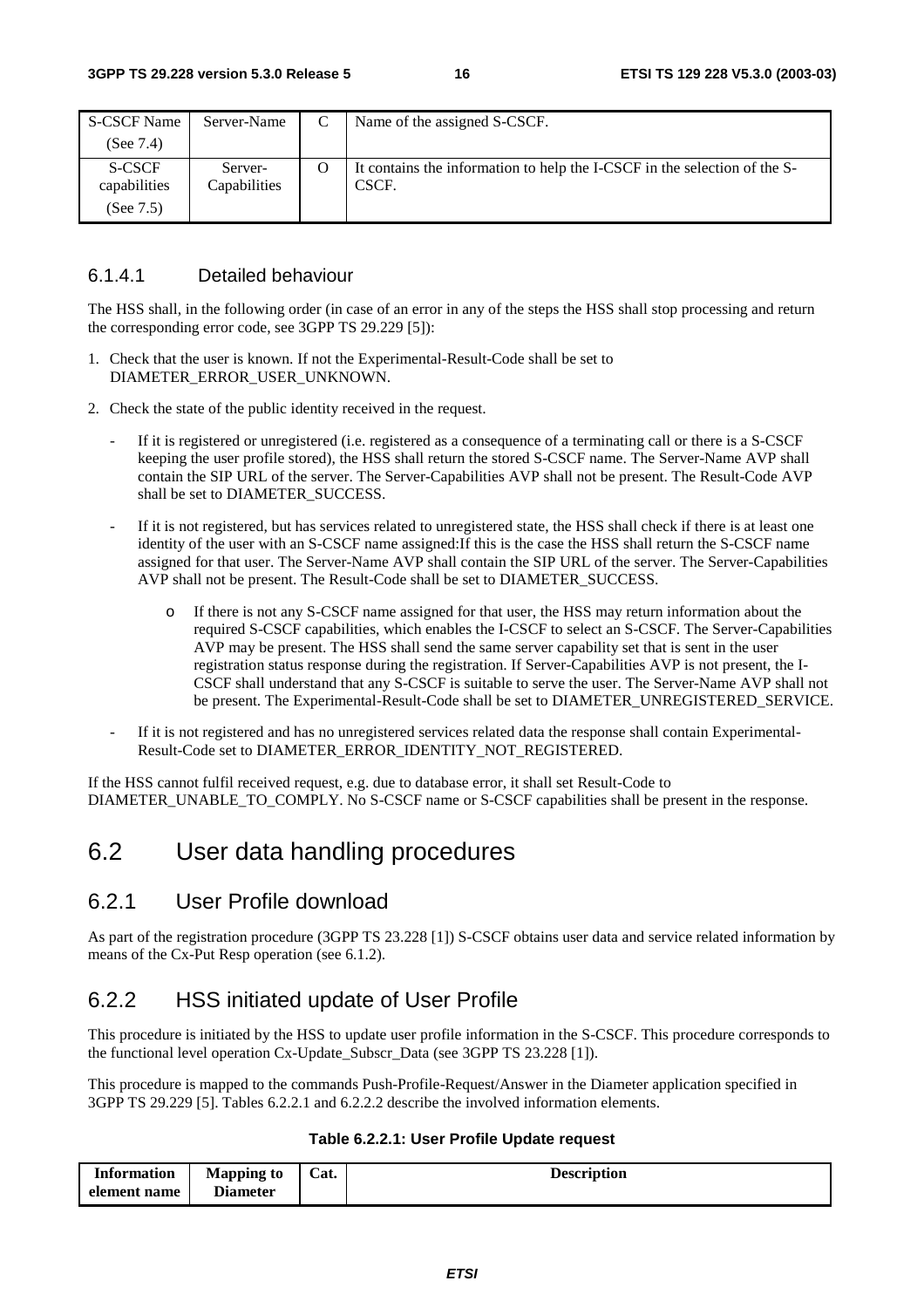| | | | |
|---|---|---|---|
| S-CSCF Name (See 7.4) | Server-Name | C | Name of the assigned S-CSCF. |
| S-CSCF capabilities (See 7.5) | Server-Capabilities | O | It contains the information to help the I-CSCF in the selection of the S-CSCF. |

#### 6.1.4.1 Detailed behaviour

The HSS shall, in the following order (in case of an error in any of the steps the HSS shall stop processing and return the corresponding error code, see 3GPP TS 29.229 [5]):

1. Check that the user is known. If not the Experimental-Result-Code shall be set to DIAMETER_ERROR_USER_UNKNOWN.
2. Check the state of the public identity received in the request.
   - If it is registered or unregistered (i.e. registered as a consequence of a terminating call or there is a S-CSCF keeping the user profile stored), the HSS shall return the stored S-CSCF name. The Server-Name AVP shall contain the SIP URL of the server. The Server-Capabilities AVP shall not be present. The Result-Code AVP shall be set to DIAMETER_SUCCESS.
   - If it is not registered, but has services related to unregistered state, the HSS shall check if there is at least one identity of the user with an S-CSCF name assigned:If this is the case the HSS shall return the S-CSCF name assigned for that user. The Server-Name AVP shall contain the SIP URL of the server. The Server-Capabilities AVP shall not be present. The Result-Code shall be set to DIAMETER_SUCCESS.
     - If there is not any S-CSCF name assigned for that user, the HSS may return information about the required S-CSCF capabilities, which enables the I-CSCF to select an S-CSCF. The Server-Capabilities AVP may be present. The HSS shall send the same server capability set that is sent in the user registration status response during the registration. If Server-Capabilities AVP is not present, the I-CSCF shall understand that any S-CSCF is suitable to serve the user. The Server-Name AVP shall not be present. The Experimental-Result-Code shall be set to DIAMETER_UNREGISTERED_SERVICE.
   - If it is not registered and has no unregistered services related data the response shall contain Experimental-Result-Code set to DIAMETER_ERROR_IDENTITY_NOT_REGISTERED.

If the HSS cannot fulfil received request, e.g. due to database error, it shall set Result-Code to DIAMETER_UNABLE_TO_COMPLY. No S-CSCF name or S-CSCF capabilities shall be present in the response.

## 6.2 User data handling procedures

### 6.2.1 User Profile download

As part of the registration procedure (3GPP TS 23.228 [1]) S-CSCF obtains user data and service related information by means of the Cx-Put Resp operation (see 6.1.2).

### 6.2.2 HSS initiated update of User Profile

This procedure is initiated by the HSS to update user profile information in the S-CSCF. This procedure corresponds to the functional level operation Cx-Update_Subscr_Data (see 3GPP TS 23.228 [1]).

This procedure is mapped to the commands Push-Profile-Request/Answer in the Diameter application specified in 3GPP TS 29.229 [5]. Tables 6.2.2.1 and 6.2.2.2 describe the involved information elements.

**Table 6.2.2.1: User Profile Update request**

| Information element name | Mapping to Diameter | Cat. | Description |
|---|---|---|---|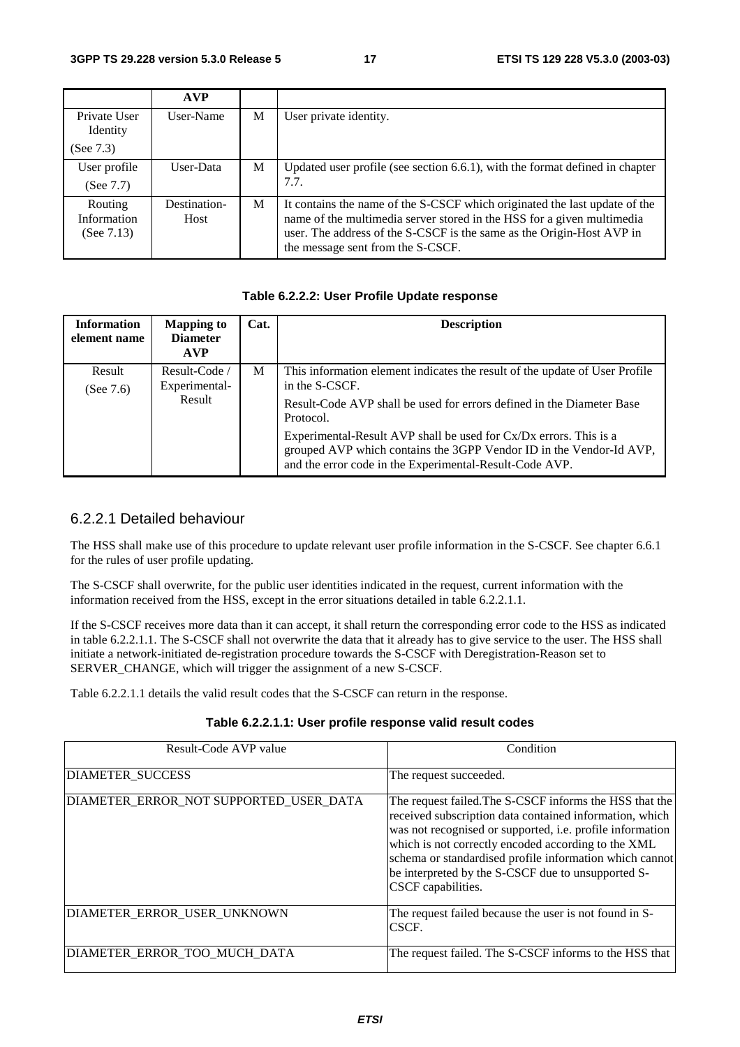| | AVP | | |
|---|---|---|---|
| Private User Identity (See 7.3) | User-Name | M | User private identity. |
| User profile (See 7.7) | User-Data | M | Updated user profile (see section 6.6.1), with the format defined in chapter 7.7. |
| Routing Information (See 7.13) | Destination-Host | M | It contains the name of the S-CSCF which originated the last update of the name of the multimedia server stored in the HSS for a given multimedia user. The address of the S-CSCF is the same as the Origin-Host AVP in the message sent from the S-CSCF. |

**Table 6.2.2.2: User Profile Update response**

| Information element name | Mapping to Diameter AVP | Cat. | Description |
|---|---|---|---|
| Result (See 7.6) | Result-Code / Experimental-Result | M | This information element indicates the result of the update of User Profile in the S-CSCF.<br>Result-Code AVP shall be used for errors defined in the Diameter Base Protocol.<br>Experimental-Result AVP shall be used for Cx/Dx errors. This is a grouped AVP which contains the 3GPP Vendor ID in the Vendor-Id AVP, and the error code in the Experimental-Result-Code AVP. |

### 6.2.2.1 Detailed behaviour

The HSS shall make use of this procedure to update relevant user profile information in the S-CSCF. See chapter 6.6.1 for the rules of user profile updating.

The S-CSCF shall overwrite, for the public user identities indicated in the request, current information with the information received from the HSS, except in the error situations detailed in table 6.2.2.1.1.

If the S-CSCF receives more data than it can accept, it shall return the corresponding error code to the HSS as indicated in table 6.2.2.1.1. The S-CSCF shall not overwrite the data that it already has to give service to the user. The HSS shall initiate a network-initiated de-registration procedure towards the S-CSCF with Deregistration-Reason set to SERVER_CHANGE, which will trigger the assignment of a new S-CSCF.

Table 6.2.2.1.1 details the valid result codes that the S-CSCF can return in the response.

**Table 6.2.2.1.1: User profile response valid result codes**

| Result-Code AVP value | Condition |
|---|---|
| DIAMETER_SUCCESS | The request succeeded. |
| DIAMETER_ERROR_NOT SUPPORTED_USER_DATA | The request failed.The S-CSCF informs the HSS that the received subscription data contained information, which was not recognised or supported, i.e. profile information which is not correctly encoded according to the XML schema or standardised profile information which cannot be interpreted by the S-CSCF due to unsupported S-CSCF capabilities. |
| DIAMETER_ERROR_USER_UNKNOWN | The request failed because the user is not found in S-CSCF. |
| DIAMETER_ERROR_TOO_MUCH_DATA | The request failed. The S-CSCF informs to the HSS that |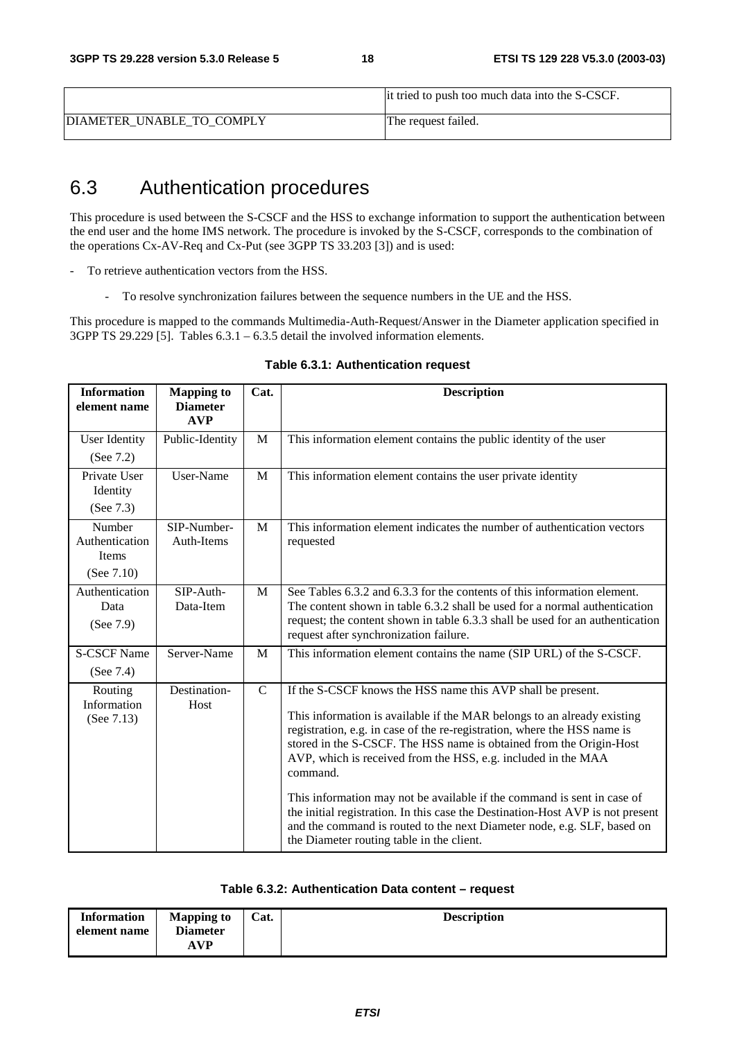| | |
|---|---|
| | it tried to push too much data into the S-CSCF. |
| DIAMETER_UNABLE_TO_COMPLY | The request failed. |

## 6.3 Authentication procedures

This procedure is used between the S-CSCF and the HSS to exchange information to support the authentication between the end user and the home IMS network. The procedure is invoked by the S-CSCF, corresponds to the combination of the operations Cx-AV-Req and Cx-Put (see 3GPP TS 33.203 [3]) and is used:

- To retrieve authentication vectors from the HSS.
    - To resolve synchronization failures between the sequence numbers in the UE and the HSS.

This procedure is mapped to the commands Multimedia-Auth-Request/Answer in the Diameter application specified in 3GPP TS 29.229 [5]. Tables 6.3.1 – 6.3.5 detail the involved information elements.

**Table 6.3.1: Authentication request**

| Information element name | Mapping to Diameter AVP | Cat. | Description |
|---|---|---|---|
| User Identity (See 7.2) | Public-Identity | M | This information element contains the public identity of the user |
| Private User Identity (See 7.3) | User-Name | M | This information element contains the user private identity |
| Number Authentication Items (See 7.10) | SIP-Number-Auth-Items | M | This information element indicates the number of authentication vectors requested |
| Authentication Data (See 7.9) | SIP-Auth-Data-Item | M | See Tables 6.3.2 and 6.3.3 for the contents of this information element. The content shown in table 6.3.2 shall be used for a normal authentication request; the content shown in table 6.3.3 shall be used for an authentication request after synchronization failure. |
| S-CSCF Name (See 7.4) | Server-Name | M | This information element contains the name (SIP URL) of the S-CSCF. |
| Routing Information (See 7.13) | Destination-Host | C | If the S-CSCF knows the HSS name this AVP shall be present.<br><br>This information is available if the MAR belongs to an already existing registration, e.g. in case of the re-registration, where the HSS name is stored in the S-CSCF. The HSS name is obtained from the Origin-Host AVP, which is received from the HSS, e.g. included in the MAA command.<br><br>This information may not be available if the command is sent in case of the initial registration. In this case the Destination-Host AVP is not present and the command is routed to the next Diameter node, e.g. SLF, based on the Diameter routing table in the client. |

**Table 6.3.2: Authentication Data content – request**

| Information element name | Mapping to Diameter AVP | Cat. | Description |
|---|---|---|---|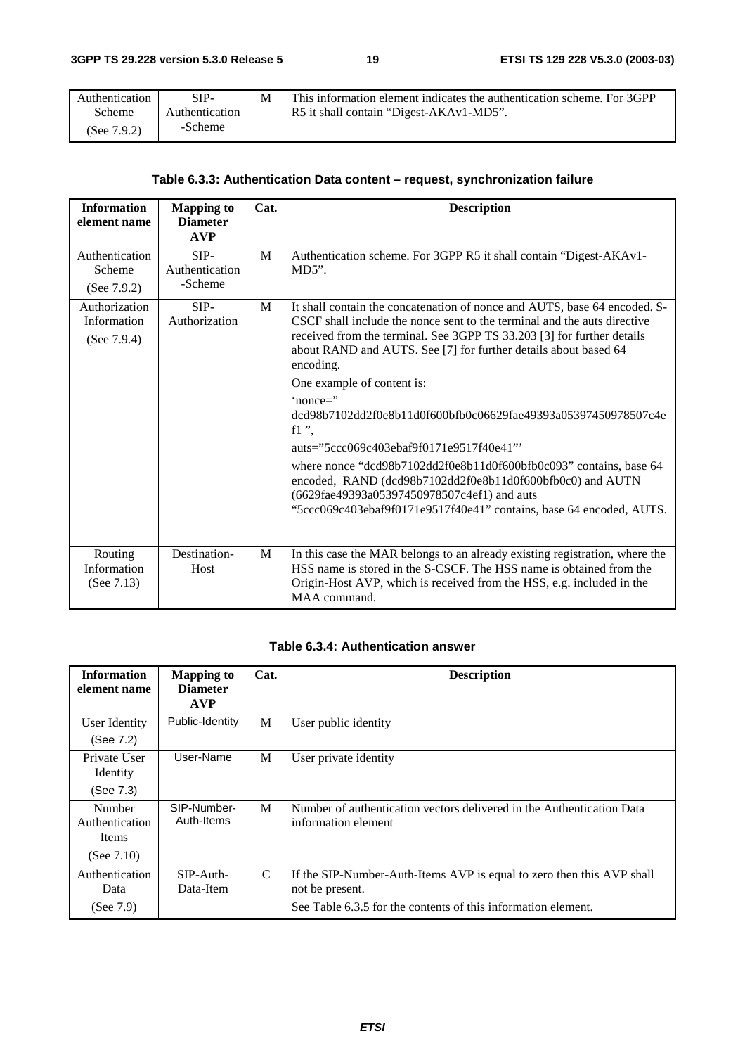| | | | |
|---|---|---|---|
| Authentication Scheme (See 7.9.2) | SIP-Authentication-Scheme | M | This information element indicates the authentication scheme. For 3GPP R5 it shall contain "Digest-AKAv1-MD5". |

**Table 6.3.3: Authentication Data content – request, synchronization failure**

| Information element name | Mapping to Diameter AVP | Cat. | Description |
|---|---|---|---|
| Authentication Scheme (See 7.9.2) | SIP-Authentication-Scheme | M | Authentication scheme. For 3GPP R5 it shall contain "Digest-AKAv1-MD5". |
| Authorization Information (See 7.9.4) | SIP-Authorization | M | It shall contain the concatenation of nonce and AUTS, base 64 encoded. S-CSCF shall include the nonce sent to the terminal and the auts directive received from the terminal. See 3GPP TS 33.203 [3] for further details about RAND and AUTS. See [7] for further details about based 64 encoding.<br><br>One example of content is:<br><br>'nonce=" dcd98b7102dd2f0e8b11d0f600bfb0c06629fae49393a05397450978507c4ef1 ",<br><br>auts="5ccc069c403ebaf9f0171e9517f40e41"'<br><br>where nonce "dcd98b7102dd2f0e8b11d0f600bfb0c093" contains, base 64 encoded, RAND (dcd98b7102dd2f0e8b11d0f600bfb0c0) and AUTN (6629fae49393a05397450978507c4ef1) and auts "5ccc069c403ebaf9f0171e9517f40e41" contains, base 64 encoded, AUTS. |
| Routing Information (See 7.13) | Destination-Host | M | In this case the MAR belongs to an already existing registration, where the HSS name is stored in the S-CSCF. The HSS name is obtained from the Origin-Host AVP, which is received from the HSS, e.g. included in the MAA command. |

**Table 6.3.4: Authentication answer**

| Information element name | Mapping to Diameter AVP | Cat. | Description |
|---|---|---|---|
| User Identity (See 7.2) | Public-Identity | M | User public identity |
| Private User Identity (See 7.3) | User-Name | M | User private identity |
| Number Authentication Items (See 7.10) | SIP-Number-Auth-Items | M | Number of authentication vectors delivered in the Authentication Data information element |
| Authentication Data (See 7.9) | SIP-Auth-Data-Item | C | If the SIP-Number-Auth-Items AVP is equal to zero then this AVP shall not be present.<br><br>See Table 6.3.5 for the contents of this information element. |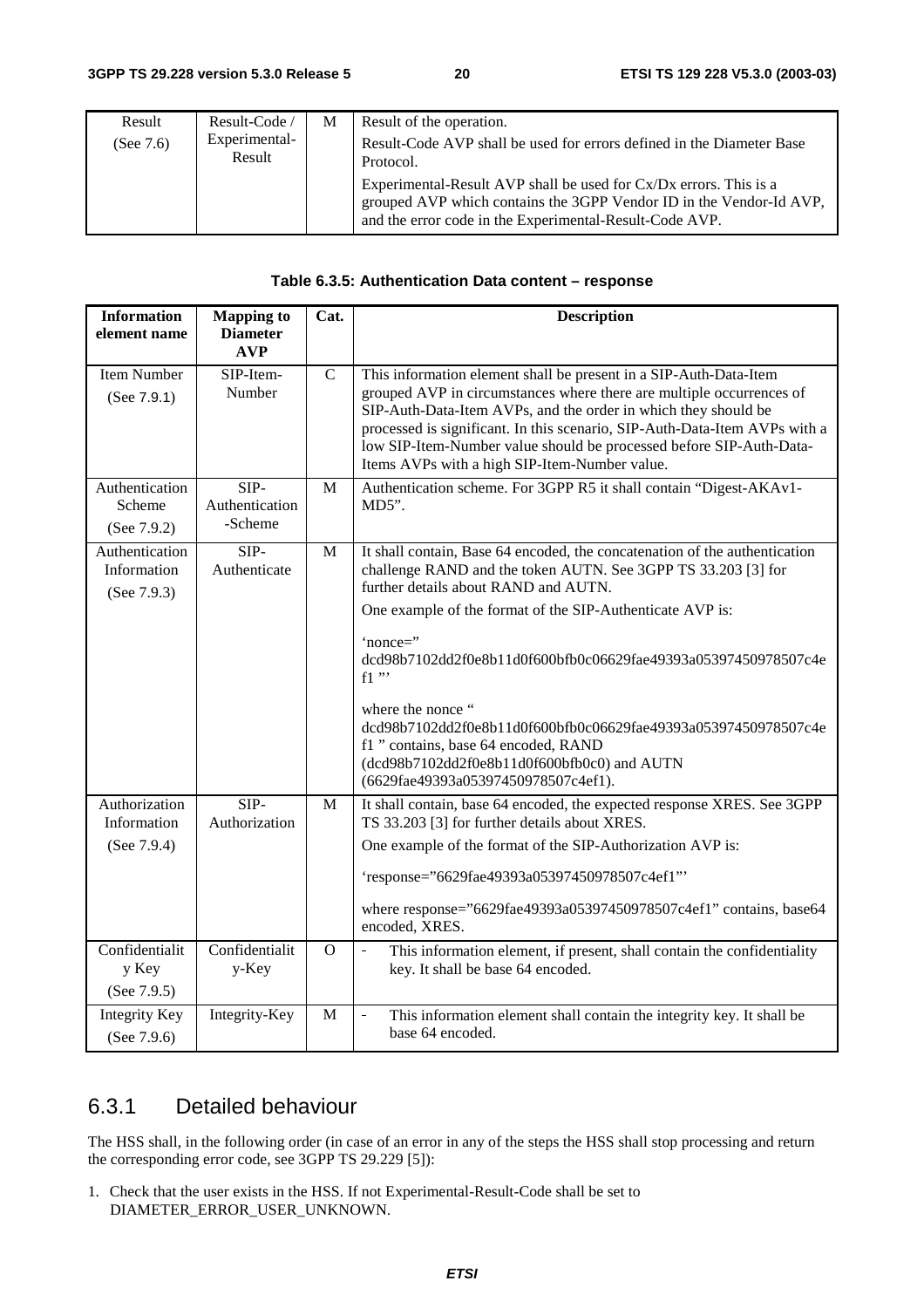| | | | |
|---|---|---|---|
| Result (See 7.6) | Result-Code / Experimental-Result | M | Result of the operation. Result-Code AVP shall be used for errors defined in the Diameter Base Protocol. Experimental-Result AVP shall be used for Cx/Dx errors. This is a grouped AVP which contains the 3GPP Vendor ID in the Vendor-Id AVP, and the error code in the Experimental-Result-Code AVP. |

**Table 6.3.5: Authentication Data content – response**

| Information element name | Mapping to Diameter AVP | Cat. | Description |
|---|---|---|---|
| Item Number (See 7.9.1) | SIP-Item-Number | C | This information element shall be present in a SIP-Auth-Data-Item grouped AVP in circumstances where there are multiple occurrences of SIP-Auth-Data-Item AVPs, and the order in which they should be processed is significant. In this scenario, SIP-Auth-Data-Item AVPs with a low SIP-Item-Number value should be processed before SIP-Auth-Data-Items AVPs with a high SIP-Item-Number value. |
| Authentication Scheme (See 7.9.2) | SIP-Authentication-Scheme | M | Authentication scheme. For 3GPP R5 it shall contain "Digest-AKAv1-MD5". |
| Authentication Information (See 7.9.3) | SIP-Authenticate | M | It shall contain, Base 64 encoded, the concatenation of the authentication challenge RAND and the token AUTN. See 3GPP TS 33.203 [3] for further details about RAND and AUTN. One example of the format of the SIP-Authenticate AVP is: 'nonce=" dcd98b7102dd2f0e8b11d0f600bfb0c06629fae49393a05397450978507c4ef1 "' where the nonce " dcd98b7102dd2f0e8b11d0f600bfb0c06629fae49393a05397450978507c4ef1 " contains, base 64 encoded, RAND (dcd98b7102dd2f0e8b11d0f600bfb0c0) and AUTN (6629fae49393a05397450978507c4ef1). |
| Authorization Information (See 7.9.4) | SIP-Authorization | M | It shall contain, base 64 encoded, the expected response XRES. See 3GPP TS 33.203 [3] for further details about XRES. One example of the format of the SIP-Authorization AVP is: 'response="6629fae49393a05397450978507c4ef1"' where response="6629fae49393a05397450978507c4ef1" contains, base64 encoded, XRES. |
| Confidentiality Key (See 7.9.5) | Confidentiality-Key | O | - This information element, if present, shall contain the confidentiality key. It shall be base 64 encoded. |
| Integrity Key (See 7.9.6) | Integrity-Key | M | - This information element shall contain the integrity key. It shall be base 64 encoded. |

## 6.3.1 Detailed behaviour

The HSS shall, in the following order (in case of an error in any of the steps the HSS shall stop processing and return the corresponding error code, see 3GPP TS 29.229 [5]):

1. Check that the user exists in the HSS. If not Experimental-Result-Code shall be set to DIAMETER_ERROR_USER_UNKNOWN.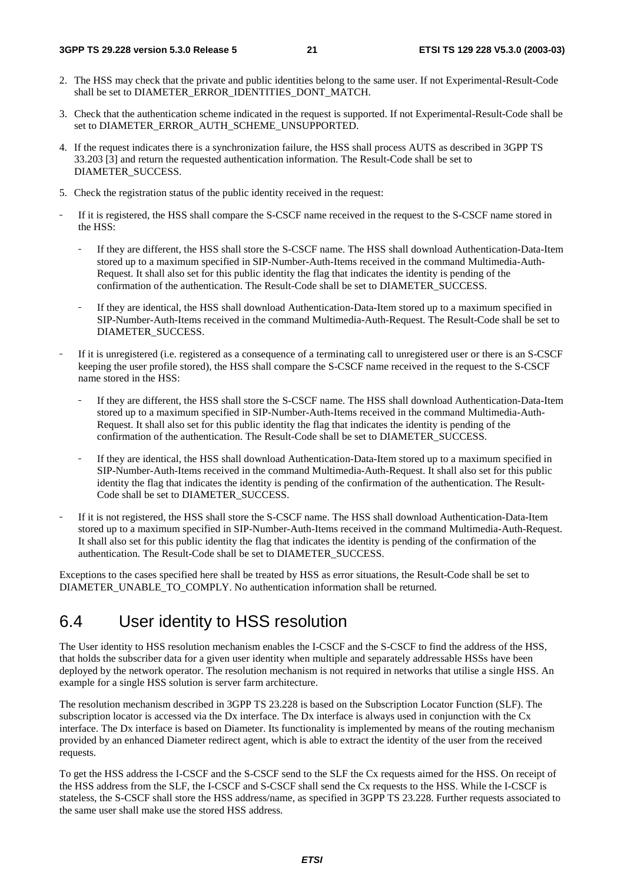2. The HSS may check that the private and public identities belong to the same user. If not Experimental-Result-Code shall be set to DIAMETER_ERROR_IDENTITIES_DONT_MATCH.

3. Check that the authentication scheme indicated in the request is supported. If not Experimental-Result-Code shall be set to DIAMETER_ERROR_AUTH_SCHEME_UNSUPPORTED.

4. If the request indicates there is a synchronization failure, the HSS shall process AUTS as described in 3GPP TS 33.203 [3] and return the requested authentication information. The Result-Code shall be set to DIAMETER_SUCCESS.

5. Check the registration status of the public identity received in the request:

- If it is registered, the HSS shall compare the S-CSCF name received in the request to the S-CSCF name stored in the HSS:
  - If they are different, the HSS shall store the S-CSCF name. The HSS shall download Authentication-Data-Item stored up to a maximum specified in SIP-Number-Auth-Items received in the command Multimedia-Auth-Request. It shall also set for this public identity the flag that indicates the identity is pending of the confirmation of the authentication. The Result-Code shall be set to DIAMETER_SUCCESS.
  - If they are identical, the HSS shall download Authentication-Data-Item stored up to a maximum specified in SIP-Number-Auth-Items received in the command Multimedia-Auth-Request. The Result-Code shall be set to DIAMETER_SUCCESS.
- If it is unregistered (i.e. registered as a consequence of a terminating call to unregistered user or there is an S-CSCF keeping the user profile stored), the HSS shall compare the S-CSCF name received in the request to the S-CSCF name stored in the HSS:
  - If they are different, the HSS shall store the S-CSCF name. The HSS shall download Authentication-Data-Item stored up to a maximum specified in SIP-Number-Auth-Items received in the command Multimedia-Auth-Request. It shall also set for this public identity the flag that indicates the identity is pending of the confirmation of the authentication. The Result-Code shall be set to DIAMETER_SUCCESS.
  - If they are identical, the HSS shall download Authentication-Data-Item stored up to a maximum specified in SIP-Number-Auth-Items received in the command Multimedia-Auth-Request. It shall also set for this public identity the flag that indicates the identity is pending of the confirmation of the authentication. The Result-Code shall be set to DIAMETER_SUCCESS.
- If it is not registered, the HSS shall store the S-CSCF name. The HSS shall download Authentication-Data-Item stored up to a maximum specified in SIP-Number-Auth-Items received in the command Multimedia-Auth-Request. It shall also set for this public identity the flag that indicates the identity is pending of the confirmation of the authentication. The Result-Code shall be set to DIAMETER_SUCCESS.

Exceptions to the cases specified here shall be treated by HSS as error situations, the Result-Code shall be set to DIAMETER_UNABLE_TO_COMPLY. No authentication information shall be returned.

# 6.4 User identity to HSS resolution

The User identity to HSS resolution mechanism enables the I-CSCF and the S-CSCF to find the address of the HSS, that holds the subscriber data for a given user identity when multiple and separately addressable HSSs have been deployed by the network operator. The resolution mechanism is not required in networks that utilise a single HSS. An example for a single HSS solution is server farm architecture.

The resolution mechanism described in 3GPP TS 23.228 is based on the Subscription Locator Function (SLF). The subscription locator is accessed via the Dx interface. The Dx interface is always used in conjunction with the Cx interface. The Dx interface is based on Diameter. Its functionality is implemented by means of the routing mechanism provided by an enhanced Diameter redirect agent, which is able to extract the identity of the user from the received requests.

To get the HSS address the I-CSCF and the S-CSCF send to the SLF the Cx requests aimed for the HSS. On receipt of the HSS address from the SLF, the I-CSCF and S-CSCF shall send the Cx requests to the HSS. While the I-CSCF is stateless, the S-CSCF shall store the HSS address/name, as specified in 3GPP TS 23.228. Further requests associated to the same user shall make use the stored HSS address.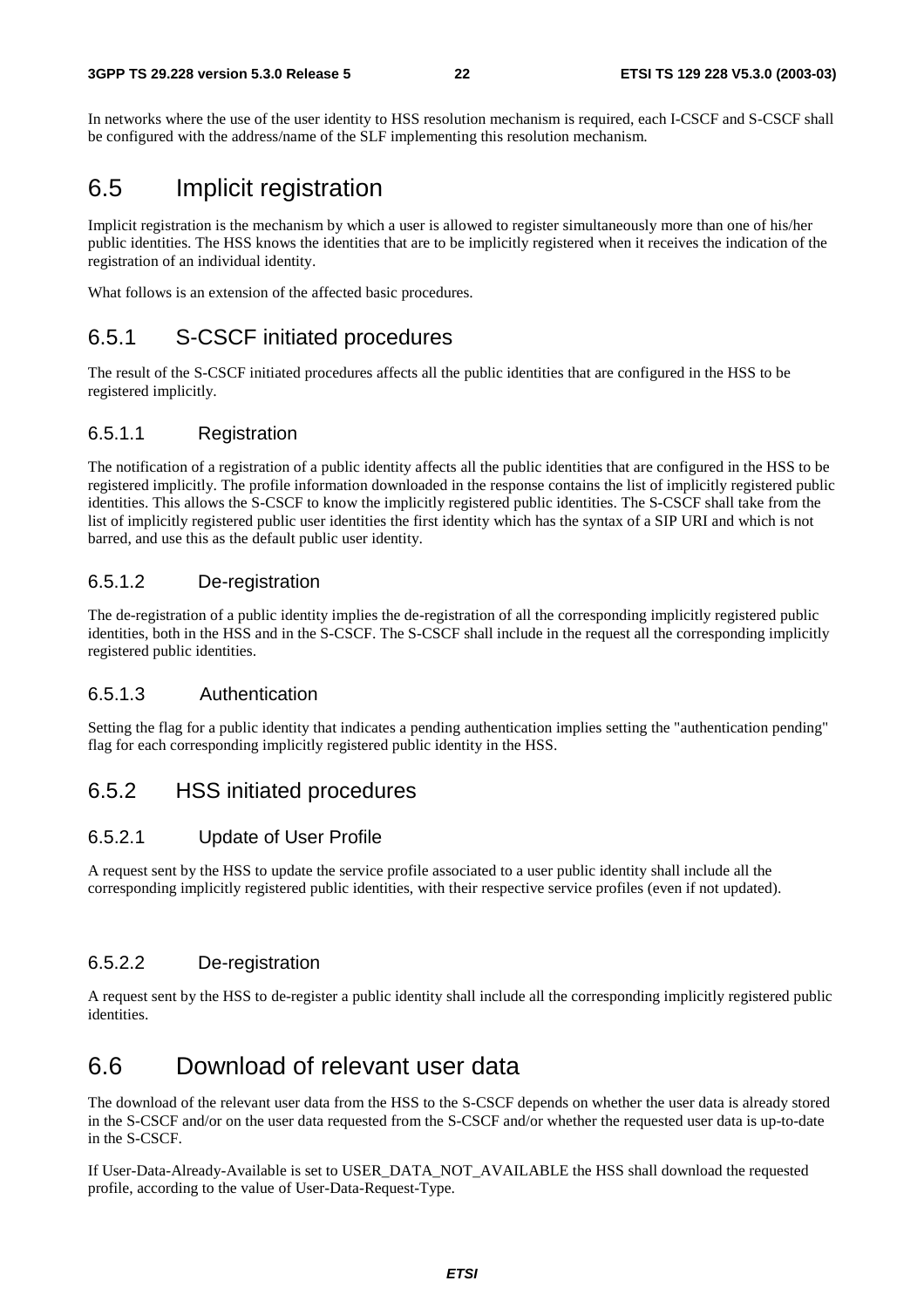In networks where the use of the user identity to HSS resolution mechanism is required, each I-CSCF and S-CSCF shall be configured with the address/name of the SLF implementing this resolution mechanism.

## 6.5 Implicit registration

Implicit registration is the mechanism by which a user is allowed to register simultaneously more than one of his/her public identities. The HSS knows the identities that are to be implicitly registered when it receives the indication of the registration of an individual identity.

What follows is an extension of the affected basic procedures.

### 6.5.1 S-CSCF initiated procedures

The result of the S-CSCF initiated procedures affects all the public identities that are configured in the HSS to be registered implicitly.

#### 6.5.1.1 Registration

The notification of a registration of a public identity affects all the public identities that are configured in the HSS to be registered implicitly. The profile information downloaded in the response contains the list of implicitly registered public identities. This allows the S-CSCF to know the implicitly registered public identities. The S-CSCF shall take from the list of implicitly registered public user identities the first identity which has the syntax of a SIP URI and which is not barred, and use this as the default public user identity.

#### 6.5.1.2 De-registration

The de-registration of a public identity implies the de-registration of all the corresponding implicitly registered public identities, both in the HSS and in the S-CSCF. The S-CSCF shall include in the request all the corresponding implicitly registered public identities.

#### 6.5.1.3 Authentication

Setting the flag for a public identity that indicates a pending authentication implies setting the "authentication pending" flag for each corresponding implicitly registered public identity in the HSS.

### 6.5.2 HSS initiated procedures

#### 6.5.2.1 Update of User Profile

A request sent by the HSS to update the service profile associated to a user public identity shall include all the corresponding implicitly registered public identities, with their respective service profiles (even if not updated).

#### 6.5.2.2 De-registration

A request sent by the HSS to de-register a public identity shall include all the corresponding implicitly registered public identities.

## 6.6 Download of relevant user data

The download of the relevant user data from the HSS to the S-CSCF depends on whether the user data is already stored in the S-CSCF and/or on the user data requested from the S-CSCF and/or whether the requested user data is up-to-date in the S-CSCF.

If User-Data-Already-Available is set to USER_DATA_NOT_AVAILABLE the HSS shall download the requested profile, according to the value of User-Data-Request-Type.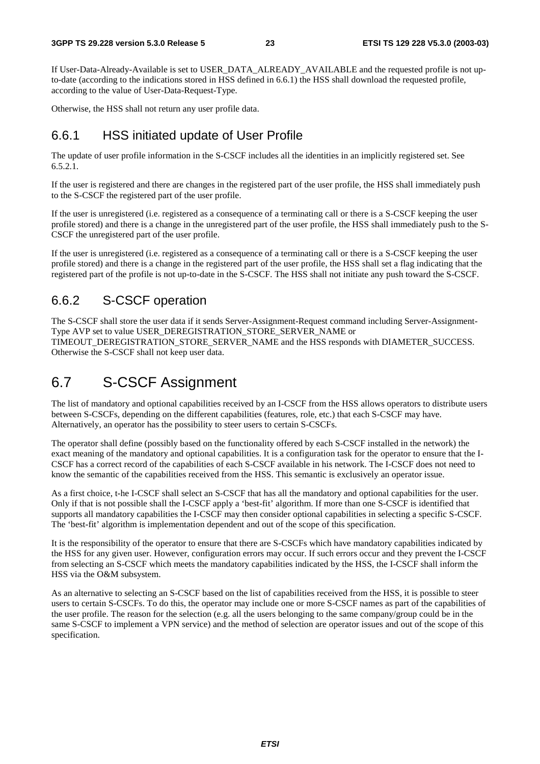If User-Data-Already-Available is set to USER_DATA_ALREADY_AVAILABLE and the requested profile is not up-to-date (according to the indications stored in HSS defined in 6.6.1) the HSS shall download the requested profile, according to the value of User-Data-Request-Type.

Otherwise, the HSS shall not return any user profile data.

## 6.6.1 HSS initiated update of User Profile

The update of user profile information in the S-CSCF includes all the identities in an implicitly registered set. See 6.5.2.1.

If the user is registered and there are changes in the registered part of the user profile, the HSS shall immediately push to the S-CSCF the registered part of the user profile.

If the user is unregistered (i.e. registered as a consequence of a terminating call or there is a S-CSCF keeping the user profile stored) and there is a change in the unregistered part of the user profile, the HSS shall immediately push to the S-CSCF the unregistered part of the user profile.

If the user is unregistered (i.e. registered as a consequence of a terminating call or there is a S-CSCF keeping the user profile stored) and there is a change in the registered part of the user profile, the HSS shall set a flag indicating that the registered part of the profile is not up-to-date in the S-CSCF. The HSS shall not initiate any push toward the S-CSCF.

## 6.6.2 S-CSCF operation

The S-CSCF shall store the user data if it sends Server-Assignment-Request command including Server-Assignment-Type AVP set to value USER_DEREGISTRATION_STORE_SERVER_NAME or TIMEOUT_DEREGISTRATION_STORE_SERVER_NAME and the HSS responds with DIAMETER_SUCCESS. Otherwise the S-CSCF shall not keep user data.

# 6.7 S-CSCF Assignment

The list of mandatory and optional capabilities received by an I-CSCF from the HSS allows operators to distribute users between S-CSCFs, depending on the different capabilities (features, role, etc.) that each S-CSCF may have. Alternatively, an operator has the possibility to steer users to certain S-CSCFs.

The operator shall define (possibly based on the functionality offered by each S-CSCF installed in the network) the exact meaning of the mandatory and optional capabilities. It is a configuration task for the operator to ensure that the I-CSCF has a correct record of the capabilities of each S-CSCF available in his network. The I-CSCF does not need to know the semantic of the capabilities received from the HSS. This semantic is exclusively an operator issue.

As a first choice, t-he I-CSCF shall select an S-CSCF that has all the mandatory and optional capabilities for the user. Only if that is not possible shall the I-CSCF apply a 'best-fit' algorithm. If more than one S-CSCF is identified that supports all mandatory capabilities the I-CSCF may then consider optional capabilities in selecting a specific S-CSCF. The 'best-fit' algorithm is implementation dependent and out of the scope of this specification.

It is the responsibility of the operator to ensure that there are S-CSCFs which have mandatory capabilities indicated by the HSS for any given user. However, configuration errors may occur. If such errors occur and they prevent the I-CSCF from selecting an S-CSCF which meets the mandatory capabilities indicated by the HSS, the I-CSCF shall inform the HSS via the O&M subsystem.

As an alternative to selecting an S-CSCF based on the list of capabilities received from the HSS, it is possible to steer users to certain S-CSCFs. To do this, the operator may include one or more S-CSCF names as part of the capabilities of the user profile. The reason for the selection (e.g. all the users belonging to the same company/group could be in the same S-CSCF to implement a VPN service) and the method of selection are operator issues and out of the scope of this specification.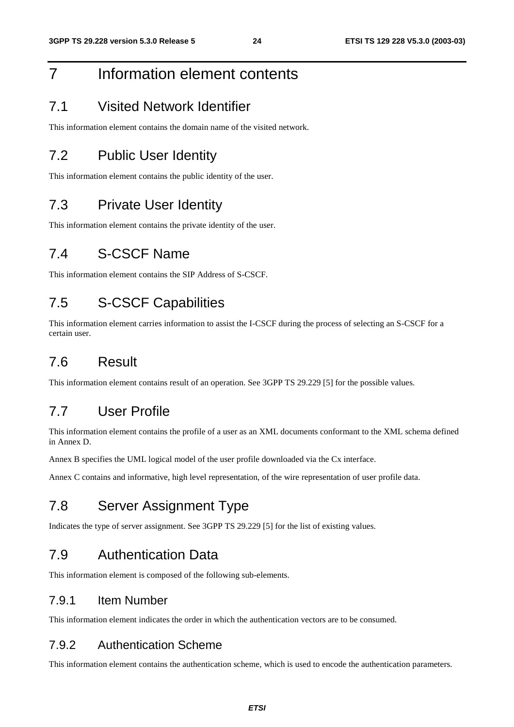# 7 Information element contents

## 7.1 Visited Network Identifier

This information element contains the domain name of the visited network.

## 7.2 Public User Identity

This information element contains the public identity of the user.

## 7.3 Private User Identity

This information element contains the private identity of the user.

## 7.4 S-CSCF Name

This information element contains the SIP Address of S-CSCF.

## 7.5 S-CSCF Capabilities

This information element carries information to assist the I-CSCF during the process of selecting an S-CSCF for a certain user.

## 7.6 Result

This information element contains result of an operation. See 3GPP TS 29.229 [5] for the possible values.

## 7.7 User Profile

This information element contains the profile of a user as an XML documents conformant to the XML schema defined in Annex D.

Annex B specifies the UML logical model of the user profile downloaded via the Cx interface.

Annex C contains and informative, high level representation, of the wire representation of user profile data.

## 7.8 Server Assignment Type

Indicates the type of server assignment. See 3GPP TS 29.229 [5] for the list of existing values.

## 7.9 Authentication Data

This information element is composed of the following sub-elements.

### 7.9.1 Item Number

This information element indicates the order in which the authentication vectors are to be consumed.

### 7.9.2 Authentication Scheme

This information element contains the authentication scheme, which is used to encode the authentication parameters.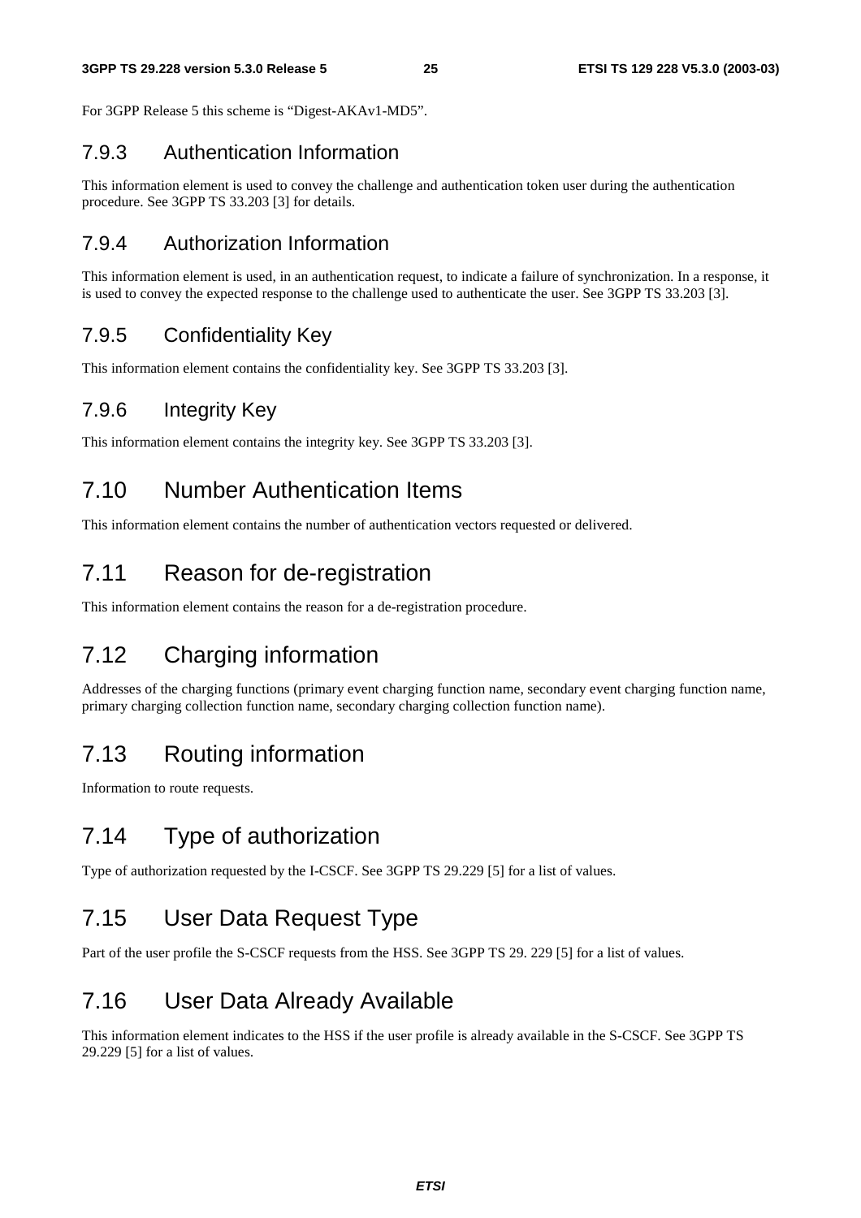For 3GPP Release 5 this scheme is "Digest-AKAv1-MD5".

### 7.9.3 Authentication Information

This information element is used to convey the challenge and authentication token user during the authentication procedure. See 3GPP TS 33.203 [3] for details.

### 7.9.4 Authorization Information

This information element is used, in an authentication request, to indicate a failure of synchronization. In a response, it is used to convey the expected response to the challenge used to authenticate the user. See 3GPP TS 33.203 [3].

### 7.9.5 Confidentiality Key

This information element contains the confidentiality key. See 3GPP TS 33.203 [3].

### 7.9.6 Integrity Key

This information element contains the integrity key. See 3GPP TS 33.203 [3].

## 7.10 Number Authentication Items

This information element contains the number of authentication vectors requested or delivered.

## 7.11 Reason for de-registration

This information element contains the reason for a de-registration procedure.

## 7.12 Charging information

Addresses of the charging functions (primary event charging function name, secondary event charging function name, primary charging collection function name, secondary charging collection function name).

## 7.13 Routing information

Information to route requests.

## 7.14 Type of authorization

Type of authorization requested by the I-CSCF. See 3GPP TS 29.229 [5] for a list of values.

## 7.15 User Data Request Type

Part of the user profile the S-CSCF requests from the HSS. See 3GPP TS 29. 229 [5] for a list of values.

## 7.16 User Data Already Available

This information element indicates to the HSS if the user profile is already available in the S-CSCF. See 3GPP TS 29.229 [5] for a list of values.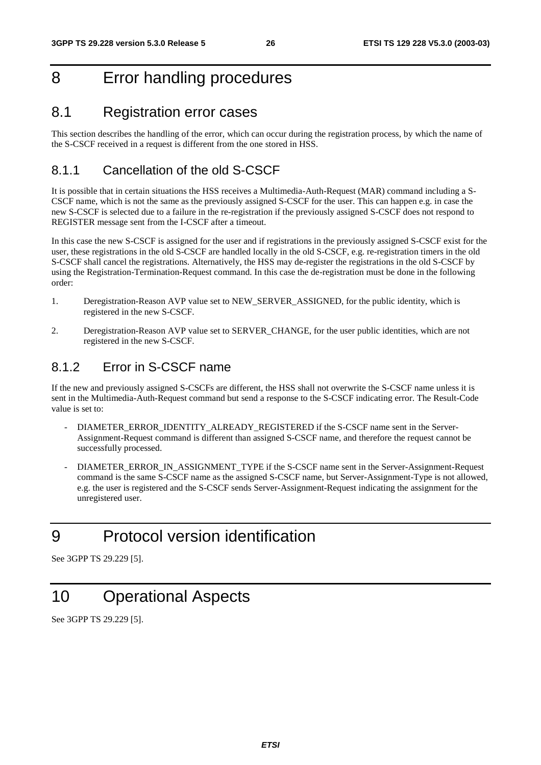# 8 Error handling procedures

## 8.1 Registration error cases

This section describes the handling of the error, which can occur during the registration process, by which the name of the S-CSCF received in a request is different from the one stored in HSS.

### 8.1.1 Cancellation of the old S-CSCF

It is possible that in certain situations the HSS receives a Multimedia-Auth-Request (MAR) command including a S-CSCF name, which is not the same as the previously assigned S-CSCF for the user. This can happen e.g. in case the new S-CSCF is selected due to a failure in the re-registration if the previously assigned S-CSCF does not respond to REGISTER message sent from the I-CSCF after a timeout.

In this case the new S-CSCF is assigned for the user and if registrations in the previously assigned S-CSCF exist for the user, these registrations in the old S-CSCF are handled locally in the old S-CSCF, e.g. re-registration timers in the old S-CSCF shall cancel the registrations. Alternatively, the HSS may de-register the registrations in the old S-CSCF by using the Registration-Termination-Request command. In this case the de-registration must be done in the following order:

1. Deregistration-Reason AVP value set to NEW_SERVER_ASSIGNED, for the public identity, which is registered in the new S-CSCF.

2. Deregistration-Reason AVP value set to SERVER_CHANGE, for the user public identities, which are not registered in the new S-CSCF.

### 8.1.2 Error in S-CSCF name

If the new and previously assigned S-CSCFs are different, the HSS shall not overwrite the S-CSCF name unless it is sent in the Multimedia-Auth-Request command but send a response to the S-CSCF indicating error. The Result-Code value is set to:

- DIAMETER_ERROR_IDENTITY_ALREADY_REGISTERED if the S-CSCF name sent in the Server-Assignment-Request command is different than assigned S-CSCF name, and therefore the request cannot be successfully processed.

- DIAMETER_ERROR_IN_ASSIGNMENT_TYPE if the S-CSCF name sent in the Server-Assignment-Request command is the same S-CSCF name as the assigned S-CSCF name, but Server-Assignment-Type is not allowed, e.g. the user is registered and the S-CSCF sends Server-Assignment-Request indicating the assignment for the unregistered user.

# 9 Protocol version identification

See 3GPP TS 29.229 [5].

# 10 Operational Aspects

See 3GPP TS 29.229 [5].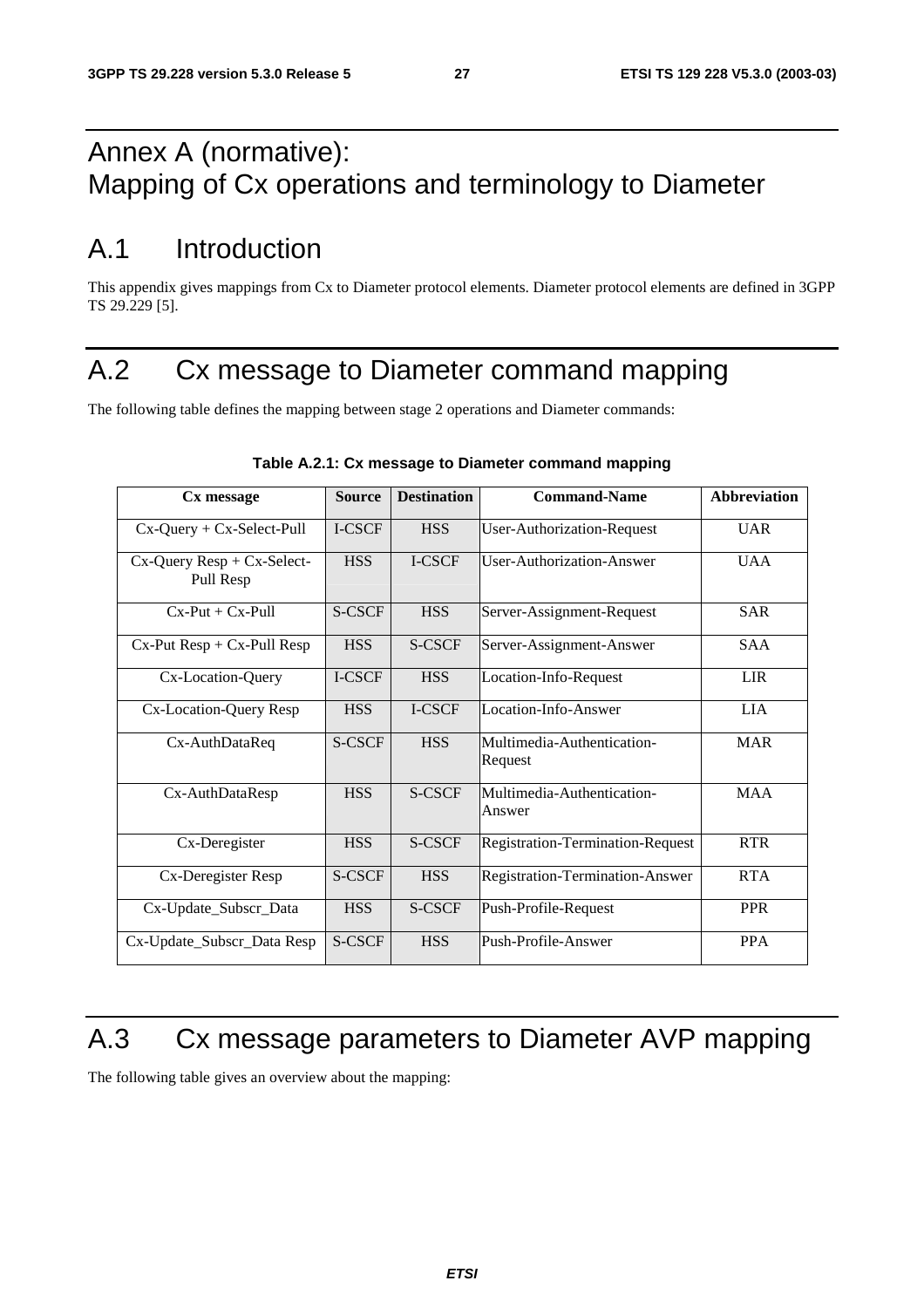# Annex A (normative): Mapping of Cx operations and terminology to Diameter

## A.1 Introduction

This appendix gives mappings from Cx to Diameter protocol elements. Diameter protocol elements are defined in 3GPP TS 29.229 [5].

## A.2 Cx message to Diameter command mapping

The following table defines the mapping between stage 2 operations and Diameter commands:

**Table A.2.1: Cx message to Diameter command mapping**

| Cx message | Source | Destination | Command-Name | Abbreviation |
|---|---|---|---|---|
| Cx-Query + Cx-Select-Pull | I-CSCF | HSS | User-Authorization-Request | UAR |
| Cx-Query Resp + Cx-Select-Pull Resp | HSS | I-CSCF | User-Authorization-Answer | UAA |
| Cx-Put + Cx-Pull | S-CSCF | HSS | Server-Assignment-Request | SAR |
| Cx-Put Resp + Cx-Pull Resp | HSS | S-CSCF | Server-Assignment-Answer | SAA |
| Cx-Location-Query | I-CSCF | HSS | Location-Info-Request | LIR |
| Cx-Location-Query Resp | HSS | I-CSCF | Location-Info-Answer | LIA |
| Cx-AuthDataReq | S-CSCF | HSS | Multimedia-Authentication-Request | MAR |
| Cx-AuthDataResp | HSS | S-CSCF | Multimedia-Authentication-Answer | MAA |
| Cx-Deregister | HSS | S-CSCF | Registration-Termination-Request | RTR |
| Cx-Deregister Resp | S-CSCF | HSS | Registration-Termination-Answer | RTA |
| Cx-Update_Subscr_Data | HSS | S-CSCF | Push-Profile-Request | PPR |
| Cx-Update_Subscr_Data Resp | S-CSCF | HSS | Push-Profile-Answer | PPA |

## A.3 Cx message parameters to Diameter AVP mapping

The following table gives an overview about the mapping: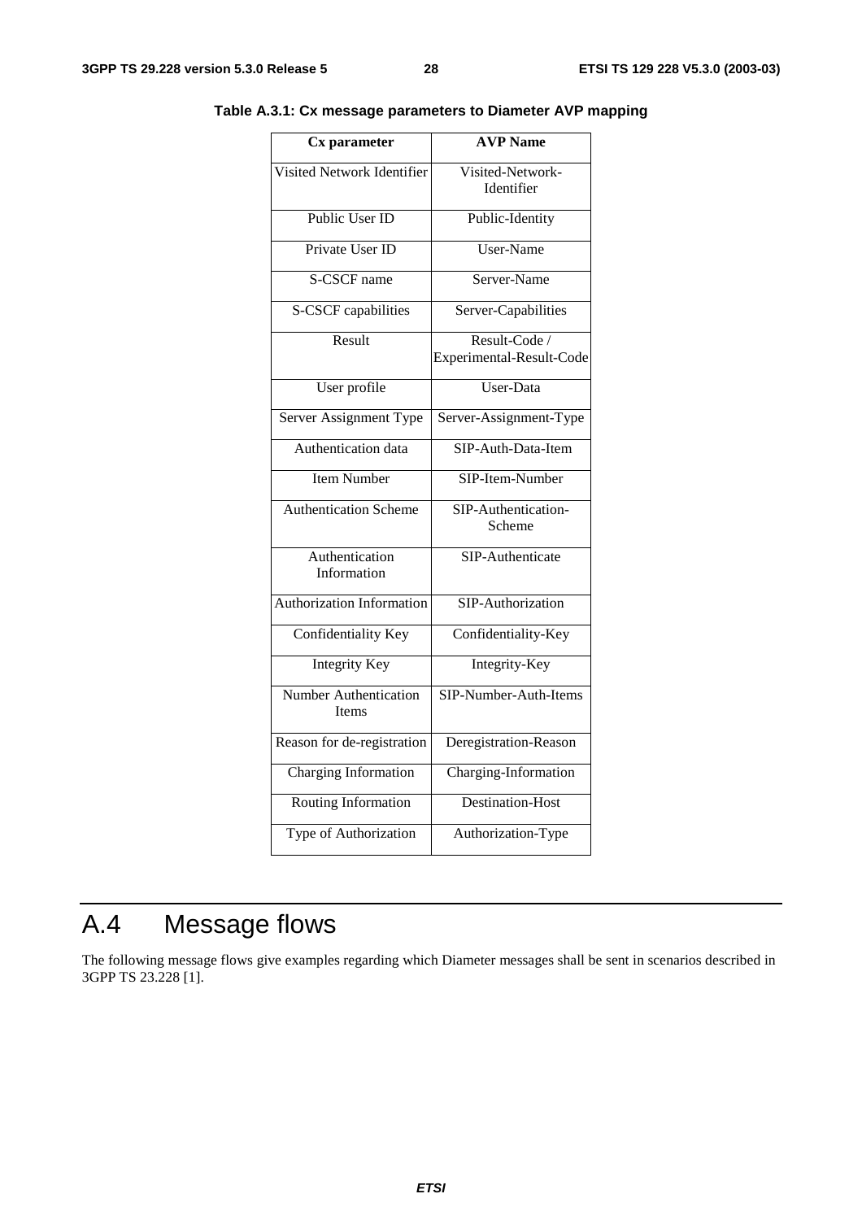**Table A.3.1: Cx message parameters to Diameter AVP mapping**

| Cx parameter | AVP Name |
|---|---|
| Visited Network Identifier | Visited-Network-Identifier |
| Public User ID | Public-Identity |
| Private User ID | User-Name |
| S-CSCF name | Server-Name |
| S-CSCF capabilities | Server-Capabilities |
| Result | Result-Code / Experimental-Result-Code |
| User profile | User-Data |
| Server Assignment Type | Server-Assignment-Type |
| Authentication data | SIP-Auth-Data-Item |
| Item Number | SIP-Item-Number |
| Authentication Scheme | SIP-Authentication-Scheme |
| Authentication Information | SIP-Authenticate |
| Authorization Information | SIP-Authorization |
| Confidentiality Key | Confidentiality-Key |
| Integrity Key | Integrity-Key |
| Number Authentication Items | SIP-Number-Auth-Items |
| Reason for de-registration | Deregistration-Reason |
| Charging Information | Charging-Information |
| Routing Information | Destination-Host |
| Type of Authorization | Authorization-Type |

# A.4 Message flows

The following message flows give examples regarding which Diameter messages shall be sent in scenarios described in 3GPP TS 23.228 [1].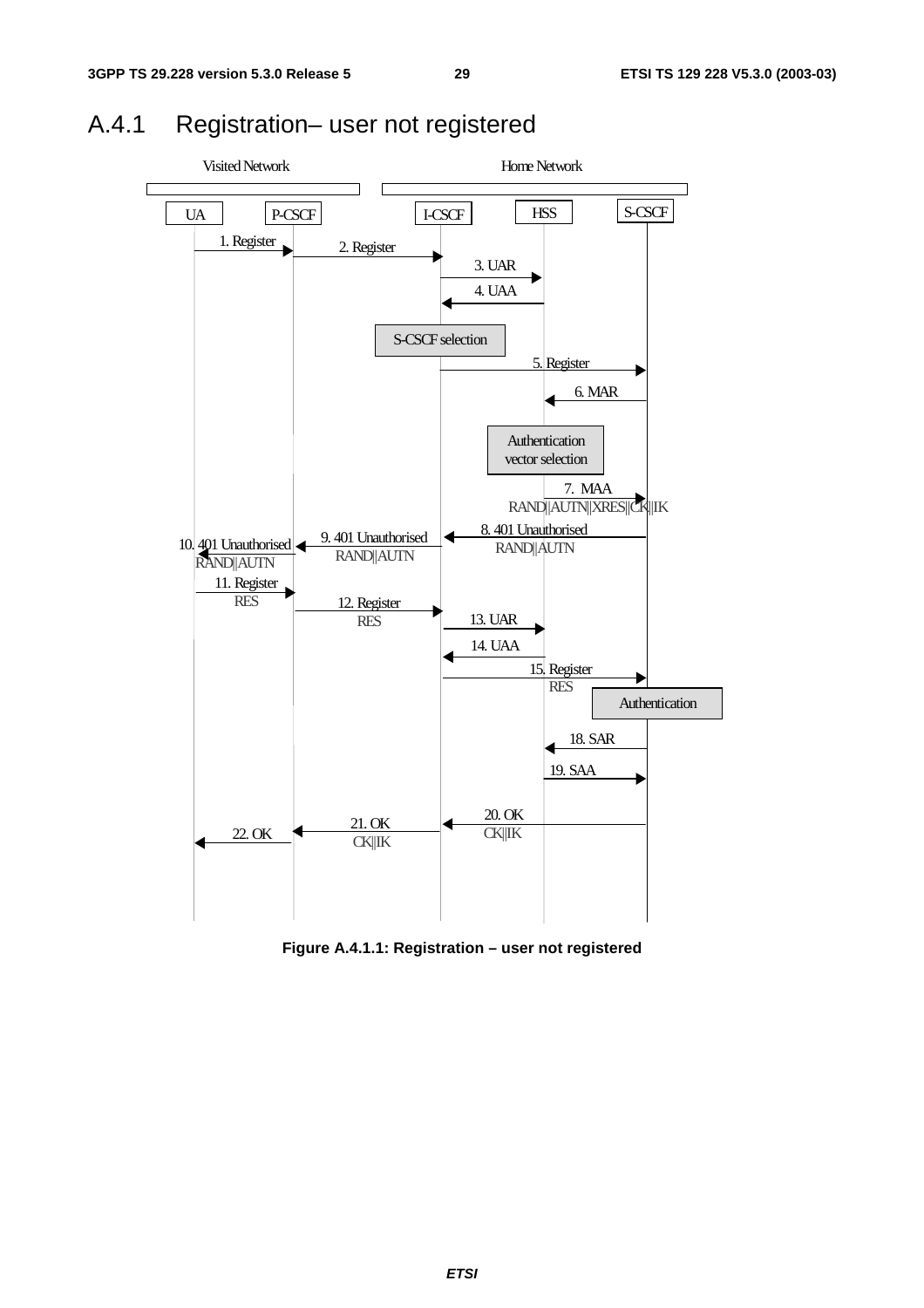## A.4.1 Registration– user not registered

Visited Network

Home Network

UA

P-CSCF

I-CSCF

HSS

S-CSCF

1. Register

2. Register

3. UAR

4. UAA

S-CSCF selection

5. Register

6. MAR

Authentication vector selection

7. MAA
RAND||AUTN||XRES||CK||IK

8. 401 Unauthorised
RAND||AUTN

9. 401 Unauthorised
RAND||AUTN

10. 401 Unauthorised
RAND||AUTN

11. Register
RES

12. Register
RES

13. UAR

14. UAA

15. Register
RES

Authentication

18. SAR

19. SAA

20. OK
CK||IK

21. OK
CK||IK

22. OK

**Figure A.4.1.1: Registration – user not registered**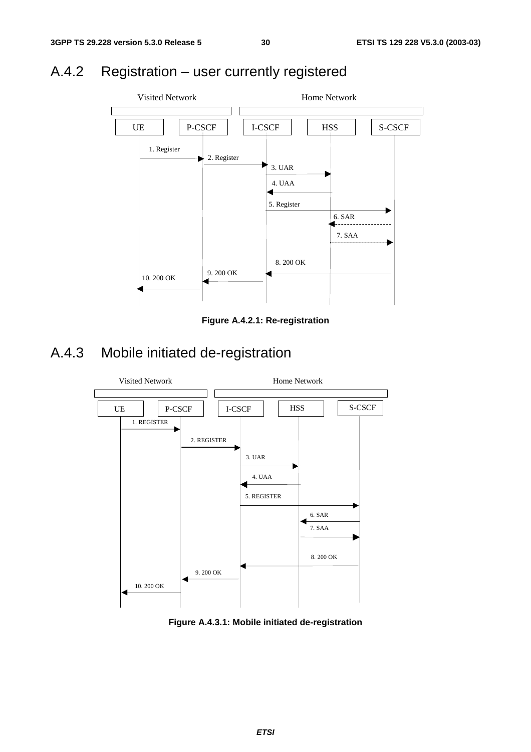## A.4.2 Registration – user currently registered

Visited Network
Home Network
UE
P-CSCF
I-CSCF
HSS
S-CSCF
1. Register
2. Register
3. UAR
4. UAA
5. Register
6. SAR
7. SAA
8. 200 OK
9. 200 OK
10. 200 OK

**Figure A.4.2.1: Re-registration**

## A.4.3 Mobile initiated de-registration

Visited Network
Home Network
UE
P-CSCF
I-CSCF
HSS
S-CSCF
1. REGISTER
2. REGISTER
3. UAR
4. UAA
5. REGISTER
6. SAR
7. SAA
8. 200 OK
9. 200 OK
10. 200 OK

**Figure A.4.3.1: Mobile initiated de-registration**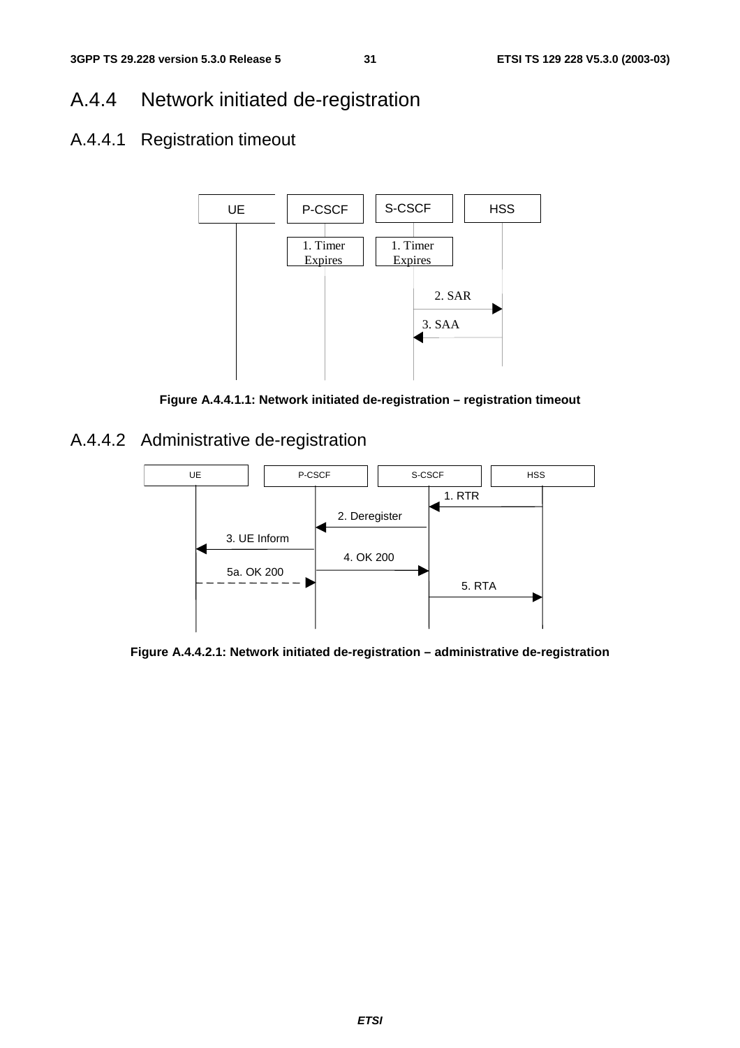## A.4.4 Network initiated de-registration

### A.4.4.1 Registration timeout

UE

P-CSCF

S-CSCF

HSS

1. Timer Expires

1. Timer Expires

2. SAR

3. SAA

**Figure A.4.4.1.1: Network initiated de-registration – registration timeout**

### A.4.4.2 Administrative de-registration

UE

P-CSCF

S-CSCF

HSS

1. RTR

2. Deregister

3. UE Inform

4. OK 200

5a. OK 200

5. RTA

**Figure A.4.4.2.1: Network initiated de-registration – administrative de-registration**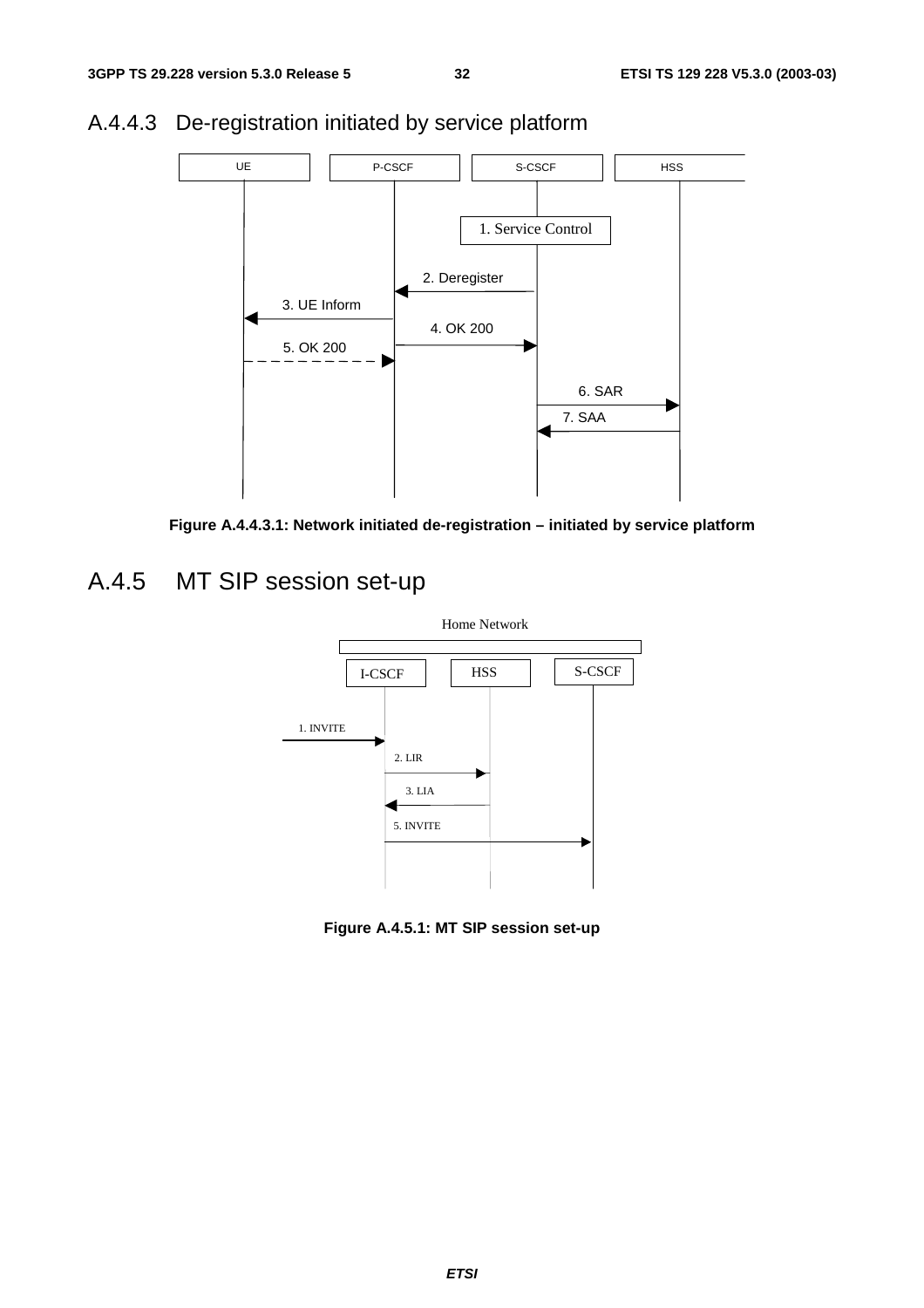### A.4.4.3 De-registration initiated by service platform

UE
P-CSCF
S-CSCF
HSS
1. Service Control
2. Deregister
3. UE Inform
4. OK 200
5. OK 200
6. SAR
7. SAA

**Figure A.4.4.3.1: Network initiated de-registration – initiated by service platform**

## A.4.5 MT SIP session set-up

Home Network
I-CSCF
HSS
S-CSCF
1. INVITE
2. LIR
3. LIA
5. INVITE

**Figure A.4.5.1: MT SIP session set-up**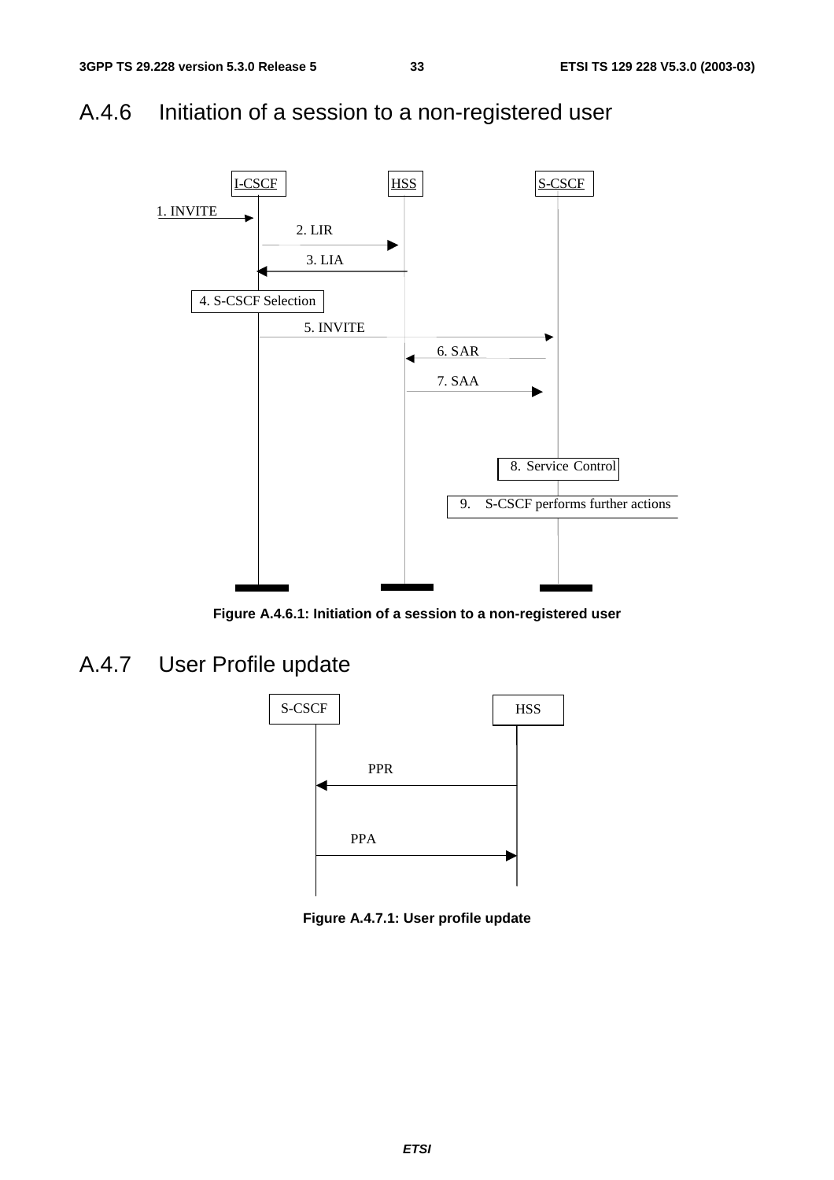## A.4.6 Initiation of a session to a non-registered user

I-CSCF
HSS
S-CSCF
1. INVITE
2. LIR
3. LIA
4. S-CSCF Selection
5. INVITE
6. SAR
7. SAA
8. Service Control
9. S-CSCF performs further actions

**Figure A.4.6.1: Initiation of a session to a non-registered user**

## A.4.7 User Profile update

S-CSCF
HSS
PPR
PPA

**Figure A.4.7.1: User profile update**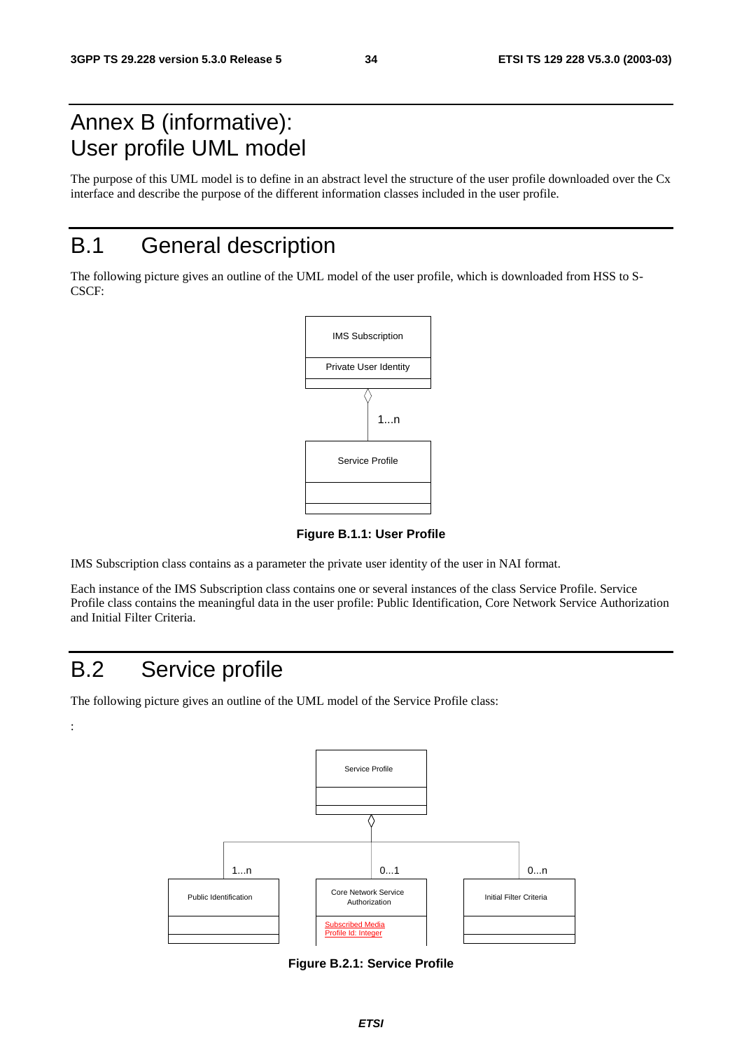# Annex B (informative): User profile UML model

The purpose of this UML model is to define in an abstract level the structure of the user profile downloaded over the Cx interface and describe the purpose of the different information classes included in the user profile.

# B.1 General description

The following picture gives an outline of the UML model of the user profile, which is downloaded from HSS to S-CSCF:

IMS Subscription

Private User Identity

1...n

Service Profile

**Figure B.1.1: User Profile**

IMS Subscription class contains as a parameter the private user identity of the user in NAI format.

Each instance of the IMS Subscription class contains one or several instances of the class Service Profile. Service Profile class contains the meaningful data in the user profile: Public Identification, Core Network Service Authorization and Initial Filter Criteria.

# B.2 Service profile

The following picture gives an outline of the UML model of the Service Profile class:

:

Service Profile

1...n

0...1

0...n

Public Identification

Core Network Service Authorization

Subscribed Media Profile Id: Integer

Initial Filter Criteria

**Figure B.2.1: Service Profile**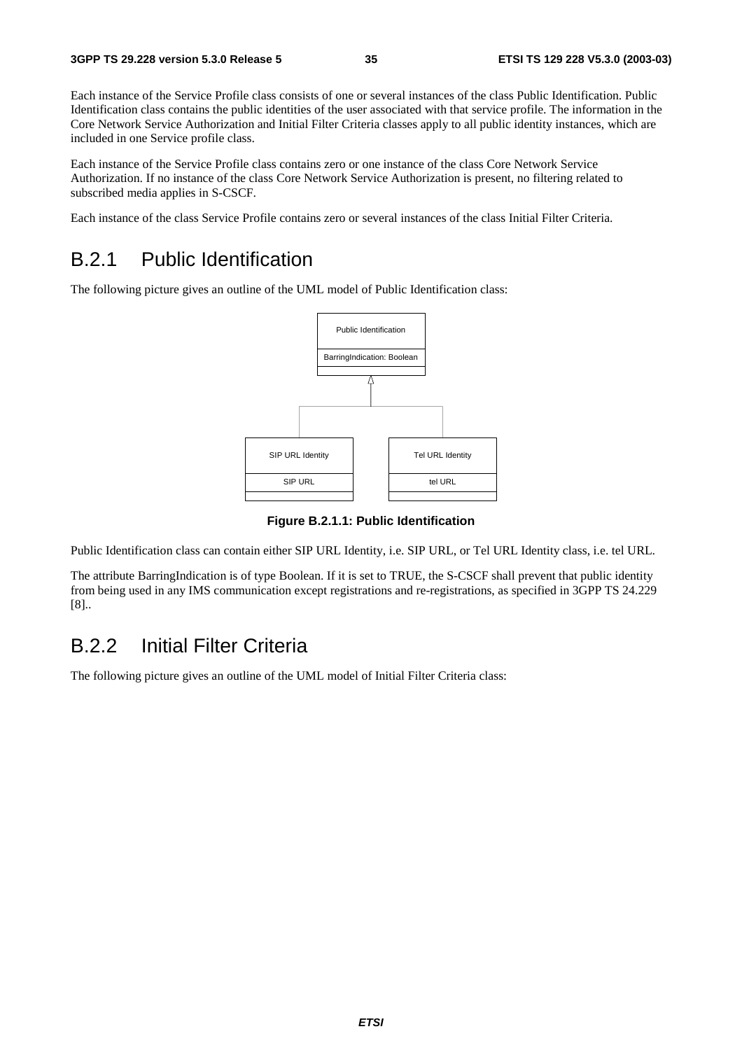Each instance of the Service Profile class consists of one or several instances of the class Public Identification. Public Identification class contains the public identities of the user associated with that service profile. The information in the Core Network Service Authorization and Initial Filter Criteria classes apply to all public identity instances, which are included in one Service profile class.

Each instance of the Service Profile class contains zero or one instance of the class Core Network Service Authorization. If no instance of the class Core Network Service Authorization is present, no filtering related to subscribed media applies in S-CSCF.

Each instance of the class Service Profile contains zero or several instances of the class Initial Filter Criteria.

## B.2.1 Public Identification

The following picture gives an outline of the UML model of Public Identification class:

Public Identification

BarringIndication: Boolean

SIP URL Identity

SIP URL

Tel URL Identity

tel URL

**Figure B.2.1.1: Public Identification**

Public Identification class can contain either SIP URL Identity, i.e. SIP URL, or Tel URL Identity class, i.e. tel URL.

The attribute BarringIndication is of type Boolean. If it is set to TRUE, the S-CSCF shall prevent that public identity from being used in any IMS communication except registrations and re-registrations, as specified in 3GPP TS 24.229 [8]..

## B.2.2 Initial Filter Criteria

The following picture gives an outline of the UML model of Initial Filter Criteria class: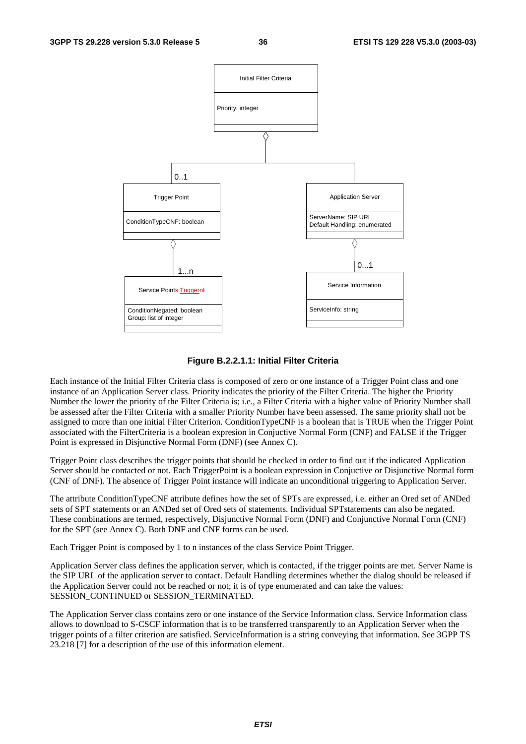Initial Filter Criteria

Priority: integer

0..1

Trigger Point

ConditionTypeCNF: boolean

1...n

Service Points Triggerof

ConditionNegated: boolean
Group: list of integer

Application Server

ServerName: SIP URL
Default Handling: enumerated

0...1

Service Information

ServiceInfo: string

**Figure B.2.2.1.1: Initial Filter Criteria**

Each instance of the Initial Filter Criteria class is composed of zero or one instance of a Trigger Point class and one instance of an Application Server class. Priority indicates the priority of the Filter Criteria. The higher the Priority Number the lower the priority of the Filter Criteria is; i.e., a Filter Criteria with a higher value of Priority Number shall be assessed after the Filter Criteria with a smaller Priority Number have been assessed. The same priority shall not be assigned to more than one initial Filter Criterion. ConditionTypeCNF is a boolean that is TRUE when the Trigger Point associated with the FilterCriteria is a boolean expresion in Conjuctive Normal Form (CNF) and FALSE if the Trigger Point is expressed in Disjunctive Normal Form (DNF) (see Annex C).

Trigger Point class describes the trigger points that should be checked in order to find out if the indicated Application Server should be contacted or not. Each TriggerPoint is a boolean expression in Conjuctive or Disjunctive Normal form (CNF of DNF). The absence of Trigger Point instance will indicate an unconditional triggering to Application Server.

The attribute ConditionTypeCNF attribute defines how the set of SPTs are expressed, i.e. either an Ored set of ANDed sets of SPT statements or an ANDed set of Ored sets of statements. Individual SPTstatements can also be negated. These combinations are termed, respectively, Disjunctive Normal Form (DNF) and Conjunctive Normal Form (CNF) for the SPT (see Annex C). Both DNF and CNF forms can be used.

Each Trigger Point is composed by 1 to n instances of the class Service Point Trigger.

Application Server class defines the application server, which is contacted, if the trigger points are met. Server Name is the SIP URL of the application server to contact. Default Handling determines whether the dialog should be released if the Application Server could not be reached or not; it is of type enumerated and can take the values: SESSION_CONTINUED or SESSION_TERMINATED.

The Application Server class contains zero or one instance of the Service Information class. Service Information class allows to download to S-CSCF information that is to be transferred transparently to an Application Server when the trigger points of a filter criterion are satisfied. ServiceInformation is a string conveying that information. See 3GPP TS 23.218 [7] for a description of the use of this information element.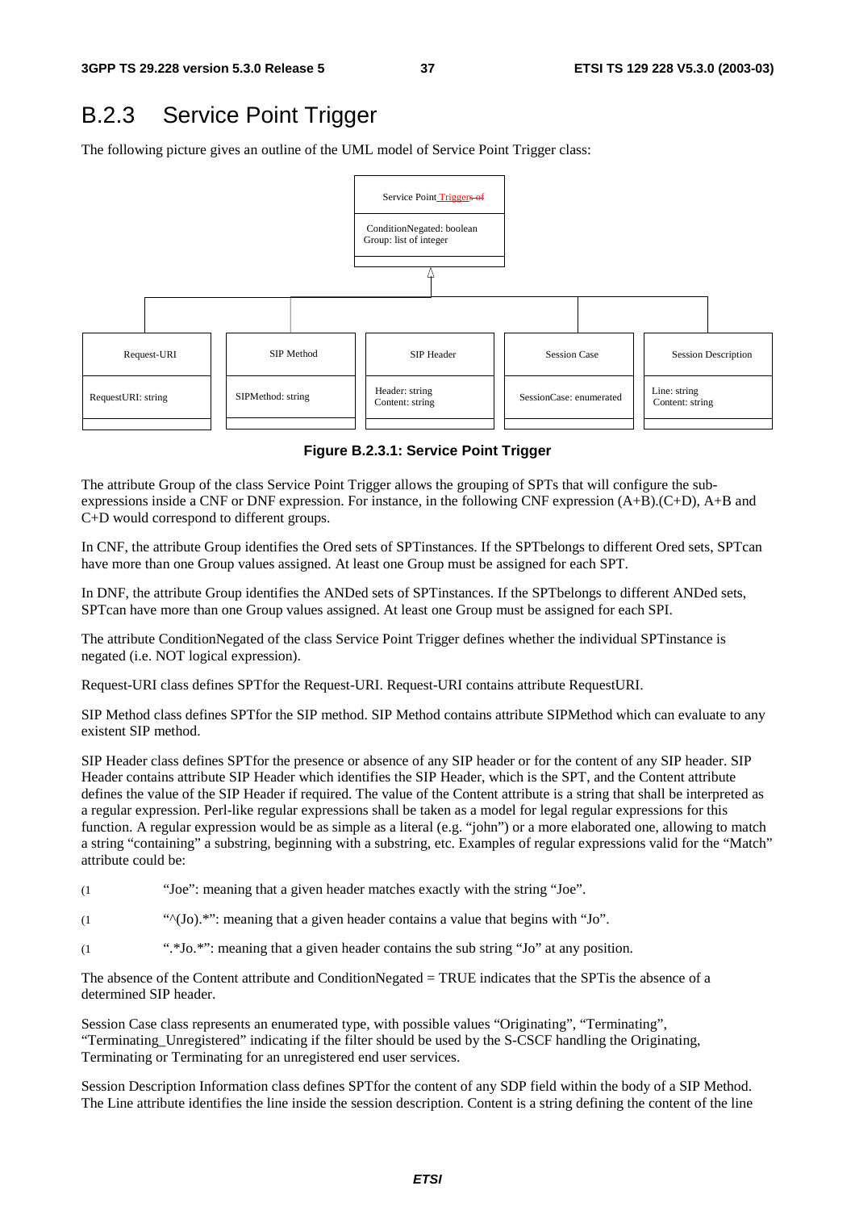## B.2.3 Service Point Trigger

The following picture gives an outline of the UML model of Service Point Trigger class:

Service Point Triggers of

ConditionNegated: boolean
Group: list of integer

Request-URI
RequestURI: string

SIP Method
SIPMethod: string

SIP Header
Header: string
Content: string

Session Case
SessionCase: enumerated

Session Description
Line: string
Content: string

**Figure B.2.3.1: Service Point Trigger**

The attribute Group of the class Service Point Trigger allows the grouping of SPTs that will configure the sub-expressions inside a CNF or DNF expression. For instance, in the following CNF expression (A+B).(C+D), A+B and C+D would correspond to different groups.

In CNF, the attribute Group identifies the Ored sets of SPTinstances. If the SPTbelongs to different Ored sets, SPTcan have more than one Group values assigned. At least one Group must be assigned for each SPT.

In DNF, the attribute Group identifies the ANDed sets of SPTinstances. If the SPTbelongs to different ANDed sets, SPTcan have more than one Group values assigned. At least one Group must be assigned for each SPI.

The attribute ConditionNegated of the class Service Point Trigger defines whether the individual SPTinstance is negated (i.e. NOT logical expression).

Request-URI class defines SPTfor the Request-URI. Request-URI contains attribute RequestURI.

SIP Method class defines SPTfor the SIP method. SIP Method contains attribute SIPMethod which can evaluate to any existent SIP method.

SIP Header class defines SPTfor the presence or absence of any SIP header or for the content of any SIP header. SIP Header contains attribute SIP Header which identifies the SIP Header, which is the SPT, and the Content attribute defines the value of the SIP Header if required. The value of the Content attribute is a string that shall be interpreted as a regular expression. Perl-like regular expressions shall be taken as a model for legal regular expressions for this function. A regular expression would be as simple as a literal (e.g. "john") or a more elaborated one, allowing to match a string "containing" a substring, beginning with a substring, etc. Examples of regular expressions valid for the "Match" attribute could be:

(1 "Joe": meaning that a given header matches exactly with the string "Joe".

(1 "^(Jo).*": meaning that a given header contains a value that begins with "Jo".

(1 ".*Jo.*": meaning that a given header contains the sub string "Jo" at any position.

The absence of the Content attribute and ConditionNegated = TRUE indicates that the SPTis the absence of a determined SIP header.

Session Case class represents an enumerated type, with possible values "Originating", "Terminating", "Terminating_Unregistered" indicating if the filter should be used by the S-CSCF handling the Originating, Terminating or Terminating for an unregistered end user services.

Session Description Information class defines SPTfor the content of any SDP field within the body of a SIP Method. The Line attribute identifies the line inside the session description. Content is a string defining the content of the line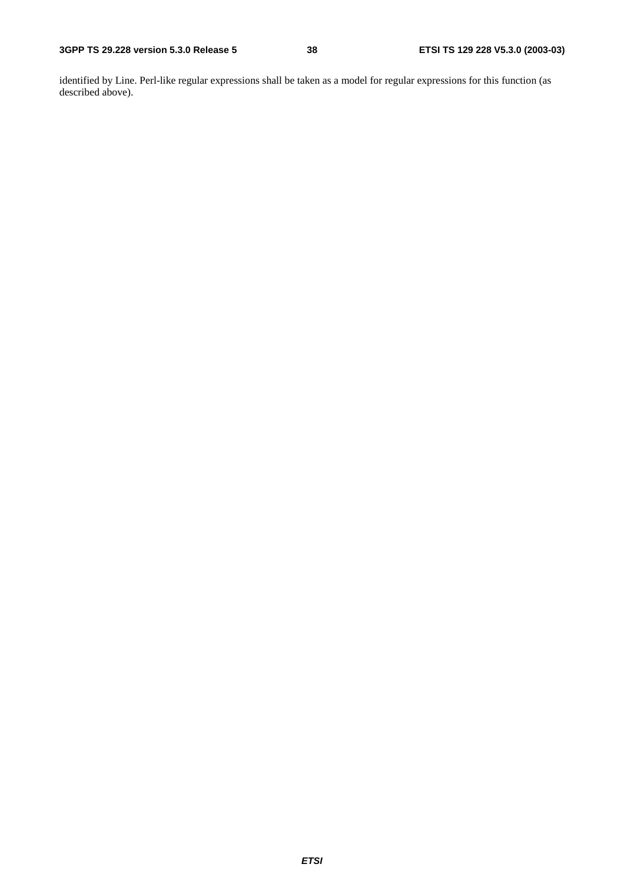identified by Line. Perl-like regular expressions shall be taken as a model for regular expressions for this function (as described above).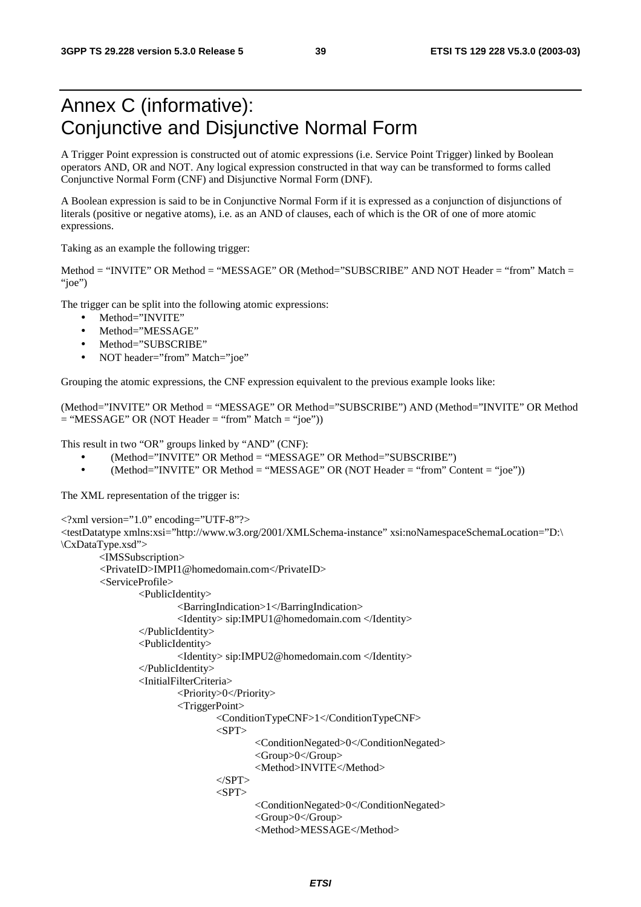# Annex C (informative): Conjunctive and Disjunctive Normal Form

A Trigger Point expression is constructed out of atomic expressions (i.e. Service Point Trigger) linked by Boolean operators AND, OR and NOT. Any logical expression constructed in that way can be transformed to forms called Conjunctive Normal Form (CNF) and Disjunctive Normal Form (DNF).

A Boolean expression is said to be in Conjunctive Normal Form if it is expressed as a conjunction of disjunctions of literals (positive or negative atoms), i.e. as an AND of clauses, each of which is the OR of one of more atomic expressions.

Taking as an example the following trigger:

Method = "INVITE" OR Method = "MESSAGE" OR (Method="SUBSCRIBE" AND NOT Header = "from" Match = "joe")

The trigger can be split into the following atomic expressions:

- Method="INVITE"
- Method="MESSAGE"
- Method="SUBSCRIBE"
- NOT header="from" Match="joe"

Grouping the atomic expressions, the CNF expression equivalent to the previous example looks like:

(Method="INVITE" OR Method = "MESSAGE" OR Method="SUBSCRIBE") AND (Method="INVITE" OR Method = "MESSAGE" OR (NOT Header = "from" Match = "joe"))

This result in two "OR" groups linked by "AND" (CNF):

- (Method="INVITE" OR Method = "MESSAGE" OR Method="SUBSCRIBE")
- (Method="INVITE" OR Method = "MESSAGE" OR (NOT Header = "from" Content = "joe"))

The XML representation of the trigger is:

```
<?xml version="1.0" encoding="UTF-8"?>
<testDatatype xmlns:xsi="http://www.w3.org/2001/XMLSchema-instance" xsi:noNamespaceSchemaLocation="D:\
\CxDataType.xsd">
    <IMSSubscription>
    <PrivateID>IMPI1@homedomain.com</PrivateID>
    <ServiceProfile>
        <PublicIdentity>
            <BarringIndication>1</BarringIndication>
            <Identity> sip:IMPU1@homedomain.com </Identity>
        </PublicIdentity>
        <PublicIdentity>
            <Identity> sip:IMPU2@homedomain.com </Identity>
        </PublicIdentity>
        <InitialFilterCriteria>
            <Priority>0</Priority>
            <TriggerPoint>
                <ConditionTypeCNF>1</ConditionTypeCNF>
                <SPT>
                    <ConditionNegated>0</ConditionNegated>
                    <Group>0</Group>
                    <Method>INVITE</Method>
                </SPT>
                <SPT>
                    <ConditionNegated>0</ConditionNegated>
                    <Group>0</Group>
                    <Method>MESSAGE</Method>
```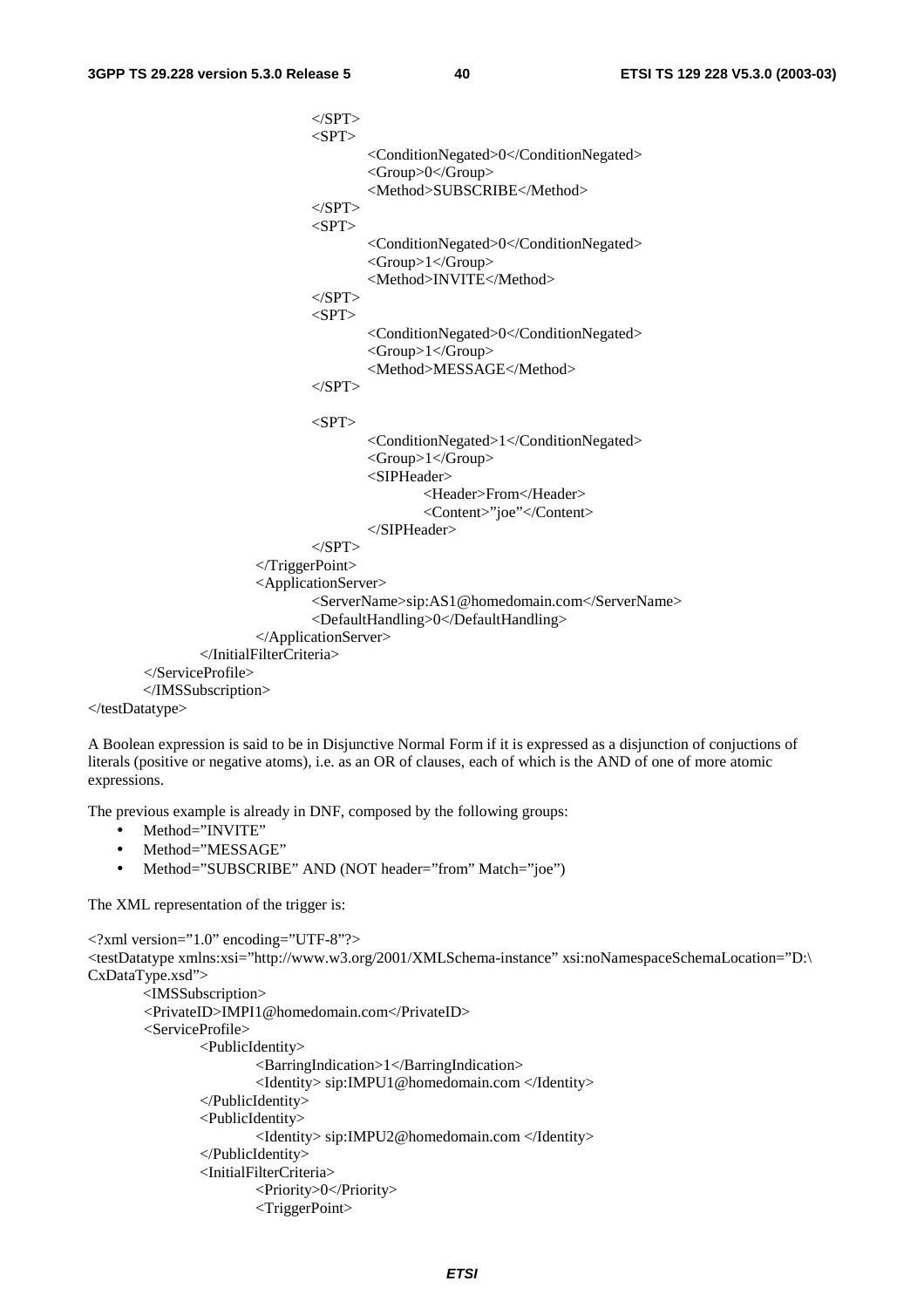```
				</SPT>
				<SPT>
					<ConditionNegated>0</ConditionNegated>
					<Group>0</Group>
					<Method>SUBSCRIBE</Method>
				</SPT>
				<SPT>
					<ConditionNegated>0</ConditionNegated>
					<Group>1</Group>
					<Method>INVITE</Method>
				</SPT>
				<SPT>
					<ConditionNegated>0</ConditionNegated>
					<Group>1</Group>
					<Method>MESSAGE</Method>
				</SPT>

				<SPT>
					<ConditionNegated>1</ConditionNegated>
					<Group>1</Group>
					<SIPHeader>
						<Header>From</Header>
						<Content>"joe"</Content>
					</SIPHeader>
				</SPT>
			</TriggerPoint>
			<ApplicationServer>
				<ServerName>sip:AS1@homedomain.com</ServerName>
				<DefaultHandling>0</DefaultHandling>
			</ApplicationServer>
		</InitialFilterCriteria>
	</ServiceProfile>
	</IMSSubscription>
</testDatatype>
```

A Boolean expression is said to be in Disjunctive Normal Form if it is expressed as a disjunction of conjuctions of literals (positive or negative atoms), i.e. as an OR of clauses, each of which is the AND of one of more atomic expressions.

The previous example is already in DNF, composed by the following groups:

- Method="INVITE"
- Method="MESSAGE"
- Method="SUBSCRIBE" AND (NOT header="from" Match="joe")

The XML representation of the trigger is:

```
<?xml version="1.0" encoding="UTF-8"?>
<testDatatype xmlns:xsi="http://www.w3.org/2001/XMLSchema-instance" xsi:noNamespaceSchemaLocation="D:\CxDataType.xsd">
	<IMSSubscription>
	<PrivateID>IMPI1@homedomain.com</PrivateID>
	<ServiceProfile>
		<PublicIdentity>
			<BarringIndication>1</BarringIndication>
			<Identity> sip:IMPU1@homedomain.com </Identity>
		</PublicIdentity>
		<PublicIdentity>
			<Identity> sip:IMPU2@homedomain.com </Identity>
		</PublicIdentity>
		<InitialFilterCriteria>
			<Priority>0</Priority>
			<TriggerPoint>
```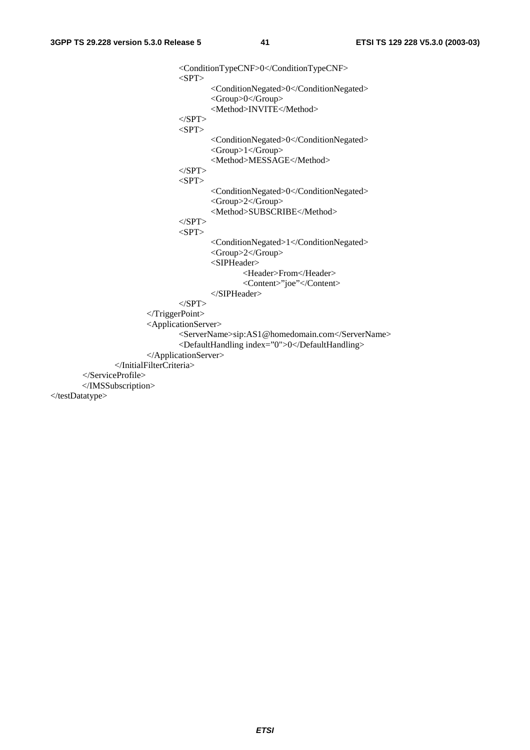```
						<ConditionTypeCNF>0</ConditionTypeCNF>
						<SPT>
							<ConditionNegated>0</ConditionNegated>
							<Group>0</Group>
							<Method>INVITE</Method>
						</SPT>
						<SPT>
							<ConditionNegated>0</ConditionNegated>
							<Group>1</Group>
							<Method>MESSAGE</Method>
						</SPT>
						<SPT>
							<ConditionNegated>0</ConditionNegated>
							<Group>2</Group>
							<Method>SUBSCRIBE</Method>
						</SPT>
						<SPT>
							<ConditionNegated>1</ConditionNegated>
							<Group>2</Group>
							<SIPHeader>
								<Header>From</Header>
								<Content>"joe"</Content>
							</SIPHeader>
						</SPT>
					</TriggerPoint>
					<ApplicationServer>
						<ServerName>sip:AS1@homedomain.com</ServerName>
						<DefaultHandling index="0">0</DefaultHandling>
					</ApplicationServer>
				</InitialFilterCriteria>
		</ServiceProfile>
		</IMSSubscription>
</testDatatype>
```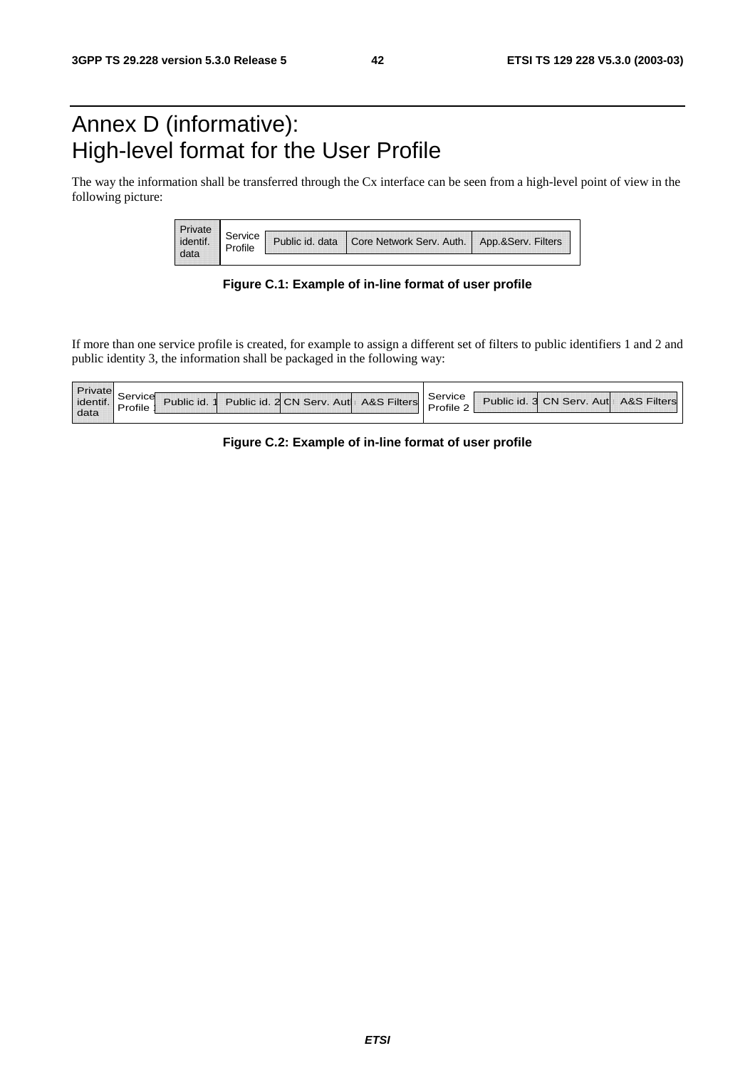# Annex D (informative): High-level format for the User Profile

The way the information shall be transferred through the Cx interface can be seen from a high-level point of view in the following picture:

| Private identif. data | Service Profile | Public id. data | Core Network Serv. Auth. | App.&Serv. Filters |
|---|---|---|---|---|

**Figure C.1: Example of in-line format of user profile**

If more than one service profile is created, for example to assign a different set of filters to public identifiers 1 and 2 and public identity 3, the information shall be packaged in the following way:

| Private identif. data | Service Profile 1 | Public id. 1 | Public id. 2 | CN Serv. Auth | A&S Filters | Service Profile 2 | Public id. 3 | CN Serv. Auth | A&S Filters |
|---|---|---|---|---|---|---|---|---|---|

**Figure C.2: Example of in-line format of user profile**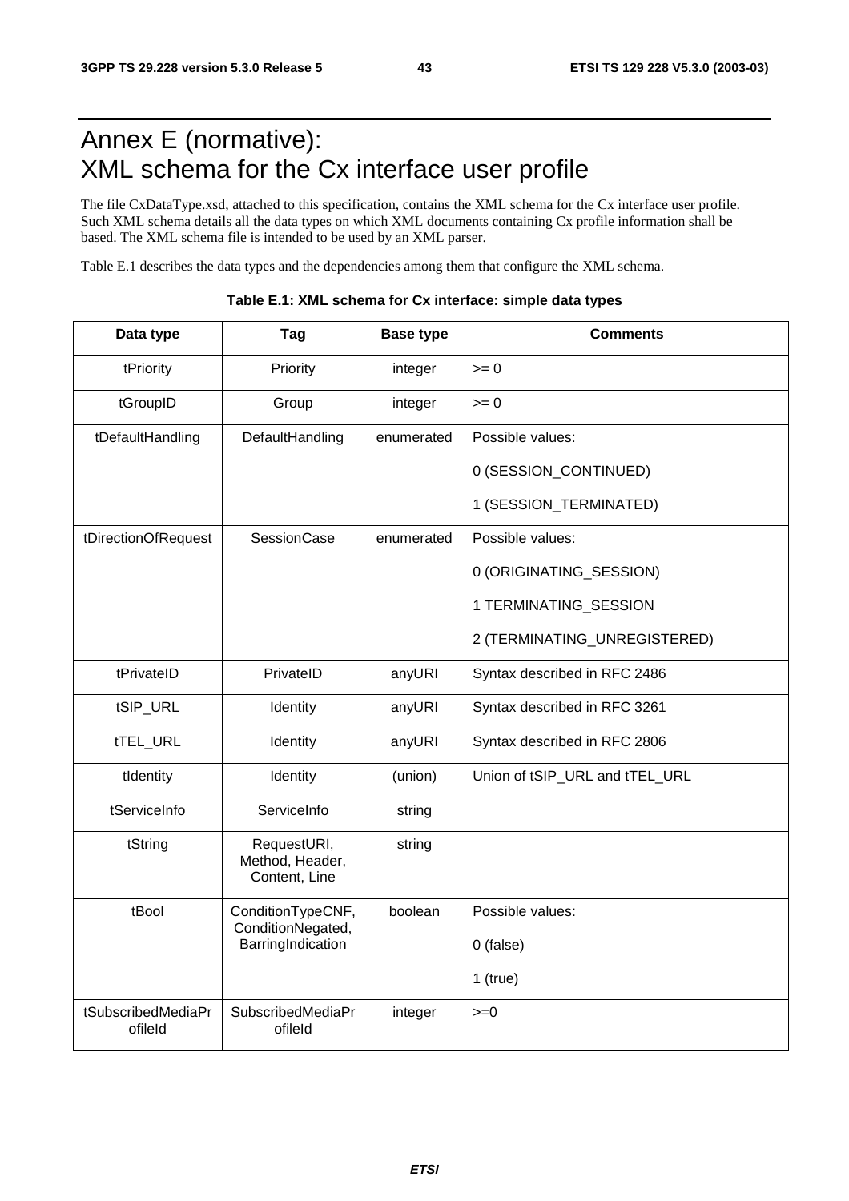# Annex E (normative): XML schema for the Cx interface user profile

The file CxDataType.xsd, attached to this specification, contains the XML schema for the Cx interface user profile. Such XML schema details all the data types on which XML documents containing Cx profile information shall be based. The XML schema file is intended to be used by an XML parser.

Table E.1 describes the data types and the dependencies among them that configure the XML schema.

**Table E.1: XML schema for Cx interface: simple data types**

| Data type | Tag | Base type | Comments |
|---|---|---|---|
| tPriority | Priority | integer | >= 0 |
| tGroupID | Group | integer | >= 0 |
| tDefaultHandling | DefaultHandling | enumerated | Possible values:<br>0 (SESSION_CONTINUED)<br>1 (SESSION_TERMINATED) |
| tDirectionOfRequest | SessionCase | enumerated | Possible values:<br>0 (ORIGINATING_SESSION)<br>1 TERMINATING_SESSION<br>2 (TERMINATING_UNREGISTERED) |
| tPrivateID | PrivateID | anyURI | Syntax described in RFC 2486 |
| tSIP_URL | Identity | anyURI | Syntax described in RFC 3261 |
| tTEL_URL | Identity | anyURI | Syntax described in RFC 2806 |
| tIdentity | Identity | (union) | Union of tSIP_URL and tTEL_URL |
| tServiceInfo | ServiceInfo | string | |
| tString | RequestURI, Method, Header, Content, Line | string | |
| tBool | ConditionTypeCNF, ConditionNegated, BarringIndication | boolean | Possible values:<br>0 (false)<br>1 (true) |
| tSubscribedMediaProfileId | SubscribedMediaProfileId | integer | >=0 |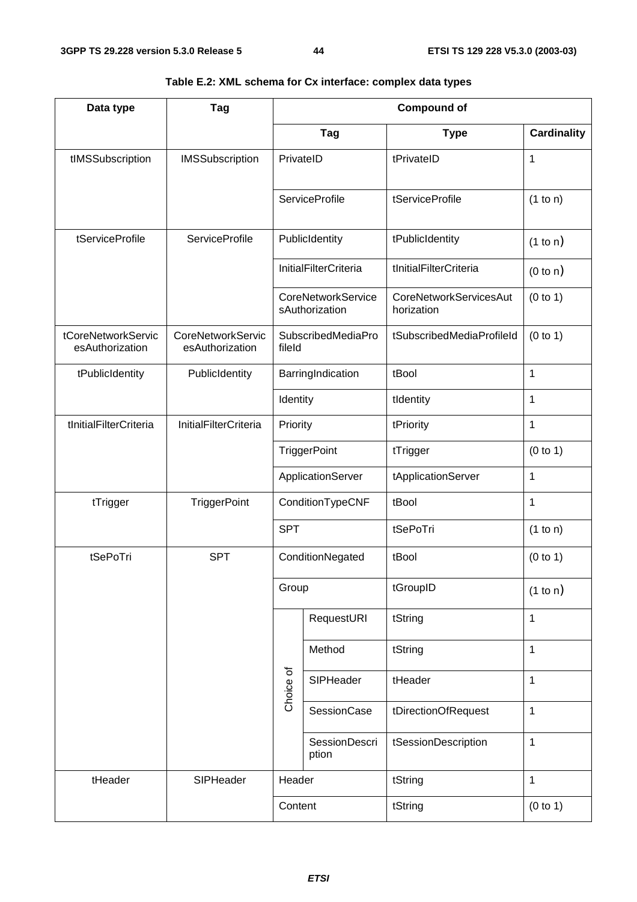**Table E.2: XML schema for Cx interface: complex data types**

| Data type | Tag | Compound of | | | |
|---|---|---|---|---|---|
| | | Tag | | Type | Cardinality |
| tIMSSubscription | IMSSubscription | PrivateID | | tPrivateID | 1 |
| | | ServiceProfile | | tServiceProfile | (1 to n) |
| tServiceProfile | ServiceProfile | PublicIdentity | | tPublicIdentity | (1 to n) |
| | | InitialFilterCriteria | | tInitialFilterCriteria | (0 to n) |
| | | CoreNetworkServicesAuthorization | | CoreNetworkServicesAuthorization | (0 to 1) |
| tCoreNetworkServicesAuthorization | CoreNetworkServicesAuthorization | SubscribedMediaProfileId | | tSubscribedMediaProfileId | (0 to 1) |
| tPublicIdentity | PublicIdentity | BarringIndication | | tBool | 1 |
| | | Identity | | tIdentity | 1 |
| tInitialFilterCriteria | InitialFilterCriteria | Priority | | tPriority | 1 |
| | | TriggerPoint | | tTrigger | (0 to 1) |
| | | ApplicationServer | | tApplicationServer | 1 |
| tTrigger | TriggerPoint | ConditionTypeCNF | | tBool | 1 |
| | | SPT | | tSePoTri | (1 to n) |
| tSePoTri | SPT | ConditionNegated | | tBool | (0 to 1) |
| | | Group | | tGroupID | (1 to n) |
| | | Choice of | RequestURI | tString | 1 |
| | | | Method | tString | 1 |
| | | | SIPHeader | tHeader | 1 |
| | | | SessionCase | tDirectionOfRequest | 1 |
| | | | SessionDescription | tSessionDescription | 1 |
| tHeader | SIPHeader | Header | | tString | 1 |
| | | Content | | tString | (0 to 1) |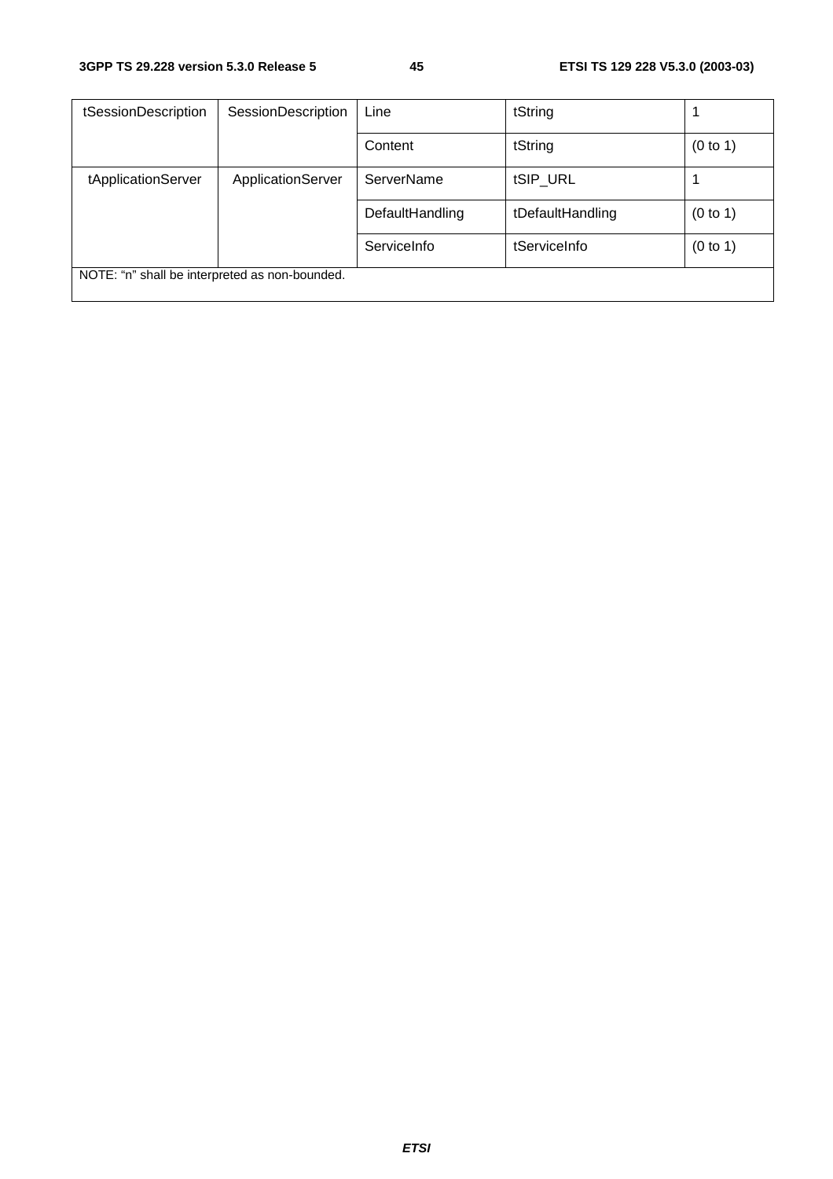| | | | | |
|---|---|---|---|---|
| tSessionDescription | SessionDescription | Line | tString | 1 |
| | | Content | tString | (0 to 1) |
| tApplicationServer | ApplicationServer | ServerName | tSIP_URL | 1 |
| | | DefaultHandling | tDefaultHandling | (0 to 1) |
| | | ServiceInfo | tServiceInfo | (0 to 1) |
| NOTE: “n” shall be interpreted as non-bounded. | | | | |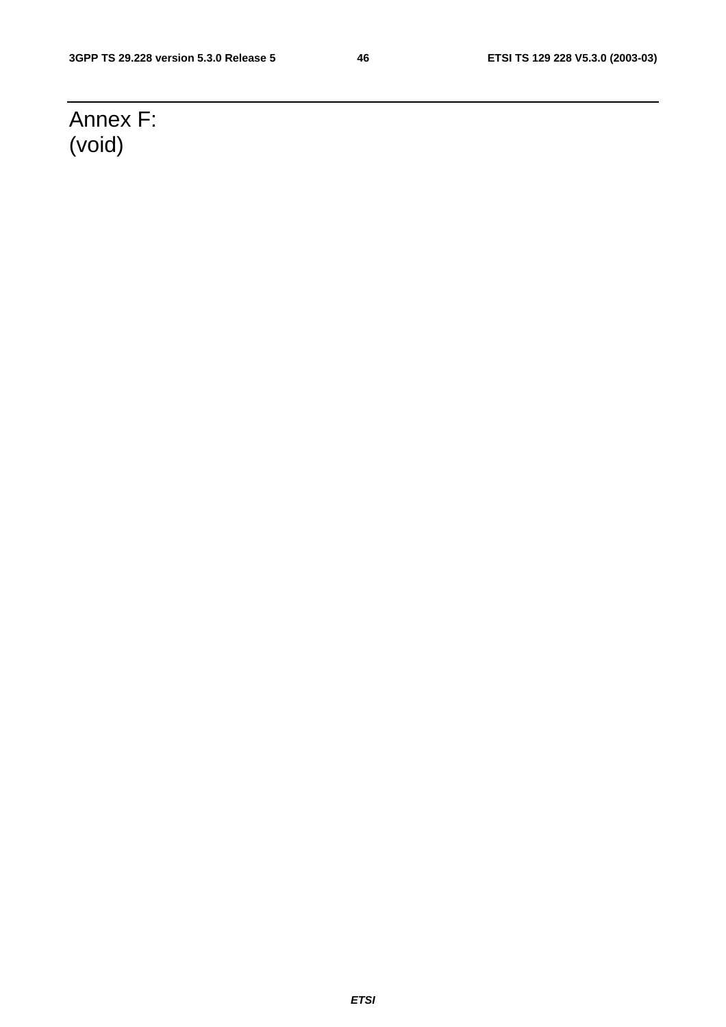# Annex F: (void)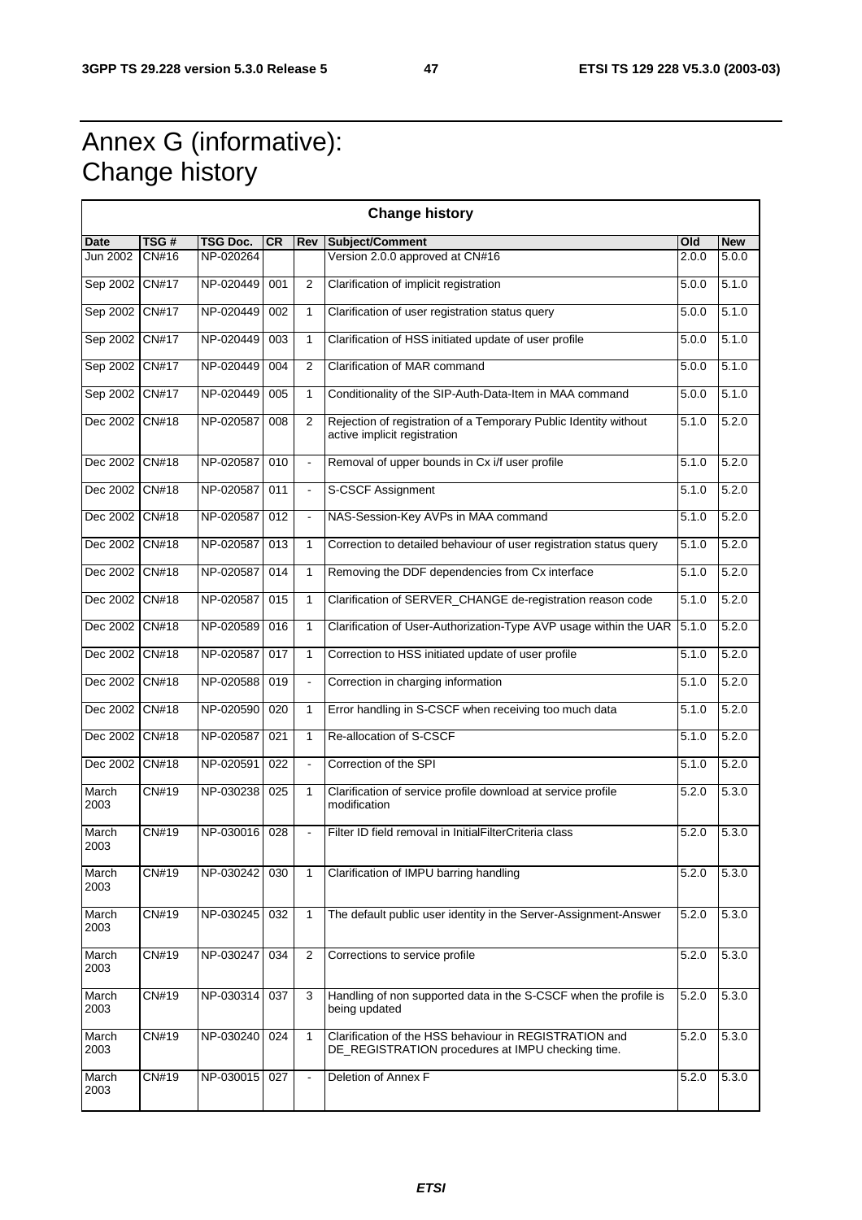# Annex G (informative): Change history

| Change history | | | | | | | |
|---|---|---|---|---|---|---|---|
| **Date** | **TSG #** | **TSG Doc.** | **CR** | **Rev** | **Subject/Comment** | **Old** | **New** |
| Jun 2002 | CN#16 | NP-020264 | | | Version 2.0.0 approved at CN#16 | 2.0.0 | 5.0.0 |
| Sep 2002 | CN#17 | NP-020449 | 001 | 2 | Clarification of implicit registration | 5.0.0 | 5.1.0 |
| Sep 2002 | CN#17 | NP-020449 | 002 | 1 | Clarification of user registration status query | 5.0.0 | 5.1.0 |
| Sep 2002 | CN#17 | NP-020449 | 003 | 1 | Clarification of HSS initiated update of user profile | 5.0.0 | 5.1.0 |
| Sep 2002 | CN#17 | NP-020449 | 004 | 2 | Clarification of MAR command | 5.0.0 | 5.1.0 |
| Sep 2002 | CN#17 | NP-020449 | 005 | 1 | Conditionality of the SIP-Auth-Data-Item in MAA command | 5.0.0 | 5.1.0 |
| Dec 2002 | CN#18 | NP-020587 | 008 | 2 | Rejection of registration of a Temporary Public Identity without active implicit registration | 5.1.0 | 5.2.0 |
| Dec 2002 | CN#18 | NP-020587 | 010 | - | Removal of upper bounds in Cx i/f user profile | 5.1.0 | 5.2.0 |
| Dec 2002 | CN#18 | NP-020587 | 011 | - | S-CSCF Assignment | 5.1.0 | 5.2.0 |
| Dec 2002 | CN#18 | NP-020587 | 012 | - | NAS-Session-Key AVPs in MAA command | 5.1.0 | 5.2.0 |
| Dec 2002 | CN#18 | NP-020587 | 013 | 1 | Correction to detailed behaviour of user registration status query | 5.1.0 | 5.2.0 |
| Dec 2002 | CN#18 | NP-020587 | 014 | 1 | Removing the DDF dependencies from Cx interface | 5.1.0 | 5.2.0 |
| Dec 2002 | CN#18 | NP-020587 | 015 | 1 | Clarification of SERVER_CHANGE de-registration reason code | 5.1.0 | 5.2.0 |
| Dec 2002 | CN#18 | NP-020589 | 016 | 1 | Clarification of User-Authorization-Type AVP usage within the UAR | 5.1.0 | 5.2.0 |
| Dec 2002 | CN#18 | NP-020587 | 017 | 1 | Correction to HSS initiated update of user profile | 5.1.0 | 5.2.0 |
| Dec 2002 | CN#18 | NP-020588 | 019 | - | Correction in charging information | 5.1.0 | 5.2.0 |
| Dec 2002 | CN#18 | NP-020590 | 020 | 1 | Error handling in S-CSCF when receiving too much data | 5.1.0 | 5.2.0 |
| Dec 2002 | CN#18 | NP-020587 | 021 | 1 | Re-allocation of S-CSCF | 5.1.0 | 5.2.0 |
| Dec 2002 | CN#18 | NP-020591 | 022 | - | Correction of the SPI | 5.1.0 | 5.2.0 |
| March 2003 | CN#19 | NP-030238 | 025 | 1 | Clarification of service profile download at service profile modification | 5.2.0 | 5.3.0 |
| March 2003 | CN#19 | NP-030016 | 028 | - | Filter ID field removal in InitialFilterCriteria class | 5.2.0 | 5.3.0 |
| March 2003 | CN#19 | NP-030242 | 030 | 1 | Clarification of IMPU barring handling | 5.2.0 | 5.3.0 |
| March 2003 | CN#19 | NP-030245 | 032 | 1 | The default public user identity in the Server-Assignment-Answer | 5.2.0 | 5.3.0 |
| March 2003 | CN#19 | NP-030247 | 034 | 2 | Corrections to service profile | 5.2.0 | 5.3.0 |
| March 2003 | CN#19 | NP-030314 | 037 | 3 | Handling of non supported data in the S-CSCF when the profile is being updated | 5.2.0 | 5.3.0 |
| March 2003 | CN#19 | NP-030240 | 024 | 1 | Clarification of the HSS behaviour in REGISTRATION and DE_REGISTRATION procedures at IMPU checking time. | 5.2.0 | 5.3.0 |
| March 2003 | CN#19 | NP-030015 | 027 | - | Deletion of Annex F | 5.2.0 | 5.3.0 |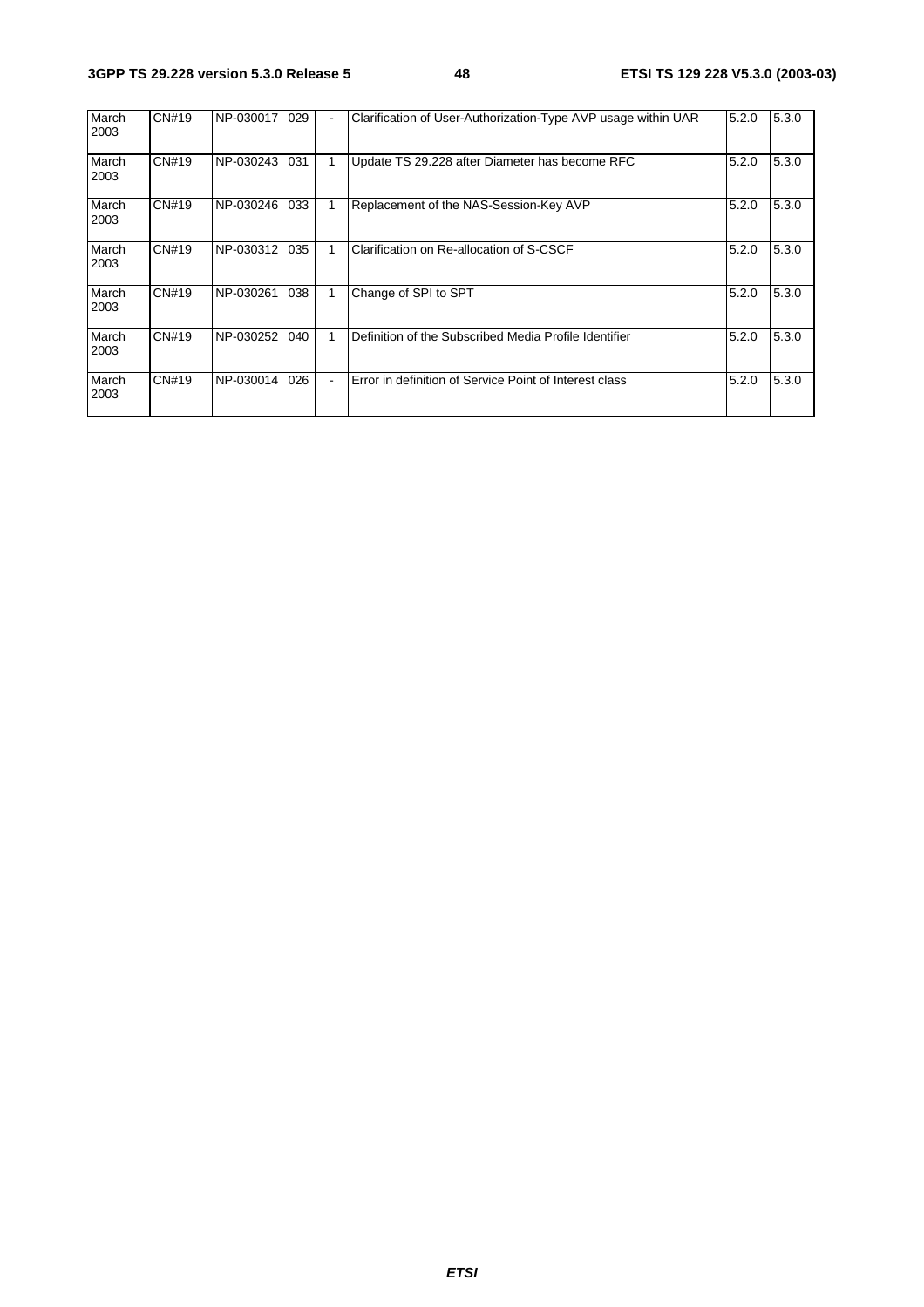| | | | | | | | |
|---|---|---|---|---|---|---|---|
| March 2003 | CN#19 | NP-030017 | 029 | - | Clarification of User-Authorization-Type AVP usage within UAR | 5.2.0 | 5.3.0 |
| March 2003 | CN#19 | NP-030243 | 031 | 1 | Update TS 29.228 after Diameter has become RFC | 5.2.0 | 5.3.0 |
| March 2003 | CN#19 | NP-030246 | 033 | 1 | Replacement of the NAS-Session-Key AVP | 5.2.0 | 5.3.0 |
| March 2003 | CN#19 | NP-030312 | 035 | 1 | Clarification on Re-allocation of S-CSCF | 5.2.0 | 5.3.0 |
| March 2003 | CN#19 | NP-030261 | 038 | 1 | Change of SPI to SPT | 5.2.0 | 5.3.0 |
| March 2003 | CN#19 | NP-030252 | 040 | 1 | Definition of the Subscribed Media Profile Identifier | 5.2.0 | 5.3.0 |
| March 2003 | CN#19 | NP-030014 | 026 | - | Error in definition of Service Point of Interest class | 5.2.0 | 5.3.0 |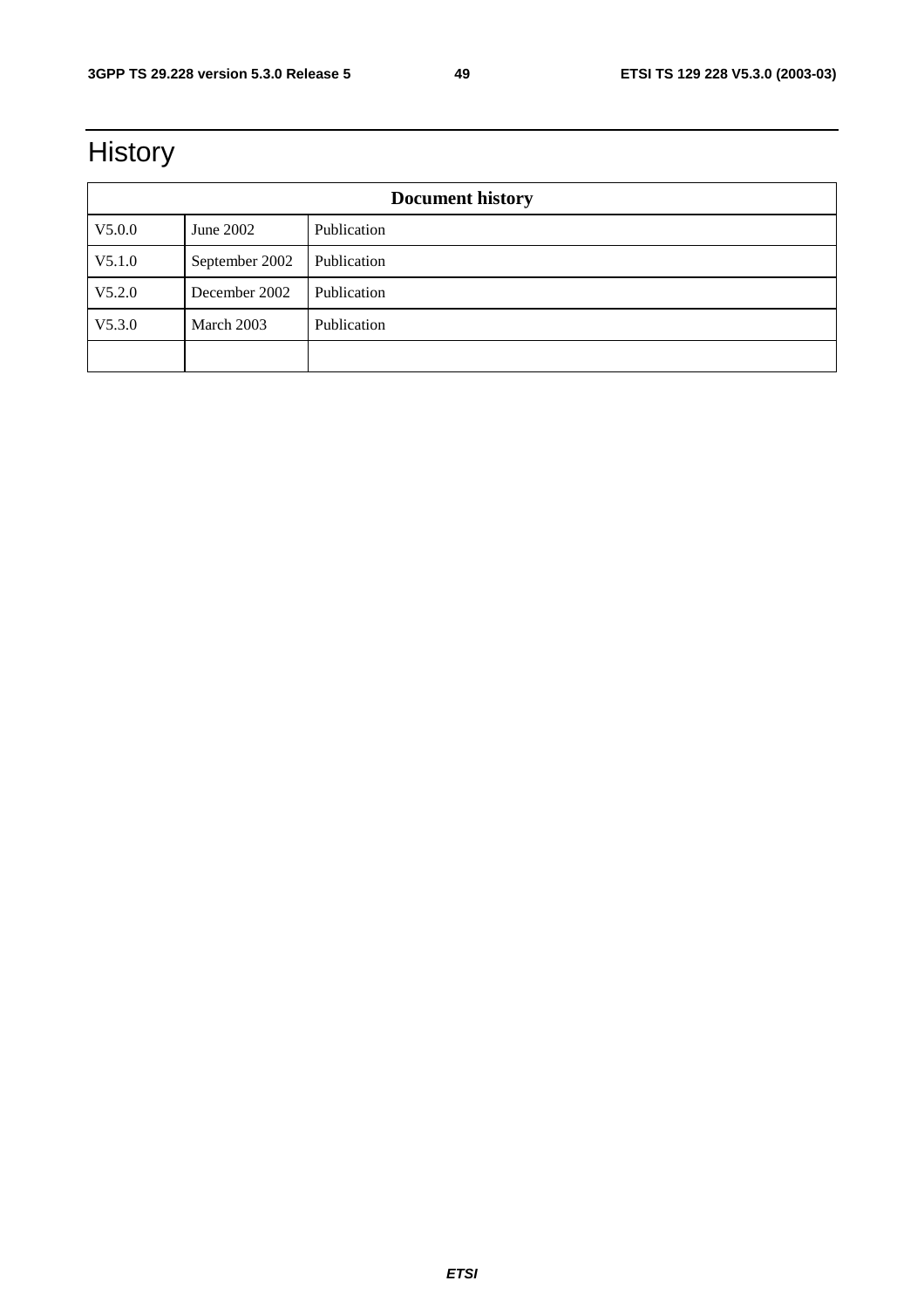# History

| Document history | | |
|---|---|---|
| V5.0.0 | June 2002 | Publication |
| V5.1.0 | September 2002 | Publication |
| V5.2.0 | December 2002 | Publication |
| V5.3.0 | March 2003 | Publication |
| | | |